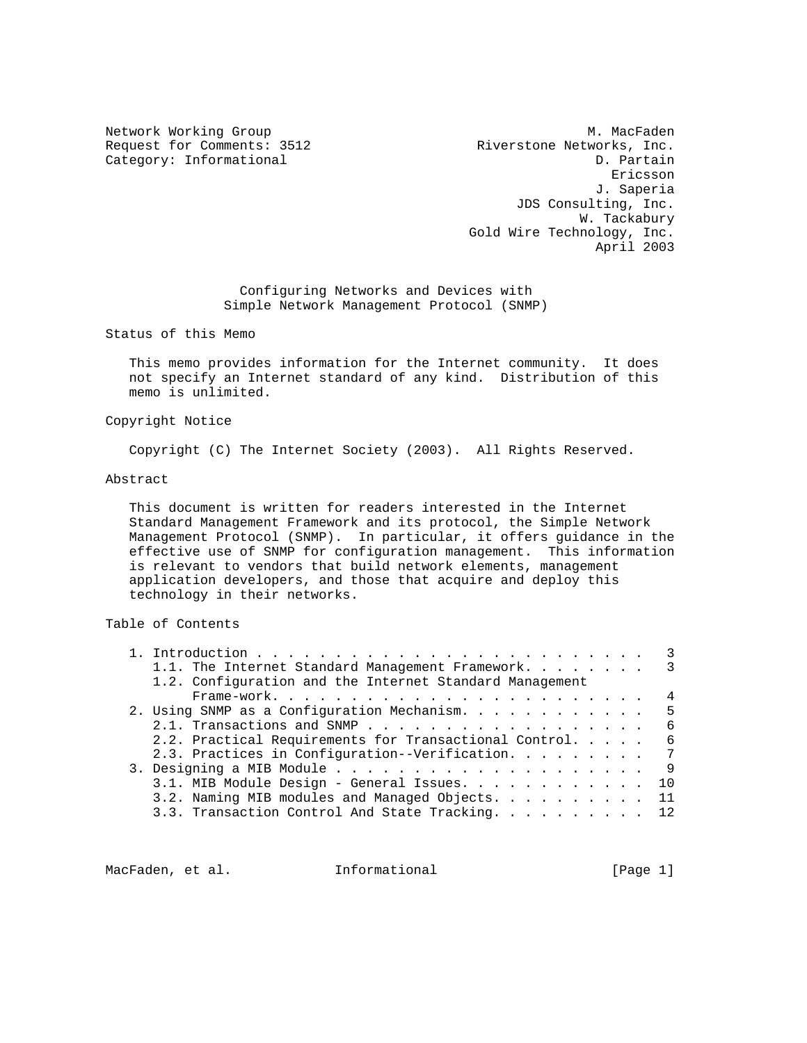Network Working Group M. MacFaden
Request for Comments: 3512 Riverstone Networks, Inc.
Category: Informational D. Partain
Ericsson
J. Saperia
JDS Consulting, Inc.
W. Tackabury
Gold Wire Technology, Inc.
April 2003

# Configuring Networks and Devices with Simple Network Management Protocol (SNMP)

## Status of this Memo

This memo provides information for the Internet community. It does not specify an Internet standard of any kind. Distribution of this memo is unlimited.

## Copyright Notice

Copyright (C) The Internet Society (2003). All Rights Reserved.

## Abstract

This document is written for readers interested in the Internet Standard Management Framework and its protocol, the Simple Network Management Protocol (SNMP). In particular, it offers guidance in the effective use of SNMP for configuration management. This information is relevant to vendors that build network elements, management application developers, and those that acquire and deploy this technology in their networks.

## Table of Contents

```
1. Introduction . . . . . . . . . . . . . . . . . . . . . . . . .   3
   1.1. The Internet Standard Management Framework. . . . . . . .   3
   1.2. Configuration and the Internet Standard Management
        Frame-work. . . . . . . . . . . . . . . . . . . . . . . .   4
2. Using SNMP as a Configuration Mechanism. . . . . . . . . . . .   5
   2.1. Transactions and SNMP . . . . . . . . . . . . . . . . . .   6
   2.2. Practical Requirements for Transactional Control. . . . .   6
   2.3. Practices in Configuration--Verification. . . . . . . . .   7
3. Designing a MIB Module . . . . . . . . . . . . . . . . . . . .   9
   3.1. MIB Module Design - General Issues. . . . . . . . . . . .  10
   3.2. Naming MIB modules and Managed Objects. . . . . . . . . .  11
   3.3. Transaction Control And State Tracking. . . . . . . . . .  12
```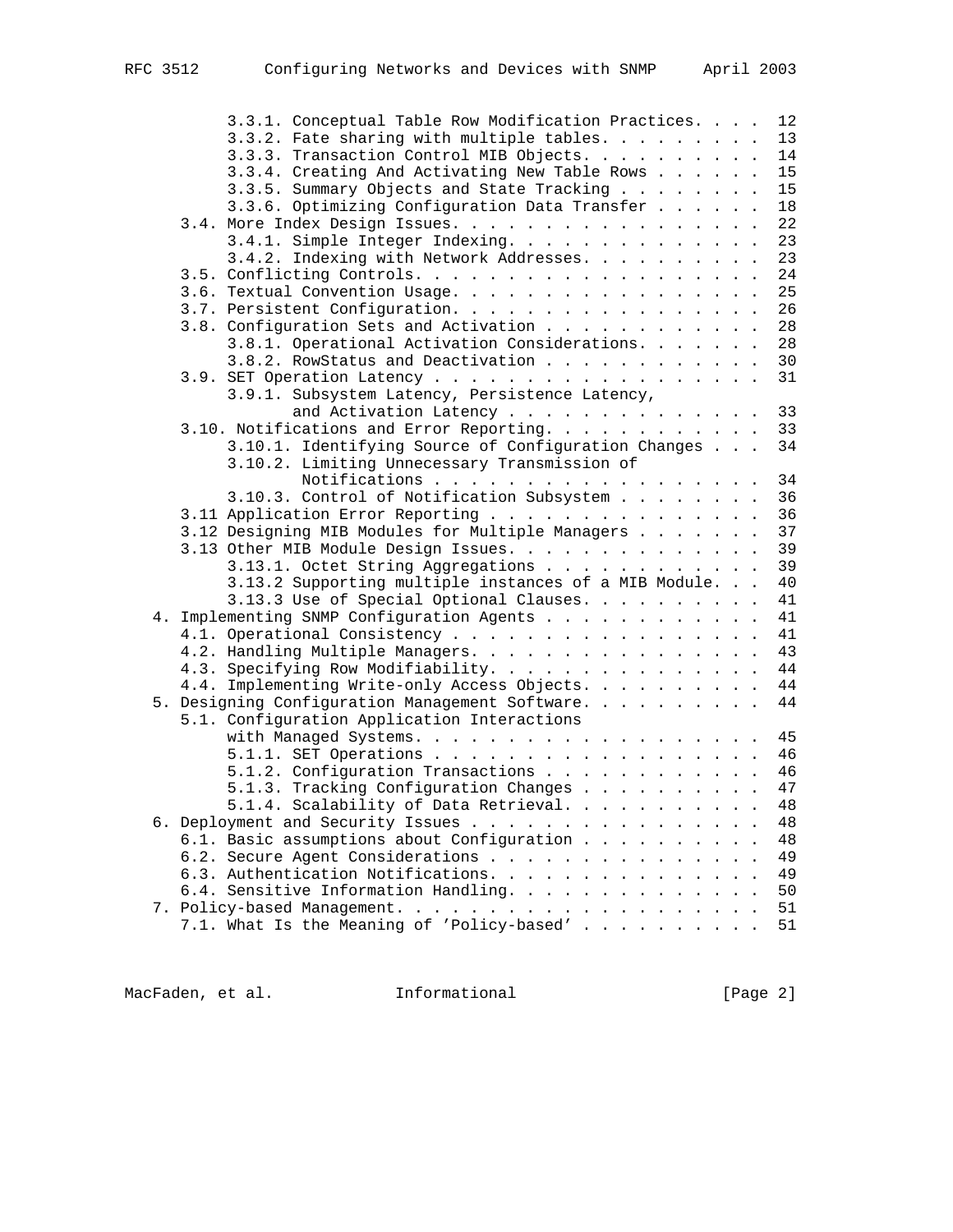```
         3.3.1. Conceptual Table Row Modification Practices. . . .  12
         3.3.2. Fate sharing with multiple tables. . . . . . . . .  13
         3.3.3. Transaction Control MIB Objects. . . . . . . . . .  14
         3.3.4. Creating And Activating New Table Rows . . . . . .  15
         3.3.5. Summary Objects and State Tracking . . . . . . . .  15
         3.3.6. Optimizing Configuration Data Transfer . . . . . .  18
     3.4. More Index Design Issues. . . . . . . . . . . . . . . . . 22
         3.4.1. Simple Integer Indexing. . . . . . . . . . . . . .  23
         3.4.2. Indexing with Network Addresses. . . . . . . . . .  23
     3.5. Conflicting Controls. . . . . . . . . . . . . . . . . . . 24
     3.6. Textual Convention Usage. . . . . . . . . . . . . . . . . 25
     3.7. Persistent Configuration. . . . . . . . . . . . . . . . . 26
     3.8. Configuration Sets and Activation . . . . . . . . . . . . 28
         3.8.1. Operational Activation Considerations. . . . . . .  28
         3.8.2. RowStatus and Deactivation . . . . . . . . . . . .  30
     3.9. SET Operation Latency . . . . . . . . . . . . . . . . . . 31
         3.9.1. Subsystem Latency, Persistence Latency,
                and Activation Latency . . . . . . . . . . . . . .  33
     3.10. Notifications and Error Reporting. . . . . . . . . . . . 33
         3.10.1. Identifying Source of Configuration Changes . . .  34
         3.10.2. Limiting Unnecessary Transmission of
                 Notifications . . . . . . . . . . . . . . . . . .  34
         3.10.3. Control of Notification Subsystem . . . . . . . .  36
     3.11 Application Error Reporting . . . . . . . . . . . . . . . 36
     3.12 Designing MIB Modules for Multiple Managers . . . . . . . 37
     3.13 Other MIB Module Design Issues. . . . . . . . . . . . . . 39
         3.13.1. Octet String Aggregations . . . . . . . . . . . .  39
         3.13.2 Supporting multiple instances of a MIB Module. . .  40
         3.13.3 Use of Special Optional Clauses. . . . . . . . . .  41
  4. Implementing SNMP Configuration Agents . . . . . . . . . . . . 41
     4.1. Operational Consistency . . . . . . . . . . . . . . . . . 41
     4.2. Handling Multiple Managers. . . . . . . . . . . . . . . . 43
     4.3. Specifying Row Modifiability. . . . . . . . . . . . . . . 44
     4.4. Implementing Write-only Access Objects. . . . . . . . . . 44
  5. Designing Configuration Management Software. . . . . . . . . . 44
     5.1. Configuration Application Interactions
         with Managed Systems. . . . . . . . . . . . . . . . . . .  45
         5.1.1. SET Operations . . . . . . . . . . . . . . . . . .  46
         5.1.2. Configuration Transactions . . . . . . . . . . . .  46
         5.1.3. Tracking Configuration Changes . . . . . . . . . .  47
         5.1.4. Scalability of Data Retrieval. . . . . . . . . . .  48
  6. Deployment and Security Issues . . . . . . . . . . . . . . . . 48
     6.1. Basic assumptions about Configuration . . . . . . . . . . 48
     6.2. Secure Agent Considerations . . . . . . . . . . . . . . . 49
     6.3. Authentication Notifications. . . . . . . . . . . . . . . 49
     6.4. Sensitive Information Handling. . . . . . . . . . . . . . 50
  7. Policy-based Management. . . . . . . . . . . . . . . . . . . . 51
     7.1. What Is the Meaning of 'Policy-based' . . . . . . . . . . 51
```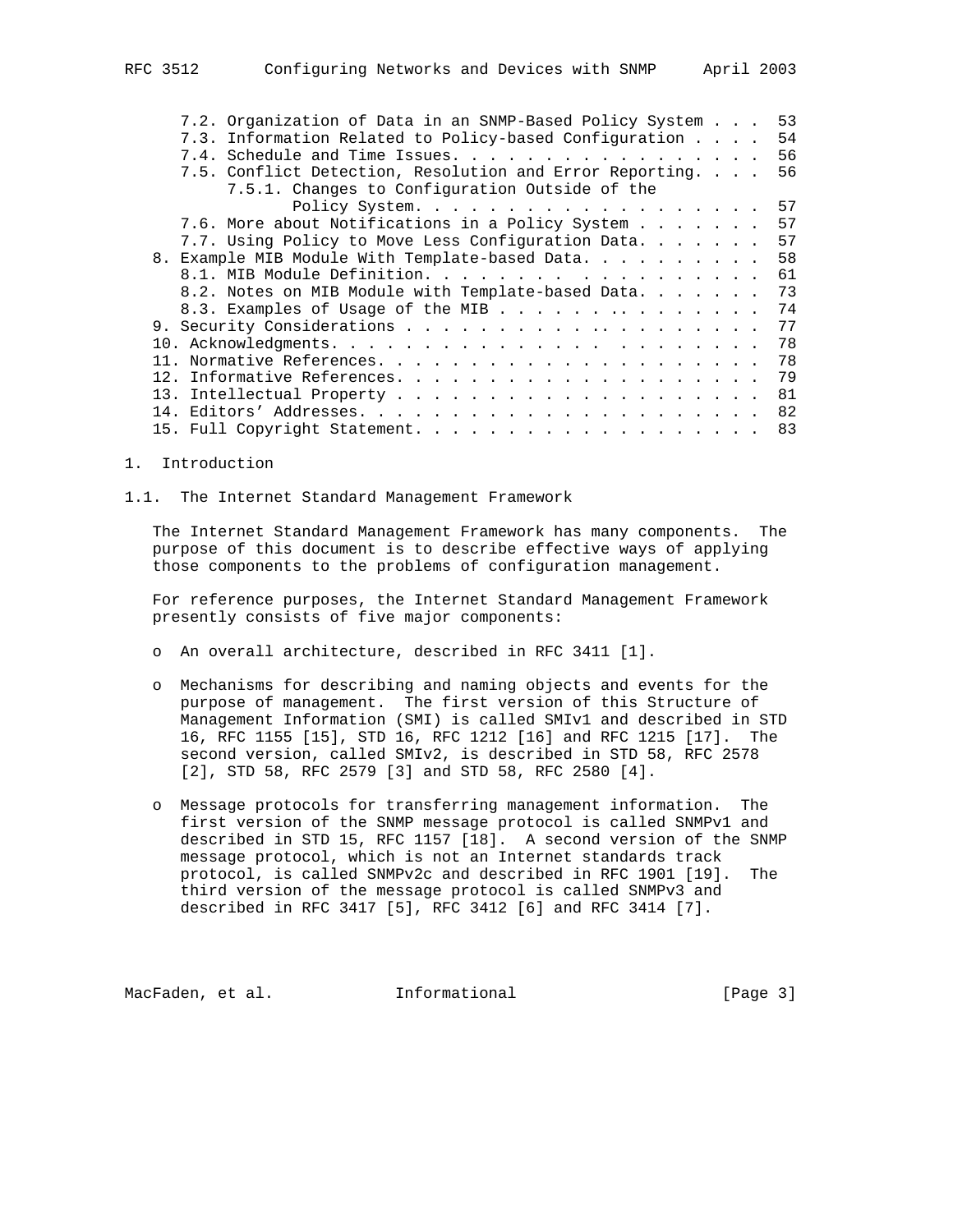7.2. Organization of Data in an SNMP-Based Policy System . . . 53
7.3. Information Related to Policy-based Configuration . . . . 54
7.4. Schedule and Time Issues. . . . . . . . . . . . . . . . . 56
7.5. Conflict Detection, Resolution and Error Reporting. . . . 56
7.5.1. Changes to Configuration Outside of the Policy System. . . . . . . . . . . . . . . . . . . 57
7.6. More about Notifications in a Policy System . . . . . . . 57
7.7. Using Policy to Move Less Configuration Data. . . . . . . 57
8. Example MIB Module With Template-based Data. . . . . . . . . . 58
8.1. MIB Module Definition. . . . . . . . . . . . . . . . . . 61
8.2. Notes on MIB Module with Template-based Data. . . . . . . 73
8.3. Examples of Usage of the MIB . . . . . . . . . . . . . . 74
9. Security Considerations . . . . . . . . . . . . . . . . . . . 77
10. Acknowledgments. . . . . . . . . . . . . . . . . . . . . . . 78
11. Normative References. . . . . . . . . . . . . . . . . . . . . 78
12. Informative References. . . . . . . . . . . . . . . . . . . . 79
13. Intellectual Property . . . . . . . . . . . . . . . . . . . . 81
14. Editors' Addresses. . . . . . . . . . . . . . . . . . . . . . 82
15. Full Copyright Statement. . . . . . . . . . . . . . . . . . . 83

# 1. Introduction

## 1.1. The Internet Standard Management Framework

The Internet Standard Management Framework has many components. The purpose of this document is to describe effective ways of applying those components to the problems of configuration management.

For reference purposes, the Internet Standard Management Framework presently consists of five major components:

- An overall architecture, described in RFC 3411 [1].

- Mechanisms for describing and naming objects and events for the purpose of management. The first version of this Structure of Management Information (SMI) is called SMIv1 and described in STD 16, RFC 1155 [15], STD 16, RFC 1212 [16] and RFC 1215 [17]. The second version, called SMIv2, is described in STD 58, RFC 2578 [2], STD 58, RFC 2579 [3] and STD 58, RFC 2580 [4].

- Message protocols for transferring management information. The first version of the SNMP message protocol is called SNMPv1 and described in STD 15, RFC 1157 [18]. A second version of the SNMP message protocol, which is not an Internet standards track protocol, is called SNMPv2c and described in RFC 1901 [19]. The third version of the message protocol is called SNMPv3 and described in RFC 3417 [5], RFC 3412 [6] and RFC 3414 [7].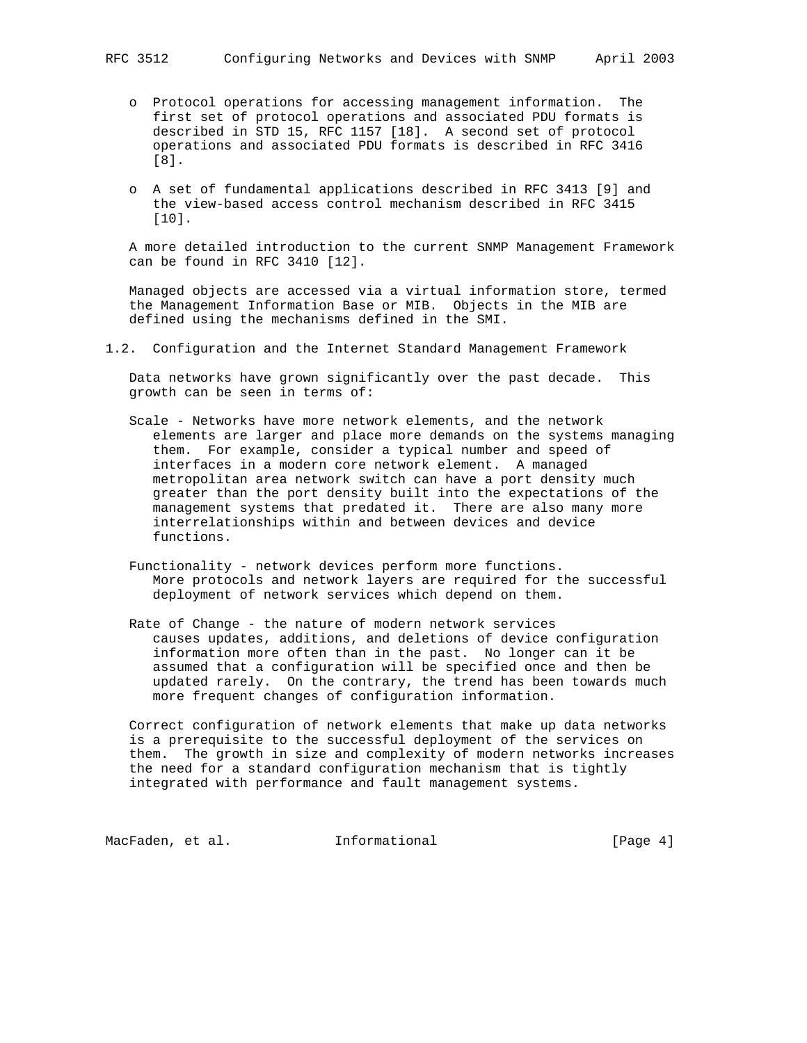- Protocol operations for accessing management information. The first set of protocol operations and associated PDU formats is described in STD 15, RFC 1157 [18]. A second set of protocol operations and associated PDU formats is described in RFC 3416 [8].

- A set of fundamental applications described in RFC 3413 [9] and the view-based access control mechanism described in RFC 3415 [10].

A more detailed introduction to the current SNMP Management Framework can be found in RFC 3410 [12].

Managed objects are accessed via a virtual information store, termed the Management Information Base or MIB. Objects in the MIB are defined using the mechanisms defined in the SMI.

## 1.2. Configuration and the Internet Standard Management Framework

Data networks have grown significantly over the past decade. This growth can be seen in terms of:

Scale - Networks have more network elements, and the network elements are larger and place more demands on the systems managing them. For example, consider a typical number and speed of interfaces in a modern core network element. A managed metropolitan area network switch can have a port density much greater than the port density built into the expectations of the management systems that predated it. There are also many more interrelationships within and between devices and device functions.

Functionality - network devices perform more functions. More protocols and network layers are required for the successful deployment of network services which depend on them.

Rate of Change - the nature of modern network services causes updates, additions, and deletions of device configuration information more often than in the past. No longer can it be assumed that a configuration will be specified once and then be updated rarely. On the contrary, the trend has been towards much more frequent changes of configuration information.

Correct configuration of network elements that make up data networks is a prerequisite to the successful deployment of the services on them. The growth in size and complexity of modern networks increases the need for a standard configuration mechanism that is tightly integrated with performance and fault management systems.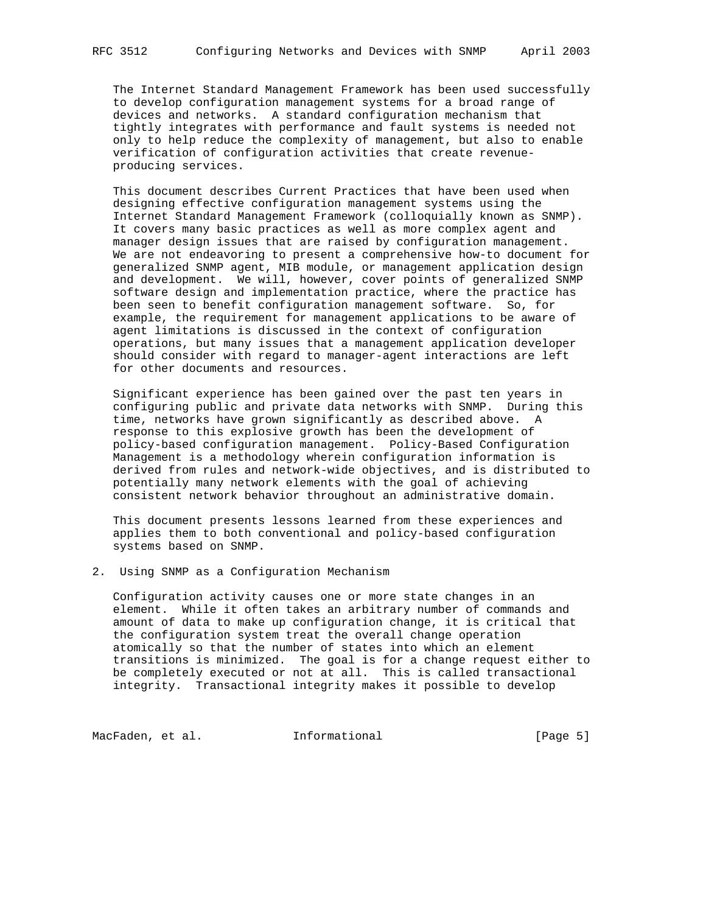The Internet Standard Management Framework has been used successfully to develop configuration management systems for a broad range of devices and networks. A standard configuration mechanism that tightly integrates with performance and fault systems is needed not only to help reduce the complexity of management, but also to enable verification of configuration activities that create revenue-producing services.

This document describes Current Practices that have been used when designing effective configuration management systems using the Internet Standard Management Framework (colloquially known as SNMP). It covers many basic practices as well as more complex agent and manager design issues that are raised by configuration management. We are not endeavoring to present a comprehensive how-to document for generalized SNMP agent, MIB module, or management application design and development. We will, however, cover points of generalized SNMP software design and implementation practice, where the practice has been seen to benefit configuration management software. So, for example, the requirement for management applications to be aware of agent limitations is discussed in the context of configuration operations, but many issues that a management application developer should consider with regard to manager-agent interactions are left for other documents and resources.

Significant experience has been gained over the past ten years in configuring public and private data networks with SNMP. During this time, networks have grown significantly as described above. A response to this explosive growth has been the development of policy-based configuration management. Policy-Based Configuration Management is a methodology wherein configuration information is derived from rules and network-wide objectives, and is distributed to potentially many network elements with the goal of achieving consistent network behavior throughout an administrative domain.

This document presents lessons learned from these experiences and applies them to both conventional and policy-based configuration systems based on SNMP.

## 2. Using SNMP as a Configuration Mechanism

Configuration activity causes one or more state changes in an element. While it often takes an arbitrary number of commands and amount of data to make up configuration change, it is critical that the configuration system treat the overall change operation atomically so that the number of states into which an element transitions is minimized. The goal is for a change request either to be completely executed or not at all. This is called transactional integrity. Transactional integrity makes it possible to develop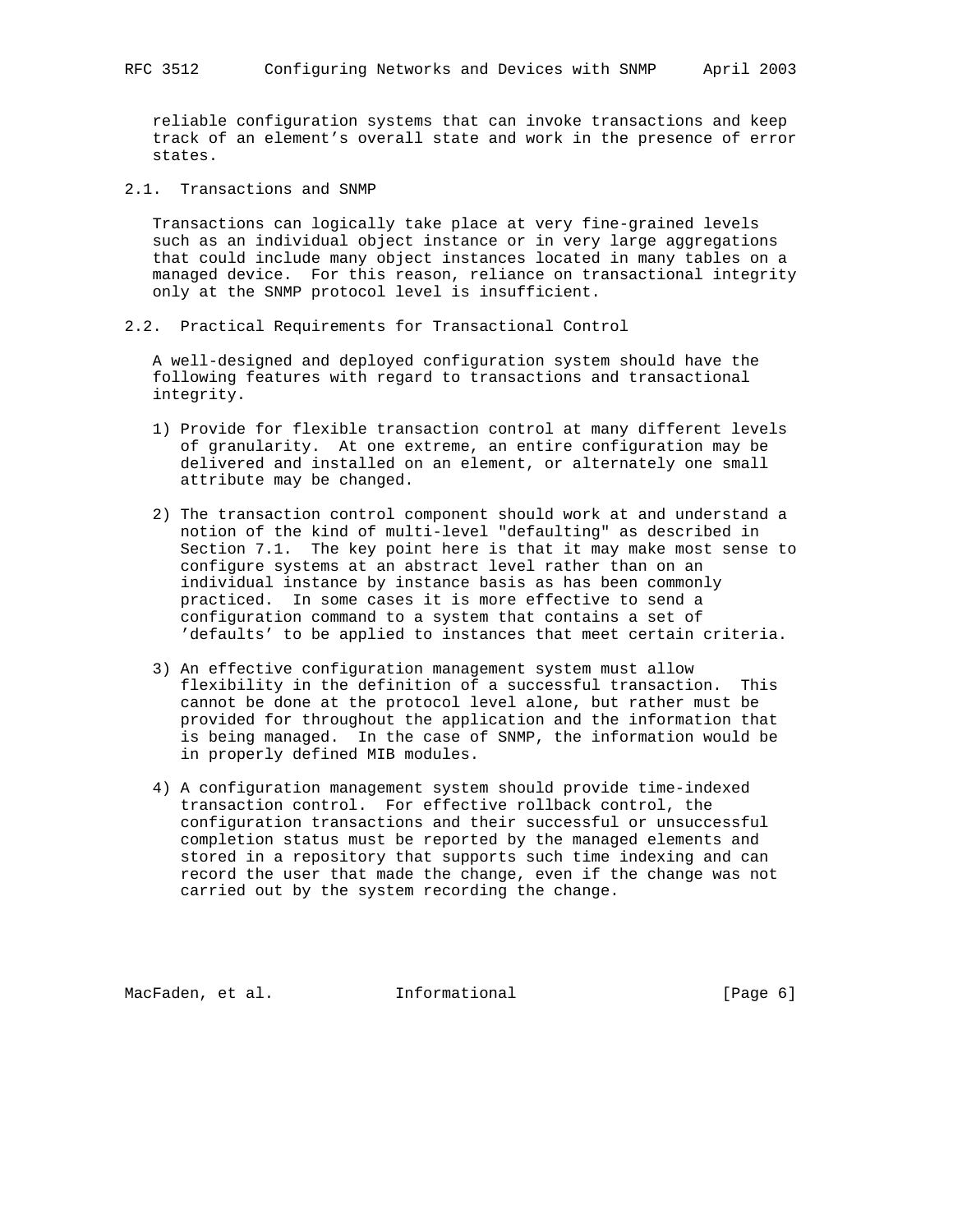reliable configuration systems that can invoke transactions and keep track of an element's overall state and work in the presence of error states.

## 2.1. Transactions and SNMP

Transactions can logically take place at very fine-grained levels such as an individual object instance or in very large aggregations that could include many object instances located in many tables on a managed device. For this reason, reliance on transactional integrity only at the SNMP protocol level is insufficient.

## 2.2. Practical Requirements for Transactional Control

A well-designed and deployed configuration system should have the following features with regard to transactions and transactional integrity.

1) Provide for flexible transaction control at many different levels of granularity. At one extreme, an entire configuration may be delivered and installed on an element, or alternately one small attribute may be changed.

2) The transaction control component should work at and understand a notion of the kind of multi-level "defaulting" as described in Section 7.1. The key point here is that it may make most sense to configure systems at an abstract level rather than on an individual instance by instance basis as has been commonly practiced. In some cases it is more effective to send a configuration command to a system that contains a set of 'defaults' to be applied to instances that meet certain criteria.

3) An effective configuration management system must allow flexibility in the definition of a successful transaction. This cannot be done at the protocol level alone, but rather must be provided for throughout the application and the information that is being managed. In the case of SNMP, the information would be in properly defined MIB modules.

4) A configuration management system should provide time-indexed transaction control. For effective rollback control, the configuration transactions and their successful or unsuccessful completion status must be reported by the managed elements and stored in a repository that supports such time indexing and can record the user that made the change, even if the change was not carried out by the system recording the change.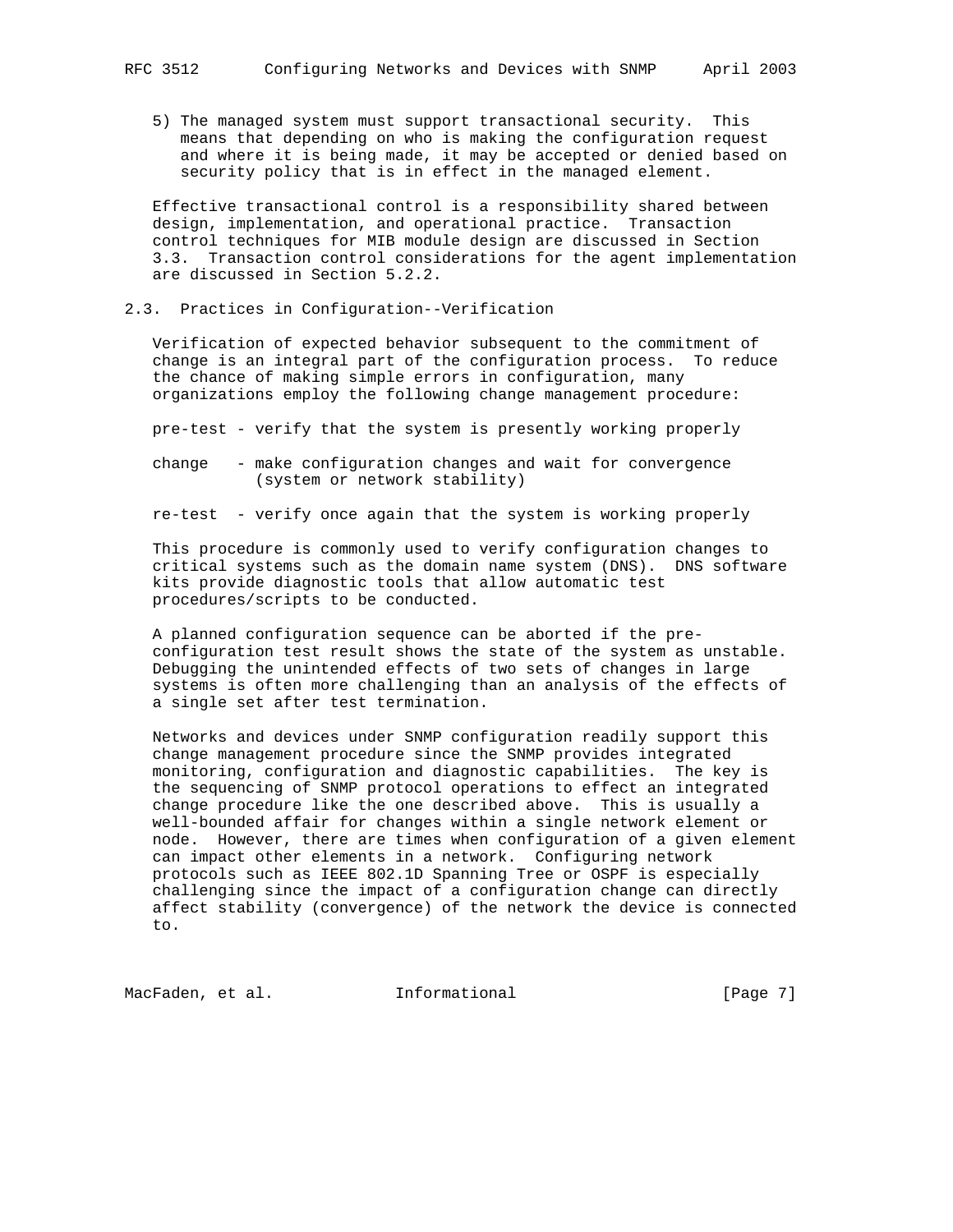5) The managed system must support transactional security. This means that depending on who is making the configuration request and where it is being made, it may be accepted or denied based on security policy that is in effect in the managed element.

Effective transactional control is a responsibility shared between design, implementation, and operational practice. Transaction control techniques for MIB module design are discussed in Section 3.3. Transaction control considerations for the agent implementation are discussed in Section 5.2.2.

## 2.3. Practices in Configuration--Verification

Verification of expected behavior subsequent to the commitment of change is an integral part of the configuration process. To reduce the chance of making simple errors in configuration, many organizations employ the following change management procedure:

pre-test - verify that the system is presently working properly

change - make configuration changes and wait for convergence (system or network stability)

re-test - verify once again that the system is working properly

This procedure is commonly used to verify configuration changes to critical systems such as the domain name system (DNS). DNS software kits provide diagnostic tools that allow automatic test procedures/scripts to be conducted.

A planned configuration sequence can be aborted if the pre-configuration test result shows the state of the system as unstable. Debugging the unintended effects of two sets of changes in large systems is often more challenging than an analysis of the effects of a single set after test termination.

Networks and devices under SNMP configuration readily support this change management procedure since the SNMP provides integrated monitoring, configuration and diagnostic capabilities. The key is the sequencing of SNMP protocol operations to effect an integrated change procedure like the one described above. This is usually a well-bounded affair for changes within a single network element or node. However, there are times when configuration of a given element can impact other elements in a network. Configuring network protocols such as IEEE 802.1D Spanning Tree or OSPF is especially challenging since the impact of a configuration change can directly affect stability (convergence) of the network the device is connected to.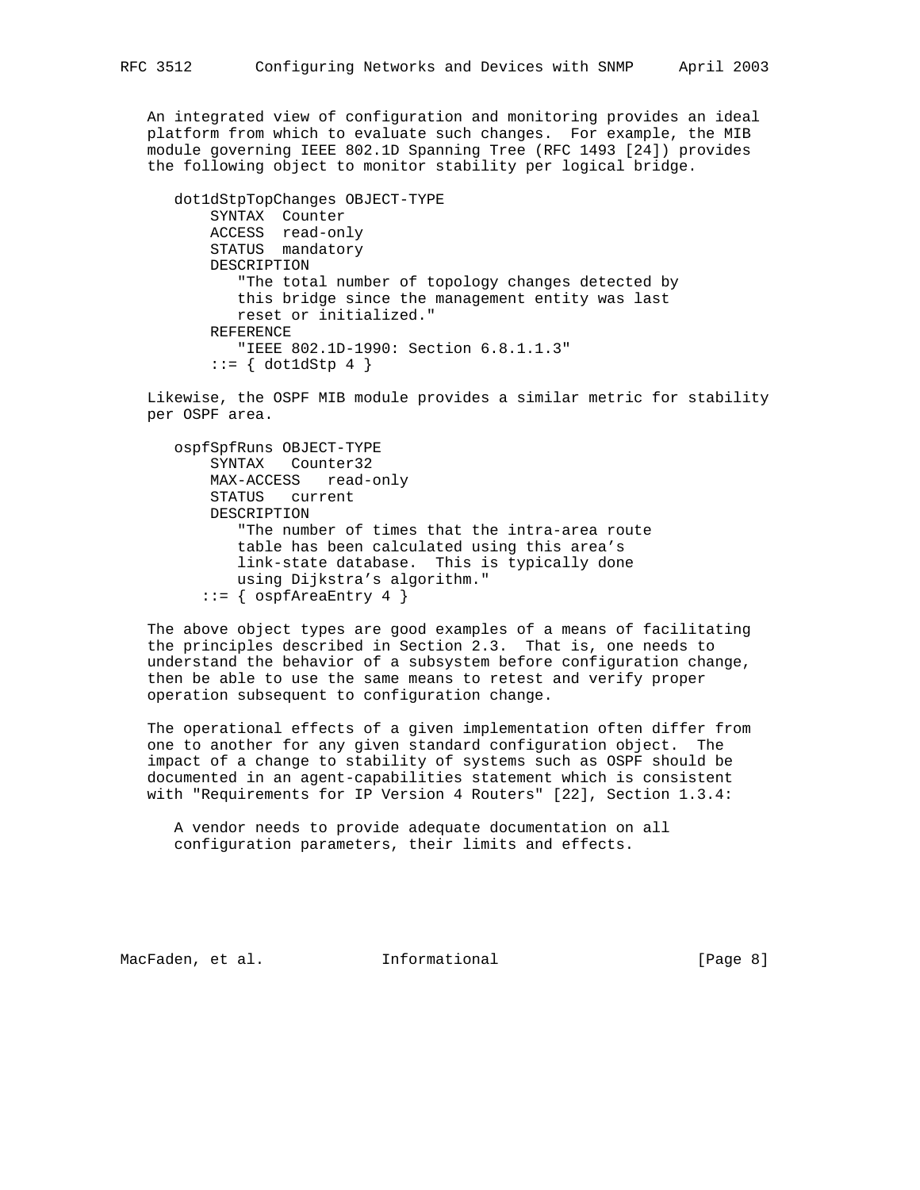An integrated view of configuration and monitoring provides an ideal platform from which to evaluate such changes. For example, the MIB module governing IEEE 802.1D Spanning Tree (RFC 1493 [24]) provides the following object to monitor stability per logical bridge.

```
dot1dStpTopChanges OBJECT-TYPE
     SYNTAX  Counter
     ACCESS  read-only
     STATUS  mandatory
     DESCRIPTION
        "The total number of topology changes detected by
        this bridge since the management entity was last
        reset or initialized."
     REFERENCE
        "IEEE 802.1D-1990: Section 6.8.1.1.3"
     ::= { dot1dStp 4 }
```

Likewise, the OSPF MIB module provides a similar metric for stability per OSPF area.

```
ospfSpfRuns OBJECT-TYPE
     SYNTAX   Counter32
     MAX-ACCESS   read-only
     STATUS   current
     DESCRIPTION
        "The number of times that the intra-area route
        table has been calculated using this area's
        link-state database.  This is typically done
        using Dijkstra's algorithm."
    ::= { ospfAreaEntry 4 }
```

The above object types are good examples of a means of facilitating the principles described in Section 2.3. That is, one needs to understand the behavior of a subsystem before configuration change, then be able to use the same means to retest and verify proper operation subsequent to configuration change.

The operational effects of a given implementation often differ from one to another for any given standard configuration object. The impact of a change to stability of systems such as OSPF should be documented in an agent-capabilities statement which is consistent with "Requirements for IP Version 4 Routers" [22], Section 1.3.4:

> A vendor needs to provide adequate documentation on all configuration parameters, their limits and effects.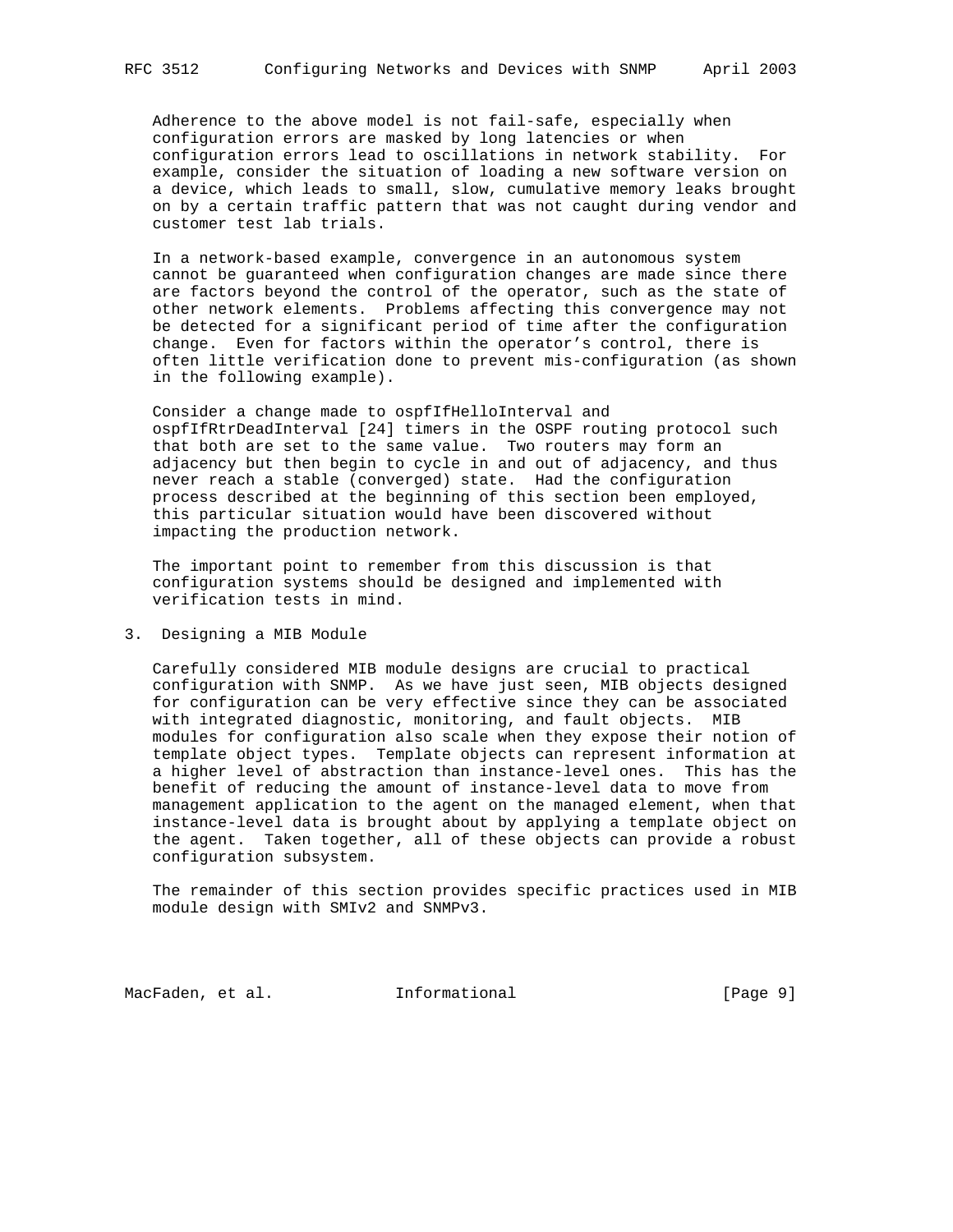Adherence to the above model is not fail-safe, especially when configuration errors are masked by long latencies or when configuration errors lead to oscillations in network stability. For example, consider the situation of loading a new software version on a device, which leads to small, slow, cumulative memory leaks brought on by a certain traffic pattern that was not caught during vendor and customer test lab trials.

In a network-based example, convergence in an autonomous system cannot be guaranteed when configuration changes are made since there are factors beyond the control of the operator, such as the state of other network elements. Problems affecting this convergence may not be detected for a significant period of time after the configuration change. Even for factors within the operator's control, there is often little verification done to prevent mis-configuration (as shown in the following example).

Consider a change made to ospfIfHelloInterval and ospfIfRtrDeadInterval [24] timers in the OSPF routing protocol such that both are set to the same value. Two routers may form an adjacency but then begin to cycle in and out of adjacency, and thus never reach a stable (converged) state. Had the configuration process described at the beginning of this section been employed, this particular situation would have been discovered without impacting the production network.

The important point to remember from this discussion is that configuration systems should be designed and implemented with verification tests in mind.

## 3. Designing a MIB Module

Carefully considered MIB module designs are crucial to practical configuration with SNMP. As we have just seen, MIB objects designed for configuration can be very effective since they can be associated with integrated diagnostic, monitoring, and fault objects. MIB modules for configuration also scale when they expose their notion of template object types. Template objects can represent information at a higher level of abstraction than instance-level ones. This has the benefit of reducing the amount of instance-level data to move from management application to the agent on the managed element, when that instance-level data is brought about by applying a template object on the agent. Taken together, all of these objects can provide a robust configuration subsystem.

The remainder of this section provides specific practices used in MIB module design with SMIv2 and SNMPv3.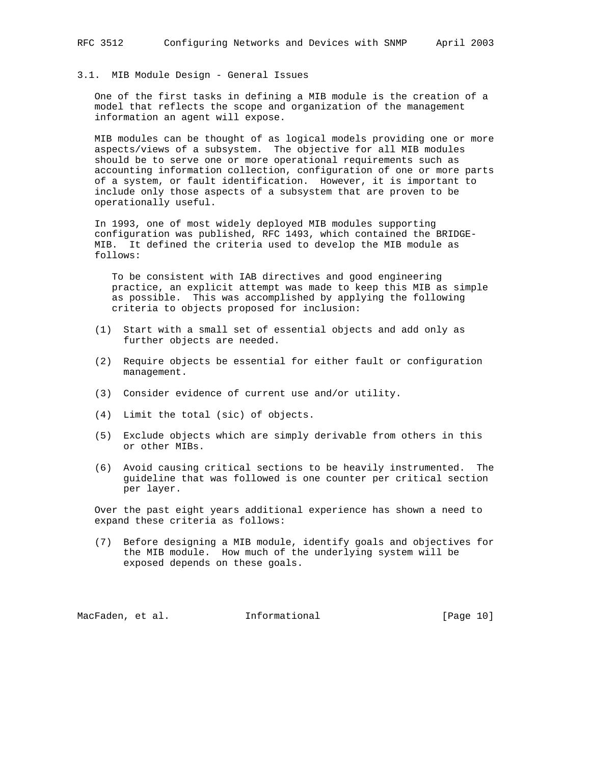### 3.1. MIB Module Design - General Issues

One of the first tasks in defining a MIB module is the creation of a model that reflects the scope and organization of the management information an agent will expose.

MIB modules can be thought of as logical models providing one or more aspects/views of a subsystem. The objective for all MIB modules should be to serve one or more operational requirements such as accounting information collection, configuration of one or more parts of a system, or fault identification. However, it is important to include only those aspects of a subsystem that are proven to be operationally useful.

In 1993, one of most widely deployed MIB modules supporting configuration was published, RFC 1493, which contained the BRIDGE-MIB. It defined the criteria used to develop the MIB module as follows:

> To be consistent with IAB directives and good engineering practice, an explicit attempt was made to keep this MIB as simple as possible. This was accomplished by applying the following criteria to objects proposed for inclusion:

(1) Start with a small set of essential objects and add only as further objects are needed.

(2) Require objects be essential for either fault or configuration management.

(3) Consider evidence of current use and/or utility.

(4) Limit the total (sic) of objects.

(5) Exclude objects which are simply derivable from others in this or other MIBs.

(6) Avoid causing critical sections to be heavily instrumented. The guideline that was followed is one counter per critical section per layer.

Over the past eight years additional experience has shown a need to expand these criteria as follows:

(7) Before designing a MIB module, identify goals and objectives for the MIB module. How much of the underlying system will be exposed depends on these goals.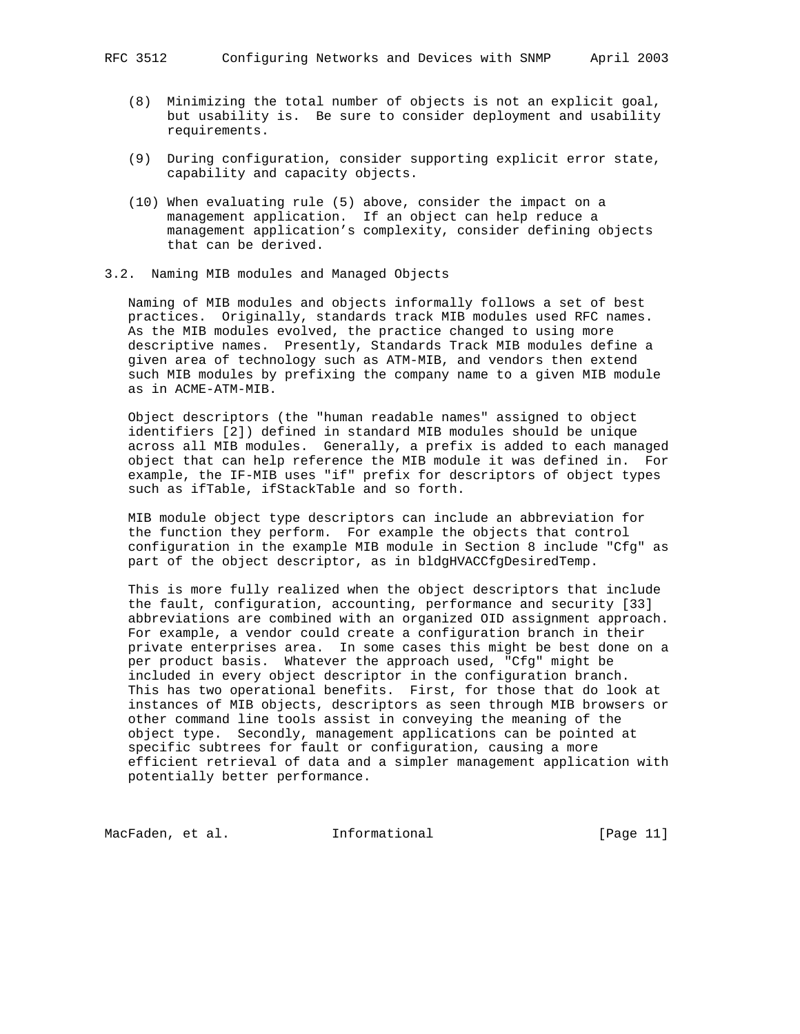(8) Minimizing the total number of objects is not an explicit goal, but usability is. Be sure to consider deployment and usability requirements.

(9) During configuration, consider supporting explicit error state, capability and capacity objects.

(10) When evaluating rule (5) above, consider the impact on a management application. If an object can help reduce a management application's complexity, consider defining objects that can be derived.

## 3.2. Naming MIB modules and Managed Objects

Naming of MIB modules and objects informally follows a set of best practices. Originally, standards track MIB modules used RFC names. As the MIB modules evolved, the practice changed to using more descriptive names. Presently, Standards Track MIB modules define a given area of technology such as ATM-MIB, and vendors then extend such MIB modules by prefixing the company name to a given MIB module as in ACME-ATM-MIB.

Object descriptors (the "human readable names" assigned to object identifiers [2]) defined in standard MIB modules should be unique across all MIB modules. Generally, a prefix is added to each managed object that can help reference the MIB module it was defined in. For example, the IF-MIB uses "if" prefix for descriptors of object types such as ifTable, ifStackTable and so forth.

MIB module object type descriptors can include an abbreviation for the function they perform. For example the objects that control configuration in the example MIB module in Section 8 include "Cfg" as part of the object descriptor, as in bldgHVACCfgDesiredTemp.

This is more fully realized when the object descriptors that include the fault, configuration, accounting, performance and security [33] abbreviations are combined with an organized OID assignment approach. For example, a vendor could create a configuration branch in their private enterprises area. In some cases this might be best done on a per product basis. Whatever the approach used, "Cfg" might be included in every object descriptor in the configuration branch. This has two operational benefits. First, for those that do look at instances of MIB objects, descriptors as seen through MIB browsers or other command line tools assist in conveying the meaning of the object type. Secondly, management applications can be pointed at specific subtrees for fault or configuration, causing a more efficient retrieval of data and a simpler management application with potentially better performance.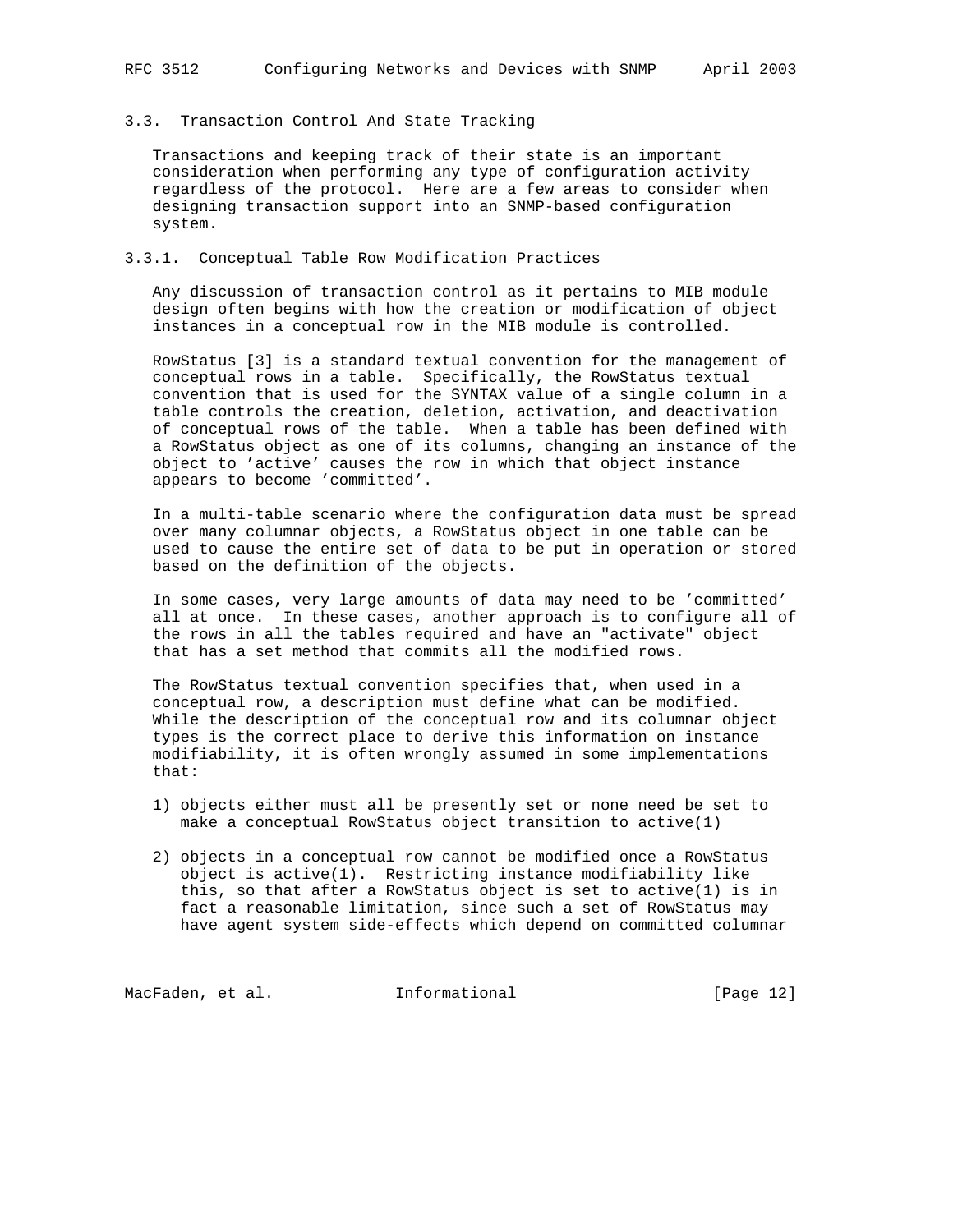### 3.3. Transaction Control And State Tracking

Transactions and keeping track of their state is an important consideration when performing any type of configuration activity regardless of the protocol. Here are a few areas to consider when designing transaction support into an SNMP-based configuration system.

#### 3.3.1. Conceptual Table Row Modification Practices

Any discussion of transaction control as it pertains to MIB module design often begins with how the creation or modification of object instances in a conceptual row in the MIB module is controlled.

RowStatus [3] is a standard textual convention for the management of conceptual rows in a table. Specifically, the RowStatus textual convention that is used for the SYNTAX value of a single column in a table controls the creation, deletion, activation, and deactivation of conceptual rows of the table. When a table has been defined with a RowStatus object as one of its columns, changing an instance of the object to 'active' causes the row in which that object instance appears to become 'committed'.

In a multi-table scenario where the configuration data must be spread over many columnar objects, a RowStatus object in one table can be used to cause the entire set of data to be put in operation or stored based on the definition of the objects.

In some cases, very large amounts of data may need to be 'committed' all at once. In these cases, another approach is to configure all of the rows in all the tables required and have an "activate" object that has a set method that commits all the modified rows.

The RowStatus textual convention specifies that, when used in a conceptual row, a description must define what can be modified. While the description of the conceptual row and its columnar object types is the correct place to derive this information on instance modifiability, it is often wrongly assumed in some implementations that:

1) objects either must all be presently set or none need be set to make a conceptual RowStatus object transition to active(1)

2) objects in a conceptual row cannot be modified once a RowStatus object is active(1). Restricting instance modifiability like this, so that after a RowStatus object is set to active(1) is in fact a reasonable limitation, since such a set of RowStatus may have agent system side-effects which depend on committed columnar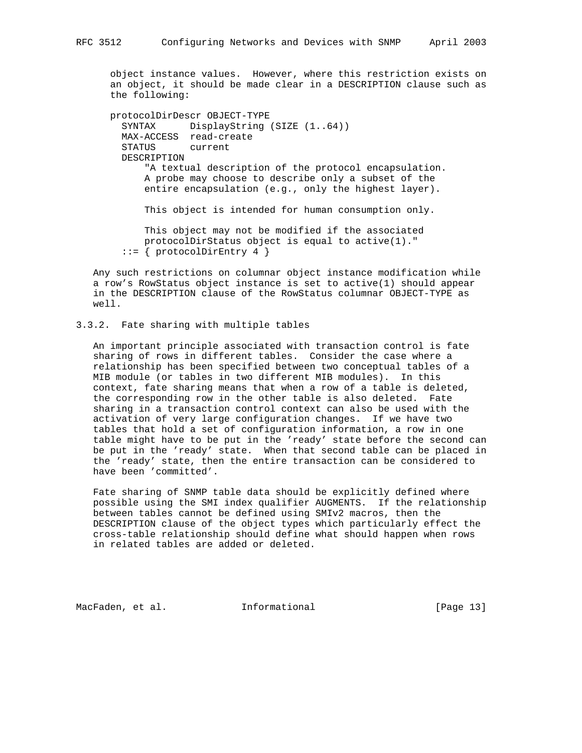object instance values. However, where this restriction exists on an object, it should be made clear in a DESCRIPTION clause such as the following:

```
protocolDirDescr OBJECT-TYPE
  SYNTAX      DisplayString (SIZE (1..64))
  MAX-ACCESS  read-create
  STATUS      current
  DESCRIPTION
      "A textual description of the protocol encapsulation.
      A probe may choose to describe only a subset of the
      entire encapsulation (e.g., only the highest layer).

      This object is intended for human consumption only.

      This object may not be modified if the associated
      protocolDirStatus object is equal to active(1)."
  ::= { protocolDirEntry 4 }
```

Any such restrictions on columnar object instance modification while a row's RowStatus object instance is set to active(1) should appear in the DESCRIPTION clause of the RowStatus columnar OBJECT-TYPE as well.

### 3.3.2. Fate sharing with multiple tables

An important principle associated with transaction control is fate sharing of rows in different tables. Consider the case where a relationship has been specified between two conceptual tables of a MIB module (or tables in two different MIB modules). In this context, fate sharing means that when a row of a table is deleted, the corresponding row in the other table is also deleted. Fate sharing in a transaction control context can also be used with the activation of very large configuration changes. If we have two tables that hold a set of configuration information, a row in one table might have to be put in the 'ready' state before the second can be put in the 'ready' state. When that second table can be placed in the 'ready' state, then the entire transaction can be considered to have been 'committed'.

Fate sharing of SNMP table data should be explicitly defined where possible using the SMI index qualifier AUGMENTS. If the relationship between tables cannot be defined using SMIv2 macros, then the DESCRIPTION clause of the object types which particularly effect the cross-table relationship should define what should happen when rows in related tables are added or deleted.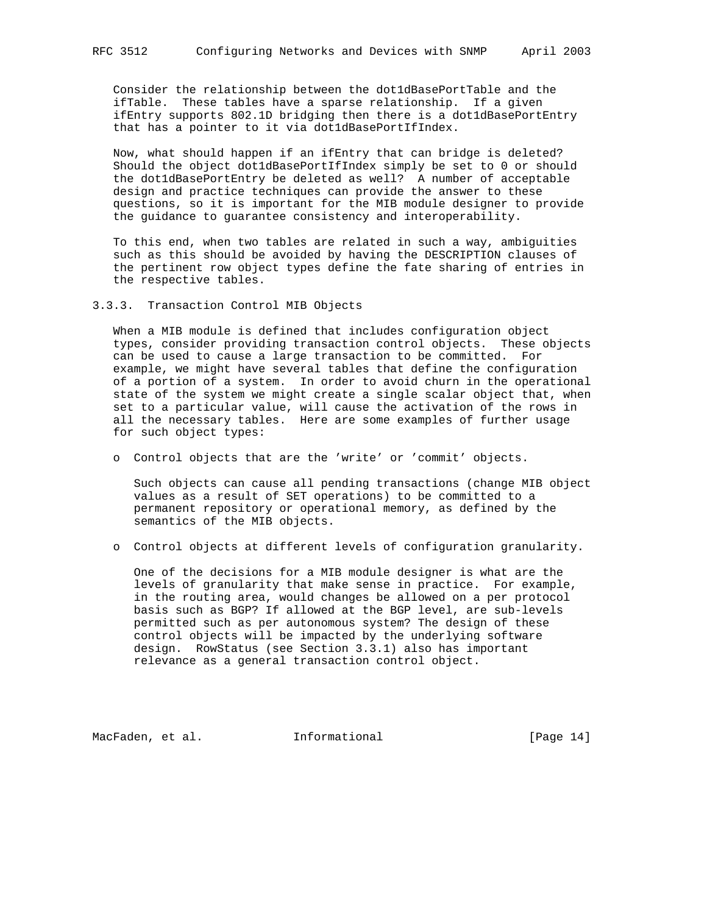Consider the relationship between the dot1dBasePortTable and the ifTable. These tables have a sparse relationship. If a given ifEntry supports 802.1D bridging then there is a dot1dBasePortEntry that has a pointer to it via dot1dBasePortIfIndex.

Now, what should happen if an ifEntry that can bridge is deleted? Should the object dot1dBasePortIfIndex simply be set to 0 or should the dot1dBasePortEntry be deleted as well? A number of acceptable design and practice techniques can provide the answer to these questions, so it is important for the MIB module designer to provide the guidance to guarantee consistency and interoperability.

To this end, when two tables are related in such a way, ambiguities such as this should be avoided by having the DESCRIPTION clauses of the pertinent row object types define the fate sharing of entries in the respective tables.

### 3.3.3. Transaction Control MIB Objects

When a MIB module is defined that includes configuration object types, consider providing transaction control objects. These objects can be used to cause a large transaction to be committed. For example, we might have several tables that define the configuration of a portion of a system. In order to avoid churn in the operational state of the system we might create a single scalar object that, when set to a particular value, will cause the activation of the rows in all the necessary tables. Here are some examples of further usage for such object types:

- Control objects that are the 'write' or 'commit' objects.

  Such objects can cause all pending transactions (change MIB object values as a result of SET operations) to be committed to a permanent repository or operational memory, as defined by the semantics of the MIB objects.

- Control objects at different levels of configuration granularity.

  One of the decisions for a MIB module designer is what are the levels of granularity that make sense in practice. For example, in the routing area, would changes be allowed on a per protocol basis such as BGP? If allowed at the BGP level, are sub-levels permitted such as per autonomous system? The design of these control objects will be impacted by the underlying software design. RowStatus (see Section 3.3.1) also has important relevance as a general transaction control object.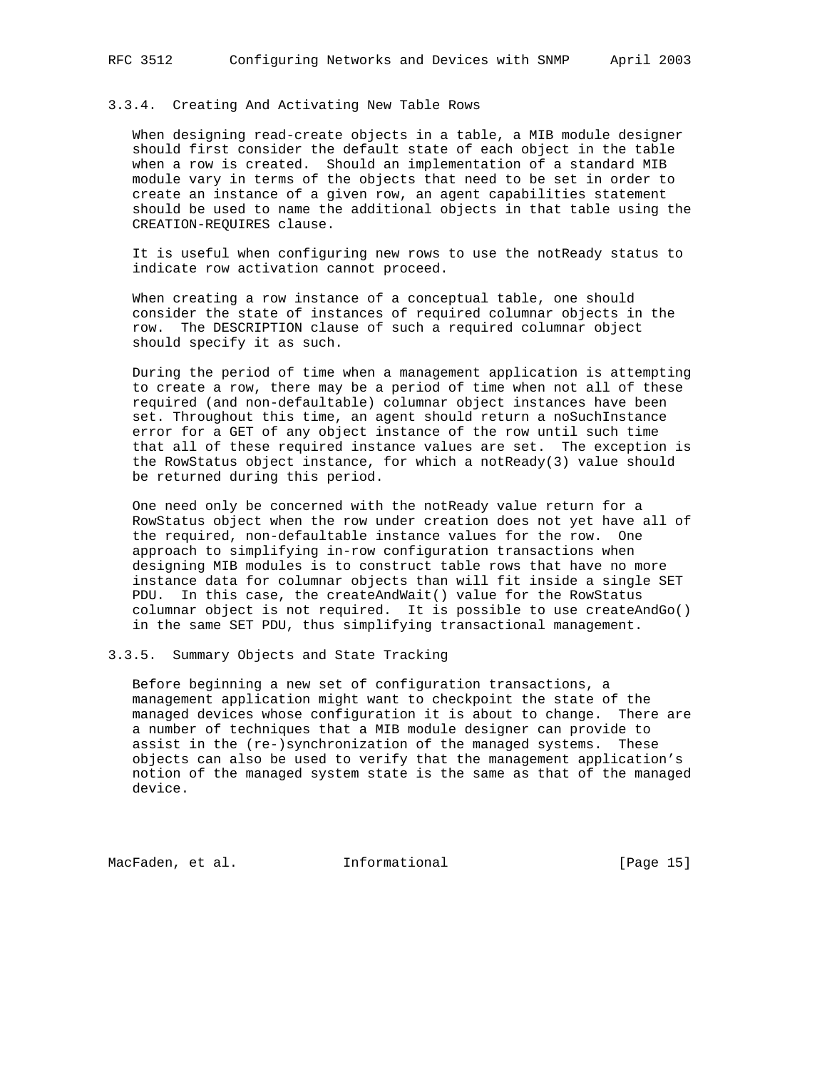### 3.3.4. Creating And Activating New Table Rows

When designing read-create objects in a table, a MIB module designer should first consider the default state of each object in the table when a row is created. Should an implementation of a standard MIB module vary in terms of the objects that need to be set in order to create an instance of a given row, an agent capabilities statement should be used to name the additional objects in that table using the CREATION-REQUIRES clause.

It is useful when configuring new rows to use the notReady status to indicate row activation cannot proceed.

When creating a row instance of a conceptual table, one should consider the state of instances of required columnar objects in the row. The DESCRIPTION clause of such a required columnar object should specify it as such.

During the period of time when a management application is attempting to create a row, there may be a period of time when not all of these required (and non-defaultable) columnar object instances have been set. Throughout this time, an agent should return a noSuchInstance error for a GET of any object instance of the row until such time that all of these required instance values are set. The exception is the RowStatus object instance, for which a notReady(3) value should be returned during this period.

One need only be concerned with the notReady value return for a RowStatus object when the row under creation does not yet have all of the required, non-defaultable instance values for the row. One approach to simplifying in-row configuration transactions when designing MIB modules is to construct table rows that have no more instance data for columnar objects than will fit inside a single SET PDU. In this case, the createAndWait() value for the RowStatus columnar object is not required. It is possible to use createAndGo() in the same SET PDU, thus simplifying transactional management.

### 3.3.5. Summary Objects and State Tracking

Before beginning a new set of configuration transactions, a management application might want to checkpoint the state of the managed devices whose configuration it is about to change. There are a number of techniques that a MIB module designer can provide to assist in the (re-)synchronization of the managed systems. These objects can also be used to verify that the management application's notion of the managed system state is the same as that of the managed device.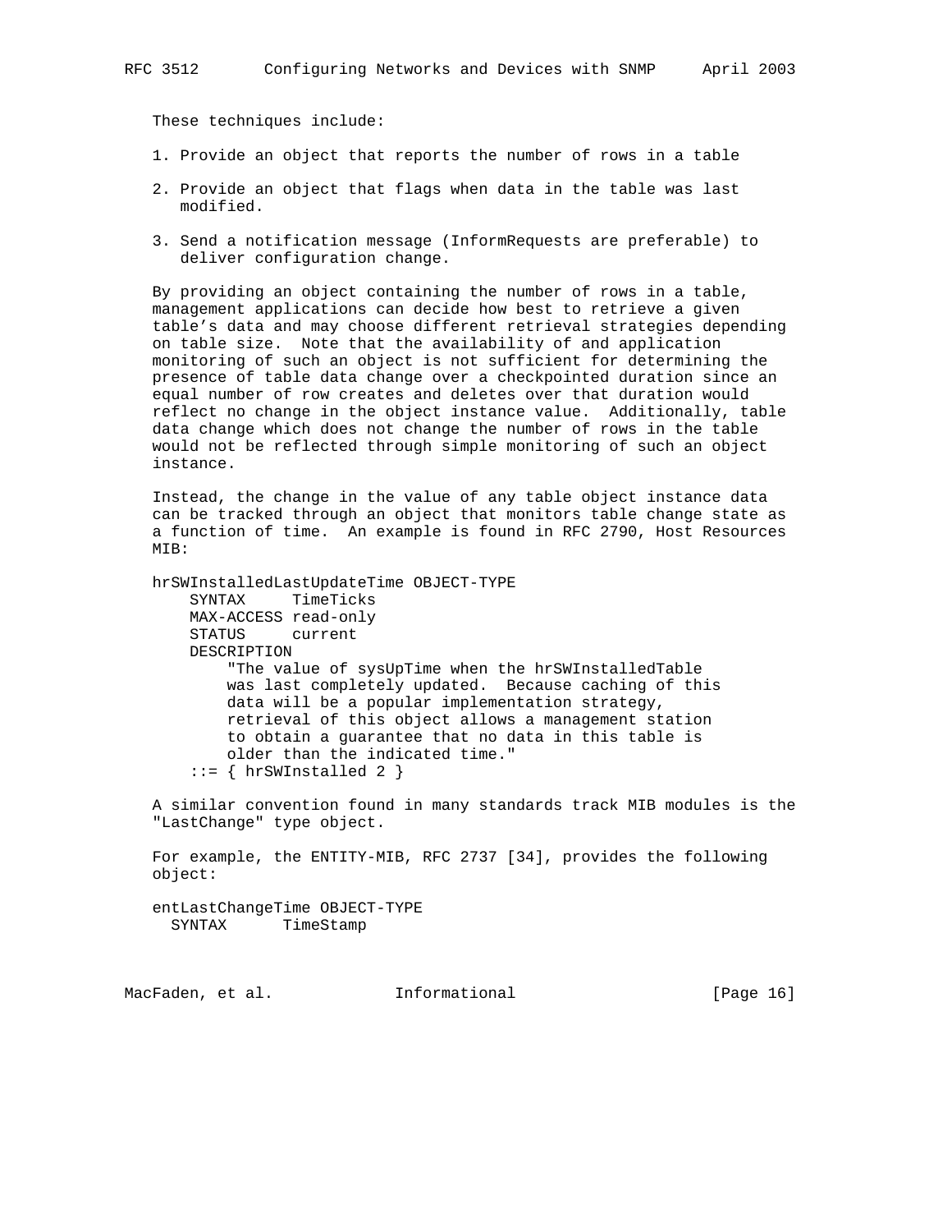These techniques include:

1. Provide an object that reports the number of rows in a table

2. Provide an object that flags when data in the table was last modified.

3. Send a notification message (InformRequests are preferable) to deliver configuration change.

By providing an object containing the number of rows in a table, management applications can decide how best to retrieve a given table's data and may choose different retrieval strategies depending on table size. Note that the availability of and application monitoring of such an object is not sufficient for determining the presence of table data change over a checkpointed duration since an equal number of row creates and deletes over that duration would reflect no change in the object instance value. Additionally, table data change which does not change the number of rows in the table would not be reflected through simple monitoring of such an object instance.

Instead, the change in the value of any table object instance data can be tracked through an object that monitors table change state as a function of time. An example is found in RFC 2790, Host Resources MIB:

```
hrSWInstalledLastUpdateTime OBJECT-TYPE
    SYNTAX     TimeTicks
    MAX-ACCESS read-only
    STATUS     current
    DESCRIPTION
        "The value of sysUpTime when the hrSWInstalledTable
        was last completely updated.  Because caching of this
        data will be a popular implementation strategy,
        retrieval of this object allows a management station
        to obtain a guarantee that no data in this table is
        older than the indicated time."
    ::= { hrSWInstalled 2 }
```

A similar convention found in many standards track MIB modules is the "LastChange" type object.

For example, the ENTITY-MIB, RFC 2737 [34], provides the following object:

```
entLastChangeTime OBJECT-TYPE
  SYNTAX      TimeStamp
```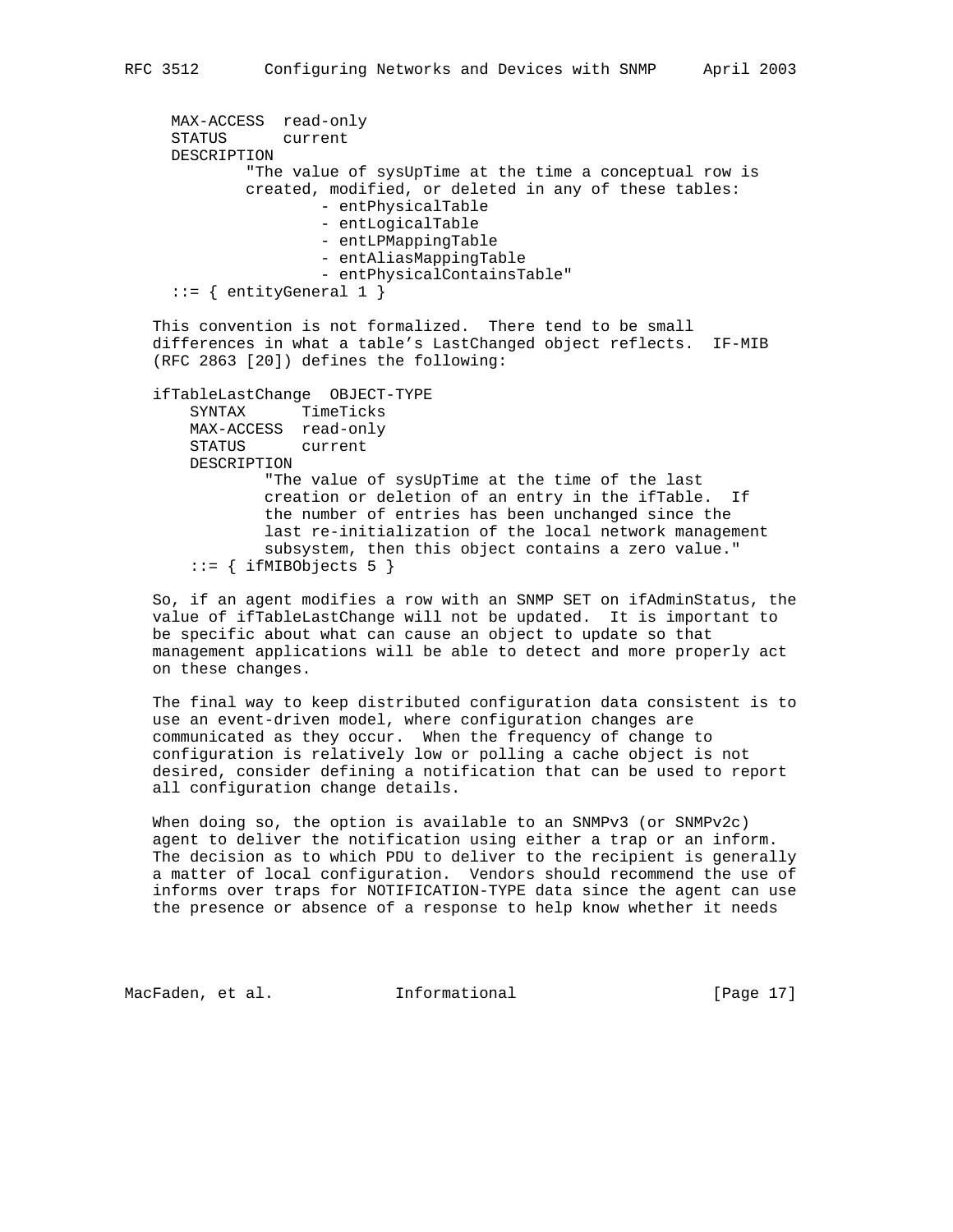```
      MAX-ACCESS  read-only
      STATUS      current
      DESCRIPTION
              "The value of sysUpTime at the time a conceptual row is
              created, modified, or deleted in any of these tables:
                      - entPhysicalTable
                      - entLogicalTable
                      - entLPMappingTable
                      - entAliasMappingTable
                      - entPhysicalContainsTable"
      ::= { entityGeneral 1 }
```

This convention is not formalized. There tend to be small differences in what a table's LastChanged object reflects. IF-MIB (RFC 2863 [20]) defines the following:

```
   ifTableLastChange  OBJECT-TYPE
       SYNTAX      TimeTicks
       MAX-ACCESS  read-only
       STATUS      current
       DESCRIPTION
               "The value of sysUpTime at the time of the last
               creation or deletion of an entry in the ifTable.  If
               the number of entries has been unchanged since the
               last re-initialization of the local network management
               subsystem, then this object contains a zero value."
       ::= { ifMIBObjects 5 }
```

So, if an agent modifies a row with an SNMP SET on ifAdminStatus, the value of ifTableLastChange will not be updated. It is important to be specific about what can cause an object to update so that management applications will be able to detect and more properly act on these changes.

The final way to keep distributed configuration data consistent is to use an event-driven model, where configuration changes are communicated as they occur. When the frequency of change to configuration is relatively low or polling a cache object is not desired, consider defining a notification that can be used to report all configuration change details.

When doing so, the option is available to an SNMPv3 (or SNMPv2c) agent to deliver the notification using either a trap or an inform. The decision as to which PDU to deliver to the recipient is generally a matter of local configuration. Vendors should recommend the use of informs over traps for NOTIFICATION-TYPE data since the agent can use the presence or absence of a response to help know whether it needs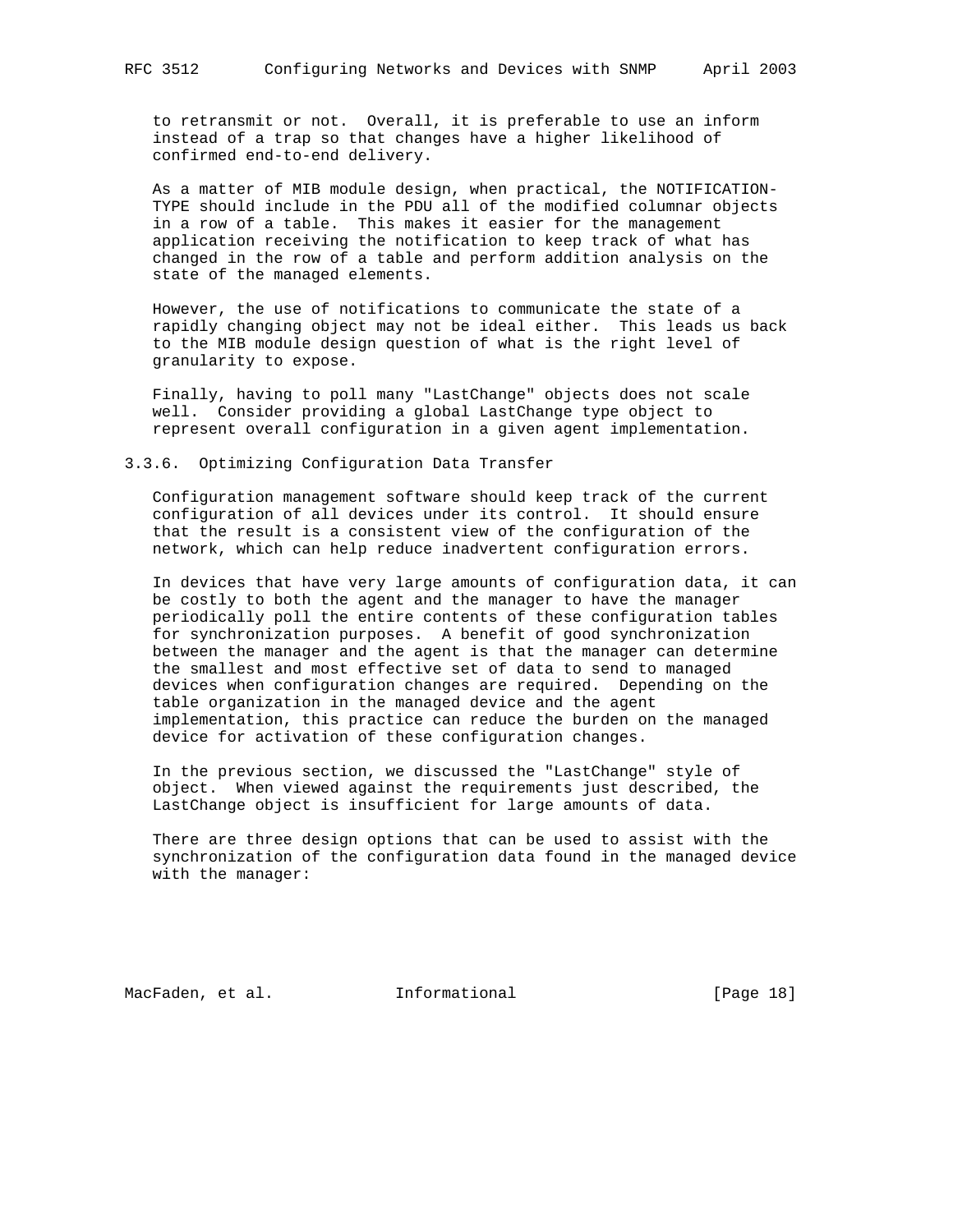to retransmit or not. Overall, it is preferable to use an inform instead of a trap so that changes have a higher likelihood of confirmed end-to-end delivery.

As a matter of MIB module design, when practical, the NOTIFICATION-TYPE should include in the PDU all of the modified columnar objects in a row of a table. This makes it easier for the management application receiving the notification to keep track of what has changed in the row of a table and perform addition analysis on the state of the managed elements.

However, the use of notifications to communicate the state of a rapidly changing object may not be ideal either. This leads us back to the MIB module design question of what is the right level of granularity to expose.

Finally, having to poll many "LastChange" objects does not scale well. Consider providing a global LastChange type object to represent overall configuration in a given agent implementation.

### 3.3.6. Optimizing Configuration Data Transfer

Configuration management software should keep track of the current configuration of all devices under its control. It should ensure that the result is a consistent view of the configuration of the network, which can help reduce inadvertent configuration errors.

In devices that have very large amounts of configuration data, it can be costly to both the agent and the manager to have the manager periodically poll the entire contents of these configuration tables for synchronization purposes. A benefit of good synchronization between the manager and the agent is that the manager can determine the smallest and most effective set of data to send to managed devices when configuration changes are required. Depending on the table organization in the managed device and the agent implementation, this practice can reduce the burden on the managed device for activation of these configuration changes.

In the previous section, we discussed the "LastChange" style of object. When viewed against the requirements just described, the LastChange object is insufficient for large amounts of data.

There are three design options that can be used to assist with the synchronization of the configuration data found in the managed device with the manager: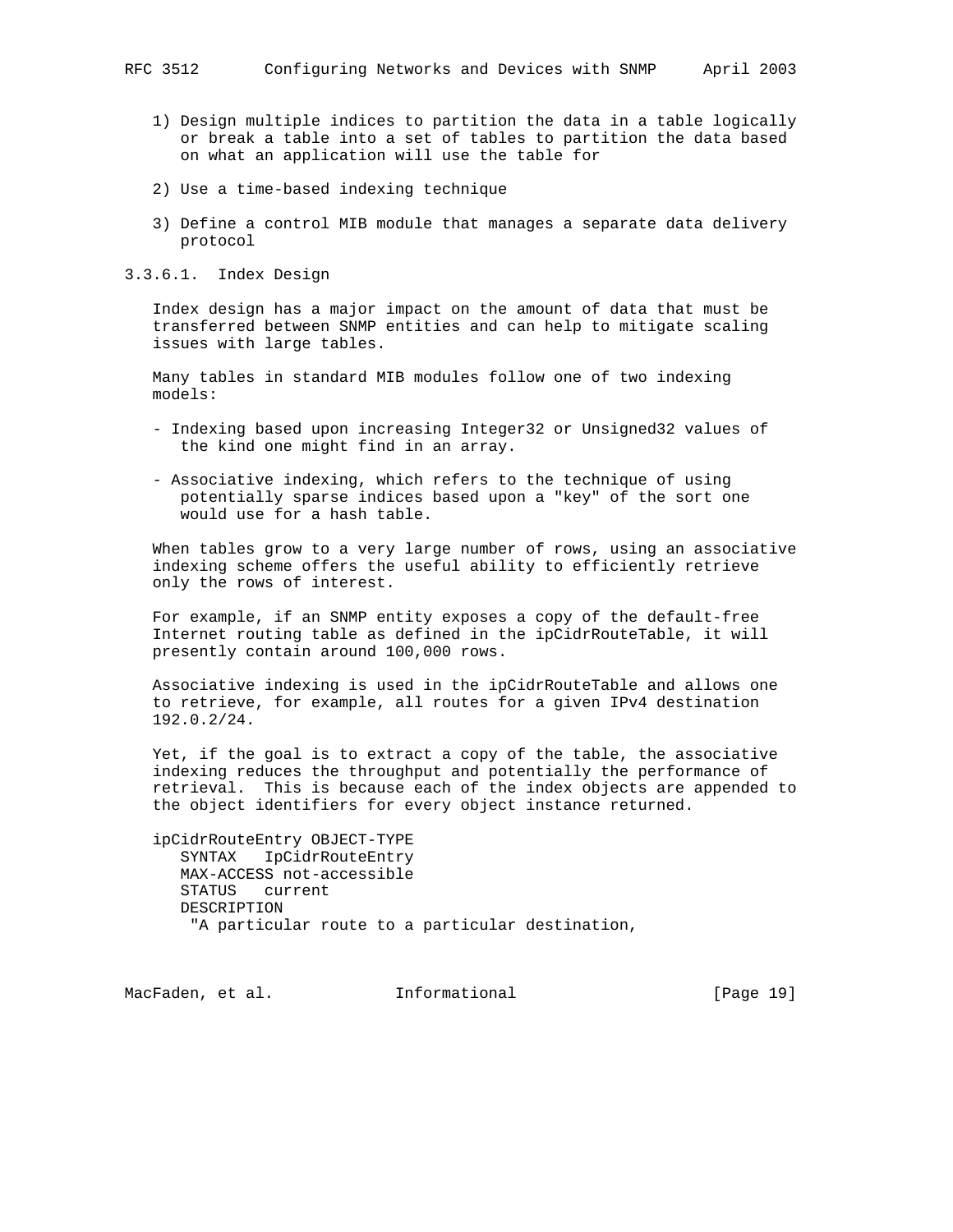1) Design multiple indices to partition the data in a table logically or break a table into a set of tables to partition the data based on what an application will use the table for

2) Use a time-based indexing technique

3) Define a control MIB module that manages a separate data delivery protocol

#### 3.3.6.1. Index Design

Index design has a major impact on the amount of data that must be transferred between SNMP entities and can help to mitigate scaling issues with large tables.

Many tables in standard MIB modules follow one of two indexing models:

- Indexing based upon increasing Integer32 or Unsigned32 values of the kind one might find in an array.

- Associative indexing, which refers to the technique of using potentially sparse indices based upon a "key" of the sort one would use for a hash table.

When tables grow to a very large number of rows, using an associative indexing scheme offers the useful ability to efficiently retrieve only the rows of interest.

For example, if an SNMP entity exposes a copy of the default-free Internet routing table as defined in the ipCidrRouteTable, it will presently contain around 100,000 rows.

Associative indexing is used in the ipCidrRouteTable and allows one to retrieve, for example, all routes for a given IPv4 destination 192.0.2/24.

Yet, if the goal is to extract a copy of the table, the associative indexing reduces the throughput and potentially the performance of retrieval. This is because each of the index objects are appended to the object identifiers for every object instance returned.

```
ipCidrRouteEntry OBJECT-TYPE
   SYNTAX   IpCidrRouteEntry
   MAX-ACCESS not-accessible
   STATUS   current
   DESCRIPTION
    "A particular route to a particular destination,
```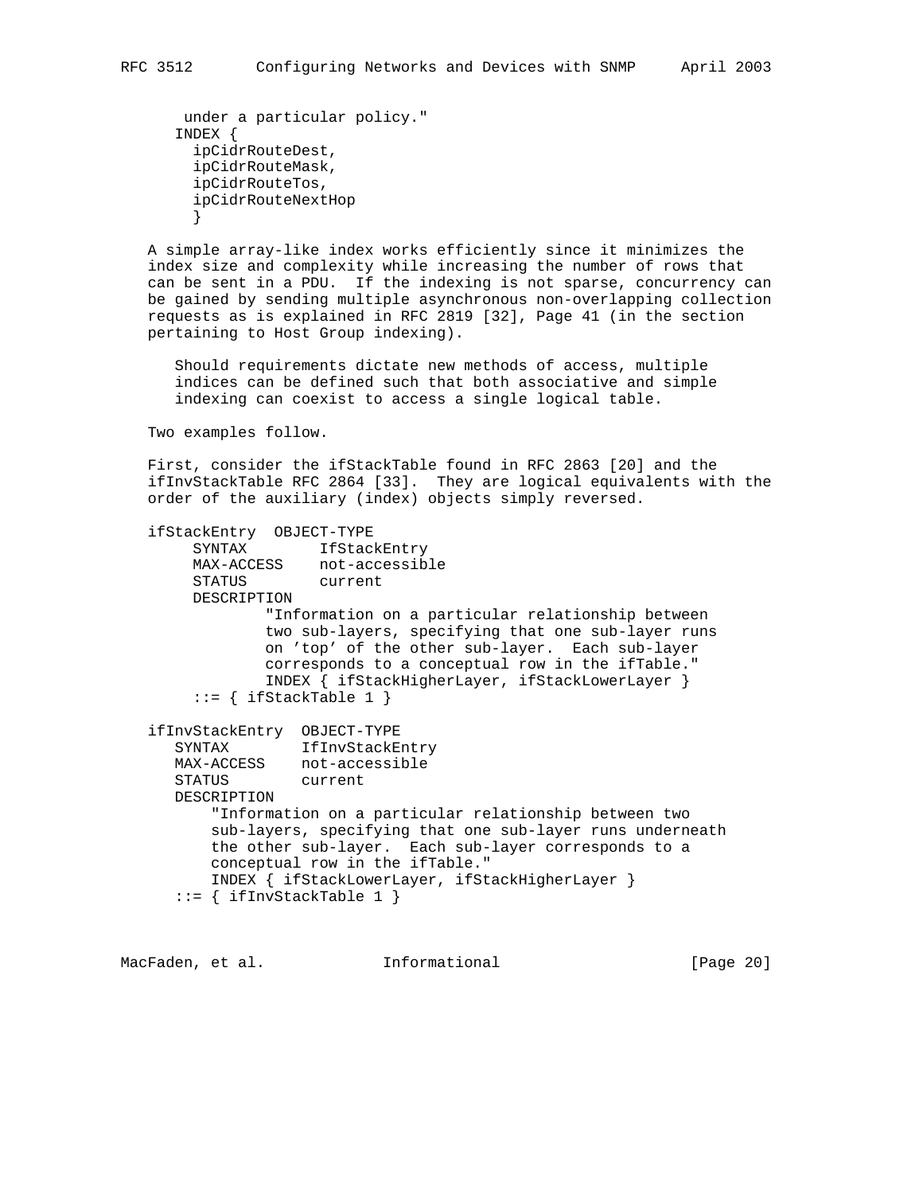```
      under a particular policy."
     INDEX {
       ipCidrRouteDest,
       ipCidrRouteMask,
       ipCidrRouteTos,
       ipCidrRouteNextHop
       }
```

A simple array-like index works efficiently since it minimizes the index size and complexity while increasing the number of rows that can be sent in a PDU. If the indexing is not sparse, concurrency can be gained by sending multiple asynchronous non-overlapping collection requests as is explained in RFC 2819 [32], Page 41 (in the section pertaining to Host Group indexing).

Should requirements dictate new methods of access, multiple indices can be defined such that both associative and simple indexing can coexist to access a single logical table.

Two examples follow.

First, consider the ifStackTable found in RFC 2863 [20] and the ifInvStackTable RFC 2864 [33]. They are logical equivalents with the order of the auxiliary (index) objects simply reversed.

```
ifStackEntry  OBJECT-TYPE
     SYNTAX        IfStackEntry
     MAX-ACCESS    not-accessible
     STATUS        current
     DESCRIPTION
             "Information on a particular relationship between
             two sub-layers, specifying that one sub-layer runs
             on 'top' of the other sub-layer.  Each sub-layer
             corresponds to a conceptual row in the ifTable."
             INDEX { ifStackHigherLayer, ifStackLowerLayer }
     ::= { ifStackTable 1 }

ifInvStackEntry  OBJECT-TYPE
   SYNTAX        IfInvStackEntry
   MAX-ACCESS    not-accessible
   STATUS        current
   DESCRIPTION
       "Information on a particular relationship between two
       sub-layers, specifying that one sub-layer runs underneath
       the other sub-layer.  Each sub-layer corresponds to a
       conceptual row in the ifTable."
       INDEX { ifStackLowerLayer, ifStackHigherLayer }
   ::= { ifInvStackTable 1 }
```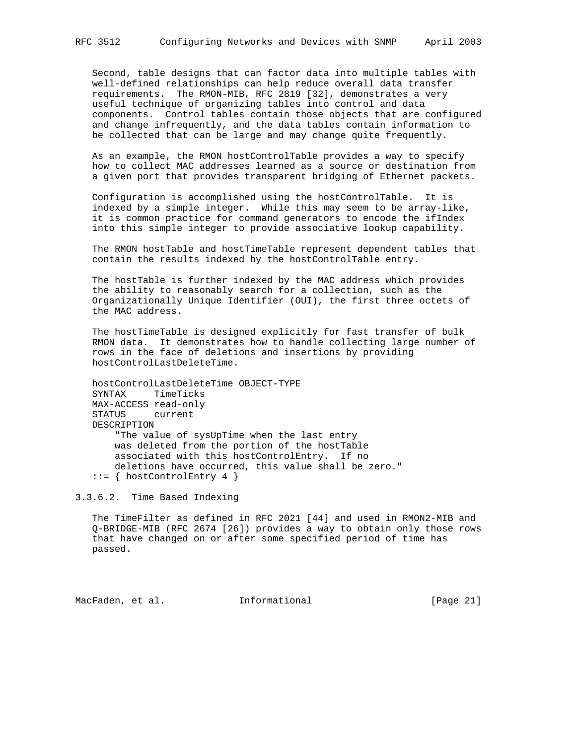Second, table designs that can factor data into multiple tables with well-defined relationships can help reduce overall data transfer requirements. The RMON-MIB, RFC 2819 [32], demonstrates a very useful technique of organizing tables into control and data components. Control tables contain those objects that are configured and change infrequently, and the data tables contain information to be collected that can be large and may change quite frequently.

As an example, the RMON hostControlTable provides a way to specify how to collect MAC addresses learned as a source or destination from a given port that provides transparent bridging of Ethernet packets.

Configuration is accomplished using the hostControlTable. It is indexed by a simple integer. While this may seem to be array-like, it is common practice for command generators to encode the ifIndex into this simple integer to provide associative lookup capability.

The RMON hostTable and hostTimeTable represent dependent tables that contain the results indexed by the hostControlTable entry.

The hostTable is further indexed by the MAC address which provides the ability to reasonably search for a collection, such as the Organizationally Unique Identifier (OUI), the first three octets of the MAC address.

The hostTimeTable is designed explicitly for fast transfer of bulk RMON data. It demonstrates how to handle collecting large number of rows in the face of deletions and insertions by providing hostControlLastDeleteTime.

```
hostControlLastDeleteTime OBJECT-TYPE
SYNTAX     TimeTicks
MAX-ACCESS read-only
STATUS     current
DESCRIPTION
    "The value of sysUpTime when the last entry
    was deleted from the portion of the hostTable
    associated with this hostControlEntry.  If no
    deletions have occurred, this value shall be zero."
::= { hostControlEntry 4 }
```

#### 3.3.6.2. Time Based Indexing

The TimeFilter as defined in RFC 2021 [44] and used in RMON2-MIB and Q-BRIDGE-MIB (RFC 2674 [26]) provides a way to obtain only those rows that have changed on or after some specified period of time has passed.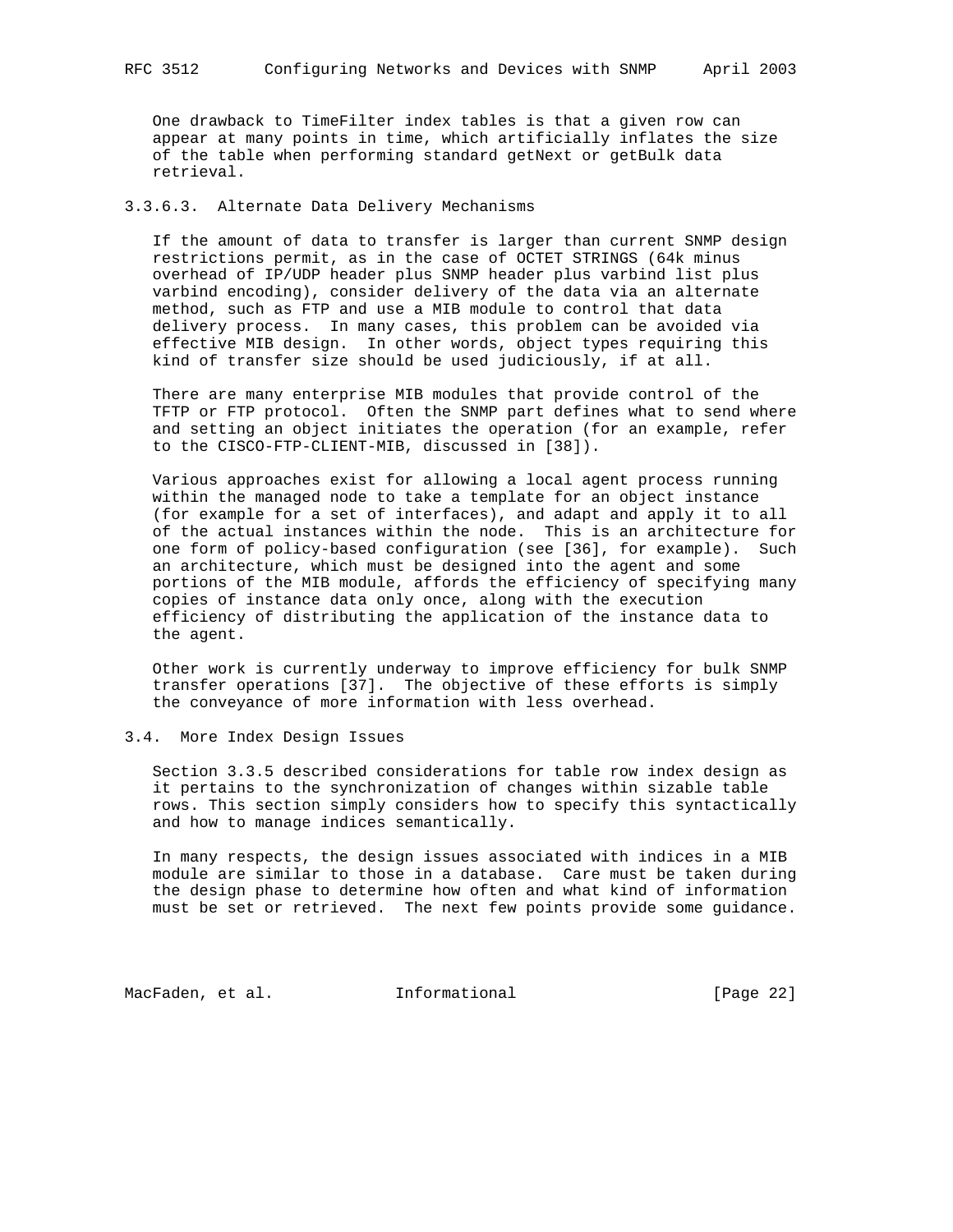One drawback to TimeFilter index tables is that a given row can appear at many points in time, which artificially inflates the size of the table when performing standard getNext or getBulk data retrieval.

#### 3.3.6.3. Alternate Data Delivery Mechanisms

If the amount of data to transfer is larger than current SNMP design restrictions permit, as in the case of OCTET STRINGS (64k minus overhead of IP/UDP header plus SNMP header plus varbind list plus varbind encoding), consider delivery of the data via an alternate method, such as FTP and use a MIB module to control that data delivery process. In many cases, this problem can be avoided via effective MIB design. In other words, object types requiring this kind of transfer size should be used judiciously, if at all.

There are many enterprise MIB modules that provide control of the TFTP or FTP protocol. Often the SNMP part defines what to send where and setting an object initiates the operation (for an example, refer to the CISCO-FTP-CLIENT-MIB, discussed in [38]).

Various approaches exist for allowing a local agent process running within the managed node to take a template for an object instance (for example for a set of interfaces), and adapt and apply it to all of the actual instances within the node. This is an architecture for one form of policy-based configuration (see [36], for example). Such an architecture, which must be designed into the agent and some portions of the MIB module, affords the efficiency of specifying many copies of instance data only once, along with the execution efficiency of distributing the application of the instance data to the agent.

Other work is currently underway to improve efficiency for bulk SNMP transfer operations [37]. The objective of these efforts is simply the conveyance of more information with less overhead.

### 3.4. More Index Design Issues

Section 3.3.5 described considerations for table row index design as it pertains to the synchronization of changes within sizable table rows. This section simply considers how to specify this syntactically and how to manage indices semantically.

In many respects, the design issues associated with indices in a MIB module are similar to those in a database. Care must be taken during the design phase to determine how often and what kind of information must be set or retrieved. The next few points provide some guidance.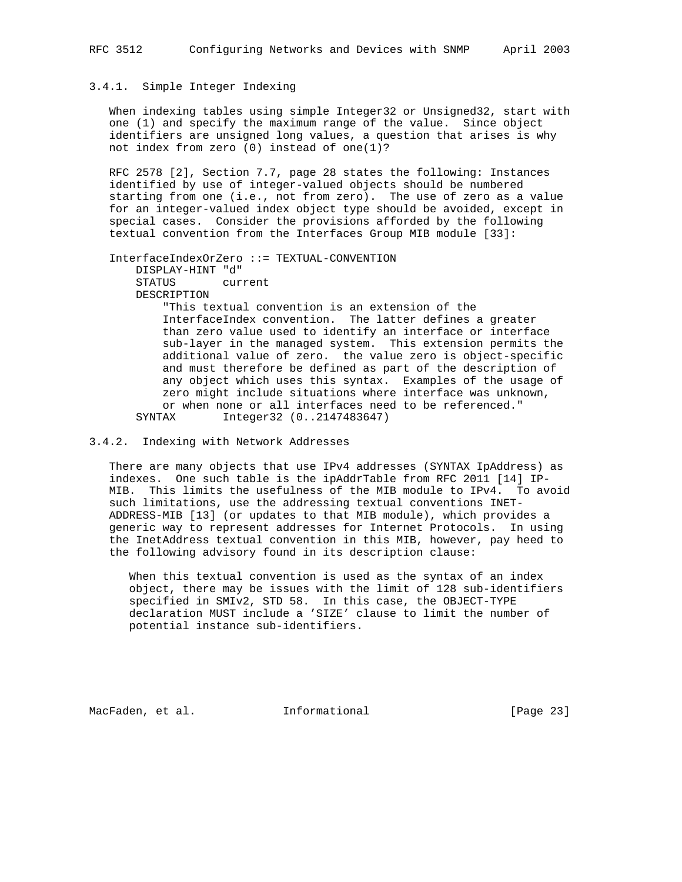### 3.4.1. Simple Integer Indexing

When indexing tables using simple Integer32 or Unsigned32, start with one (1) and specify the maximum range of the value. Since object identifiers are unsigned long values, a question that arises is why not index from zero (0) instead of one(1)?

RFC 2578 [2], Section 7.7, page 28 states the following: Instances identified by use of integer-valued objects should be numbered starting from one (i.e., not from zero). The use of zero as a value for an integer-valued index object type should be avoided, except in special cases. Consider the provisions afforded by the following textual convention from the Interfaces Group MIB module [33]:

```
InterfaceIndexOrZero ::= TEXTUAL-CONVENTION
    DISPLAY-HINT "d"
    STATUS       current
    DESCRIPTION
        "This textual convention is an extension of the
        InterfaceIndex convention.  The latter defines a greater
        than zero value used to identify an interface or interface
        sub-layer in the managed system.  This extension permits the
        additional value of zero.  the value zero is object-specific
        and must therefore be defined as part of the description of
        any object which uses this syntax.  Examples of the usage of
        zero might include situations where interface was unknown,
        or when none or all interfaces need to be referenced."
    SYNTAX       Integer32 (0..2147483647)
```

### 3.4.2. Indexing with Network Addresses

There are many objects that use IPv4 addresses (SYNTAX IpAddress) as indexes. One such table is the ipAddrTable from RFC 2011 [14] IP-MIB. This limits the usefulness of the MIB module to IPv4. To avoid such limitations, use the addressing textual conventions INET-ADDRESS-MIB [13] (or updates to that MIB module), which provides a generic way to represent addresses for Internet Protocols. In using the InetAddress textual convention in this MIB, however, pay heed to the following advisory found in its description clause:

> When this textual convention is used as the syntax of an index object, there may be issues with the limit of 128 sub-identifiers specified in SMIv2, STD 58. In this case, the OBJECT-TYPE declaration MUST include a 'SIZE' clause to limit the number of potential instance sub-identifiers.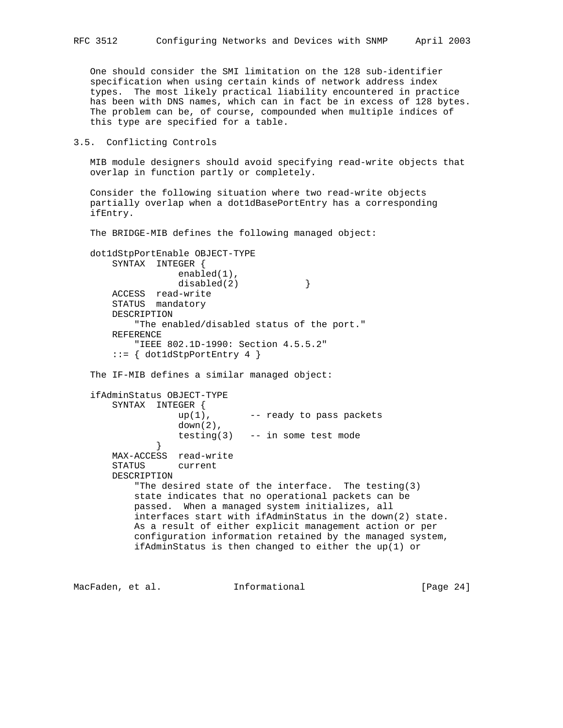One should consider the SMI limitation on the 128 sub-identifier specification when using certain kinds of network address index types. The most likely practical liability encountered in practice has been with DNS names, which can in fact be in excess of 128 bytes. The problem can be, of course, compounded when multiple indices of this type are specified for a table.

## 3.5. Conflicting Controls

MIB module designers should avoid specifying read-write objects that overlap in function partly or completely.

Consider the following situation where two read-write objects partially overlap when a dot1dBasePortEntry has a corresponding ifEntry.

The BRIDGE-MIB defines the following managed object:

```
dot1dStpPortEnable OBJECT-TYPE
    SYNTAX  INTEGER {
                enabled(1),
                disabled(2)            }
    ACCESS  read-write
    STATUS  mandatory
    DESCRIPTION
        "The enabled/disabled status of the port."
    REFERENCE
        "IEEE 802.1D-1990: Section 4.5.5.2"
    ::= { dot1dStpPortEntry 4 }
```

The IF-MIB defines a similar managed object:

```
ifAdminStatus OBJECT-TYPE
    SYNTAX  INTEGER {
                up(1),       -- ready to pass packets
                down(2),
                testing(3)   -- in some test mode
            }
    MAX-ACCESS  read-write
    STATUS      current
    DESCRIPTION
        "The desired state of the interface.  The testing(3)
        state indicates that no operational packets can be
        passed.  When a managed system initializes, all
        interfaces start with ifAdminStatus in the down(2) state.
        As a result of either explicit management action or per
        configuration information retained by the managed system,
        ifAdminStatus is then changed to either the up(1) or
```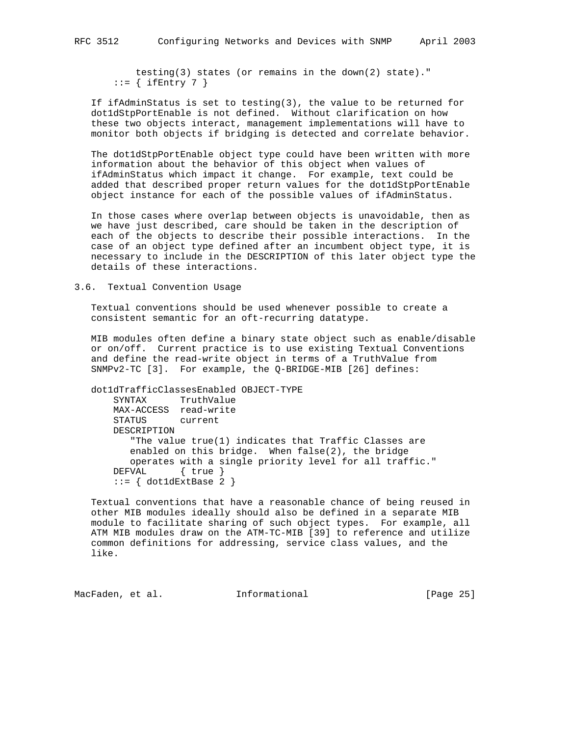```
        testing(3) states (or remains in the down(2) state)."
    ::= { ifEntry 7 }
```

If ifAdminStatus is set to testing(3), the value to be returned for dot1dStpPortEnable is not defined. Without clarification on how these two objects interact, management implementations will have to monitor both objects if bridging is detected and correlate behavior.

The dot1dStpPortEnable object type could have been written with more information about the behavior of this object when values of ifAdminStatus which impact it change. For example, text could be added that described proper return values for the dot1dStpPortEnable object instance for each of the possible values of ifAdminStatus.

In those cases where overlap between objects is unavoidable, then as we have just described, care should be taken in the description of each of the objects to describe their possible interactions. In the case of an object type defined after an incumbent object type, it is necessary to include in the DESCRIPTION of this later object type the details of these interactions.

## 3.6. Textual Convention Usage

Textual conventions should be used whenever possible to create a consistent semantic for an oft-recurring datatype.

MIB modules often define a binary state object such as enable/disable or on/off. Current practice is to use existing Textual Conventions and define the read-write object in terms of a TruthValue from SNMPv2-TC [3]. For example, the Q-BRIDGE-MIB [26] defines:

```
dot1dTrafficClassesEnabled OBJECT-TYPE
    SYNTAX      TruthValue
    MAX-ACCESS  read-write
    STATUS      current
    DESCRIPTION
       "The value true(1) indicates that Traffic Classes are
       enabled on this bridge.  When false(2), the bridge
       operates with a single priority level for all traffic."
    DEFVAL      { true }
    ::= { dot1dExtBase 2 }
```

Textual conventions that have a reasonable chance of being reused in other MIB modules ideally should also be defined in a separate MIB module to facilitate sharing of such object types. For example, all ATM MIB modules draw on the ATM-TC-MIB [39] to reference and utilize common definitions for addressing, service class values, and the like.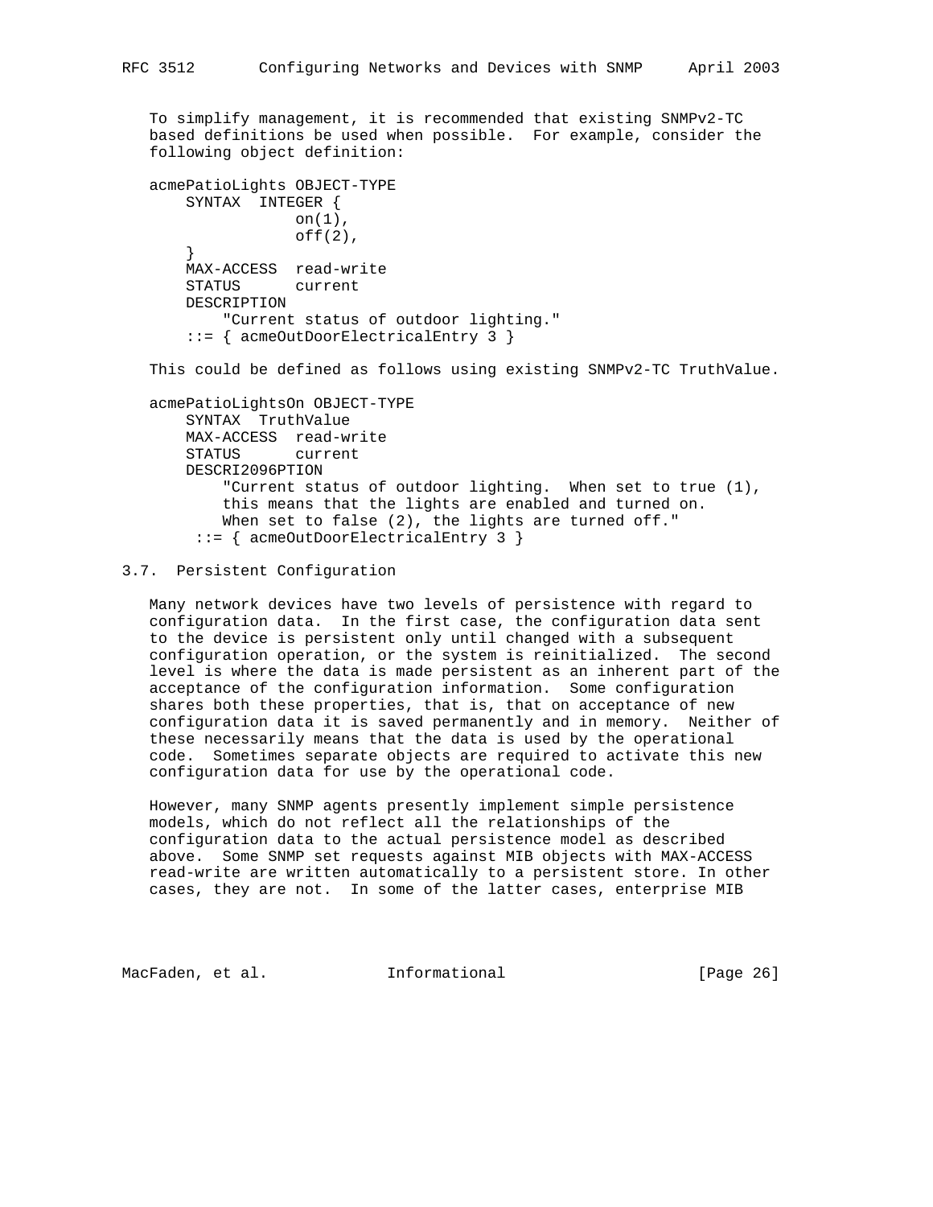To simplify management, it is recommended that existing SNMPv2-TC based definitions be used when possible. For example, consider the following object definition:

```
acmePatioLights OBJECT-TYPE
    SYNTAX  INTEGER {
                on(1),
                off(2),
    }
    MAX-ACCESS  read-write
    STATUS      current
    DESCRIPTION
        "Current status of outdoor lighting."
    ::= { acmeOutDoorElectricalEntry 3 }
```

This could be defined as follows using existing SNMPv2-TC TruthValue.

```
acmePatioLightsOn OBJECT-TYPE
    SYNTAX  TruthValue
    MAX-ACCESS  read-write
    STATUS      current
    DESCRI2096PTION
        "Current status of outdoor lighting.  When set to true (1),
        this means that the lights are enabled and turned on.
        When set to false (2), the lights are turned off."
     ::= { acmeOutDoorElectricalEntry 3 }
```

### 3.7. Persistent Configuration

Many network devices have two levels of persistence with regard to configuration data. In the first case, the configuration data sent to the device is persistent only until changed with a subsequent configuration operation, or the system is reinitialized. The second level is where the data is made persistent as an inherent part of the acceptance of the configuration information. Some configuration shares both these properties, that is, that on acceptance of new configuration data it is saved permanently and in memory. Neither of these necessarily means that the data is used by the operational code. Sometimes separate objects are required to activate this new configuration data for use by the operational code.

However, many SNMP agents presently implement simple persistence models, which do not reflect all the relationships of the configuration data to the actual persistence model as described above. Some SNMP set requests against MIB objects with MAX-ACCESS read-write are written automatically to a persistent store. In other cases, they are not. In some of the latter cases, enterprise MIB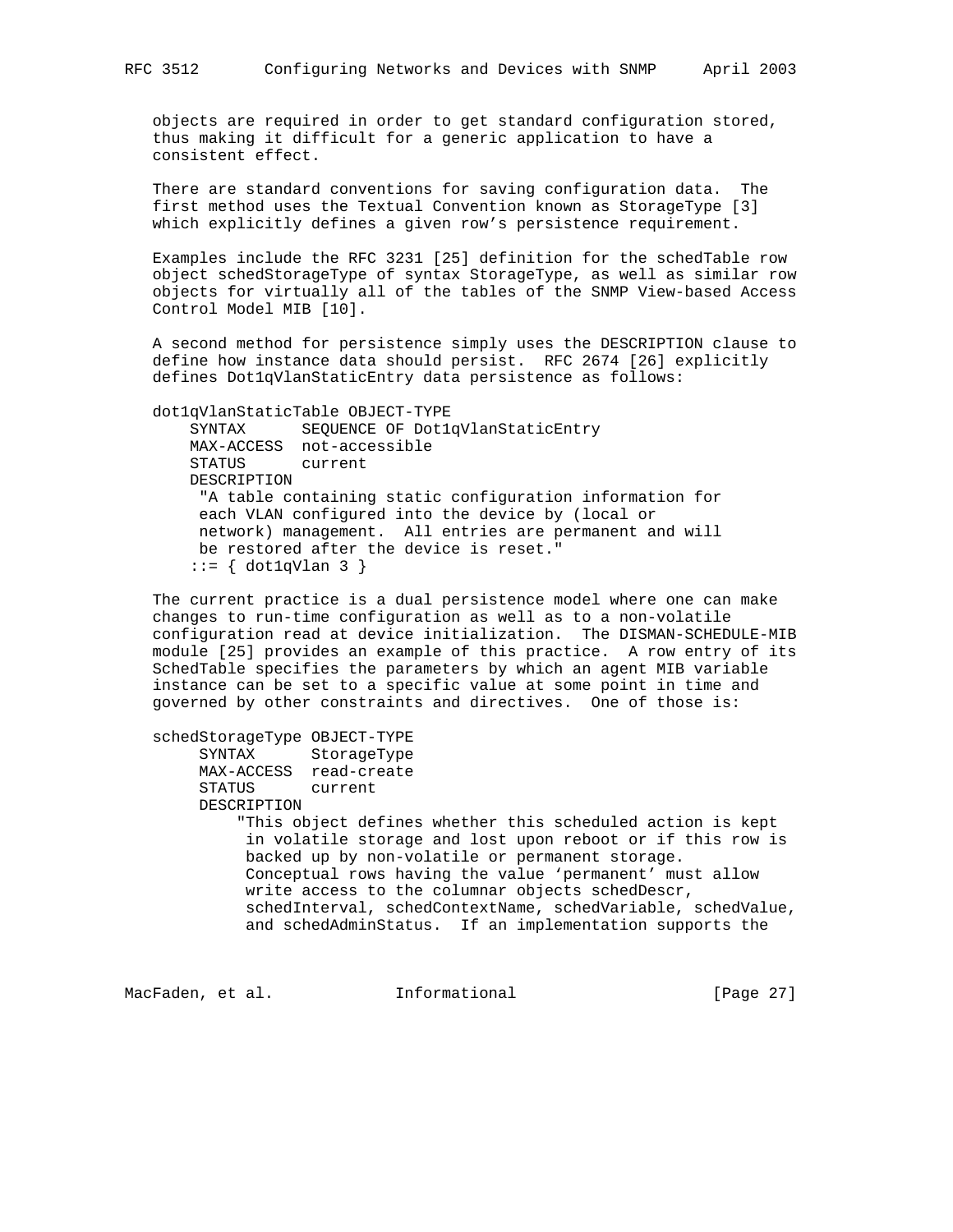objects are required in order to get standard configuration stored, thus making it difficult for a generic application to have a consistent effect.

There are standard conventions for saving configuration data. The first method uses the Textual Convention known as StorageType [3] which explicitly defines a given row's persistence requirement.

Examples include the RFC 3231 [25] definition for the schedTable row object schedStorageType of syntax StorageType, as well as similar row objects for virtually all of the tables of the SNMP View-based Access Control Model MIB [10].

A second method for persistence simply uses the DESCRIPTION clause to define how instance data should persist. RFC 2674 [26] explicitly defines Dot1qVlanStaticEntry data persistence as follows:

```
dot1qVlanStaticTable OBJECT-TYPE
    SYNTAX      SEQUENCE OF Dot1qVlanStaticEntry
    MAX-ACCESS  not-accessible
    STATUS      current
    DESCRIPTION
     "A table containing static configuration information for
     each VLAN configured into the device by (local or
     network) management.  All entries are permanent and will
     be restored after the device is reset."
    ::= { dot1qVlan 3 }
```

The current practice is a dual persistence model where one can make changes to run-time configuration as well as to a non-volatile configuration read at device initialization. The DISMAN-SCHEDULE-MIB module [25] provides an example of this practice. A row entry of its SchedTable specifies the parameters by which an agent MIB variable instance can be set to a specific value at some point in time and governed by other constraints and directives. One of those is:

```
schedStorageType OBJECT-TYPE
     SYNTAX      StorageType
     MAX-ACCESS  read-create
     STATUS      current
     DESCRIPTION
         "This object defines whether this scheduled action is kept
          in volatile storage and lost upon reboot or if this row is
          backed up by non-volatile or permanent storage.
          Conceptual rows having the value 'permanent' must allow
          write access to the columnar objects schedDescr,
          schedInterval, schedContextName, schedVariable, schedValue,
          and schedAdminStatus.  If an implementation supports the
```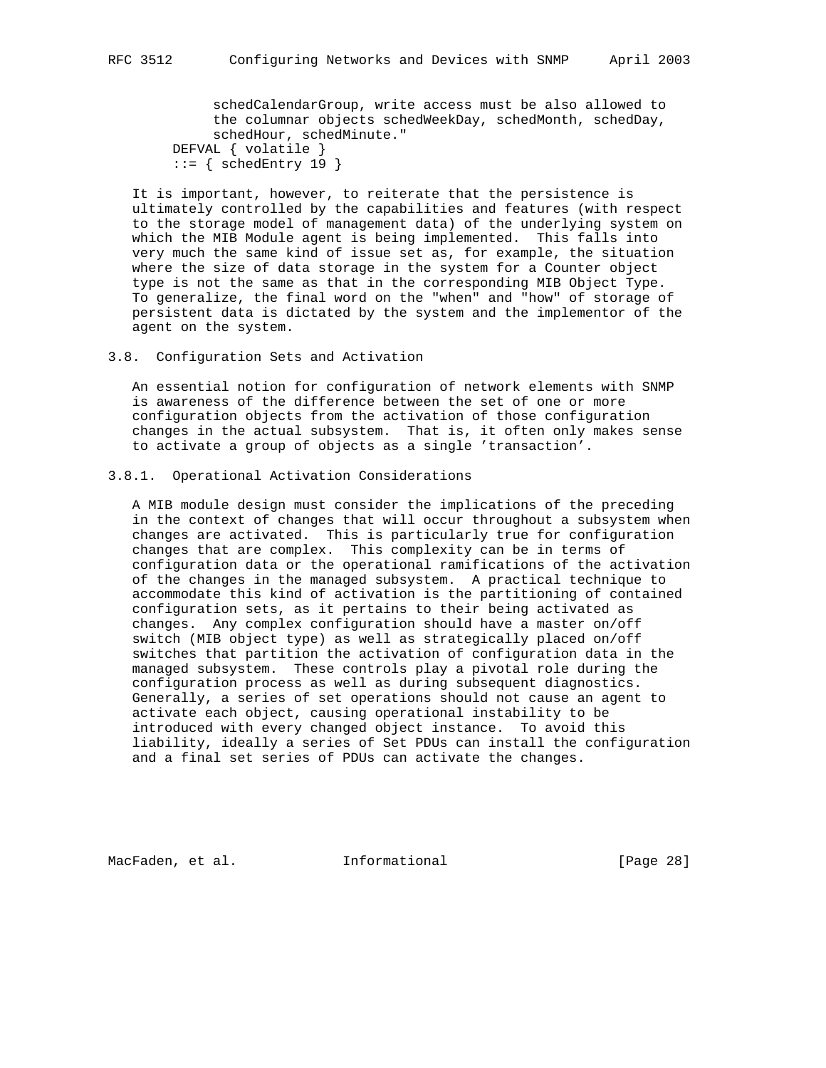```
            schedCalendarGroup, write access must be also allowed to
            the columnar objects schedWeekDay, schedMonth, schedDay,
            schedHour, schedMinute."
        DEFVAL { volatile }
        ::= { schedEntry 19 }
```

It is important, however, to reiterate that the persistence is ultimately controlled by the capabilities and features (with respect to the storage model of management data) of the underlying system on which the MIB Module agent is being implemented. This falls into very much the same kind of issue set as, for example, the situation where the size of data storage in the system for a Counter object type is not the same as that in the corresponding MIB Object Type. To generalize, the final word on the "when" and "how" of storage of persistent data is dictated by the system and the implementor of the agent on the system.

### 3.8. Configuration Sets and Activation

An essential notion for configuration of network elements with SNMP is awareness of the difference between the set of one or more configuration objects from the activation of those configuration changes in the actual subsystem. That is, it often only makes sense to activate a group of objects as a single 'transaction'.

#### 3.8.1. Operational Activation Considerations

A MIB module design must consider the implications of the preceding in the context of changes that will occur throughout a subsystem when changes are activated. This is particularly true for configuration changes that are complex. This complexity can be in terms of configuration data or the operational ramifications of the activation of the changes in the managed subsystem. A practical technique to accommodate this kind of activation is the partitioning of contained configuration sets, as it pertains to their being activated as changes. Any complex configuration should have a master on/off switch (MIB object type) as well as strategically placed on/off switches that partition the activation of configuration data in the managed subsystem. These controls play a pivotal role during the configuration process as well as during subsequent diagnostics. Generally, a series of set operations should not cause an agent to activate each object, causing operational instability to be introduced with every changed object instance. To avoid this liability, ideally a series of Set PDUs can install the configuration and a final set series of PDUs can activate the changes.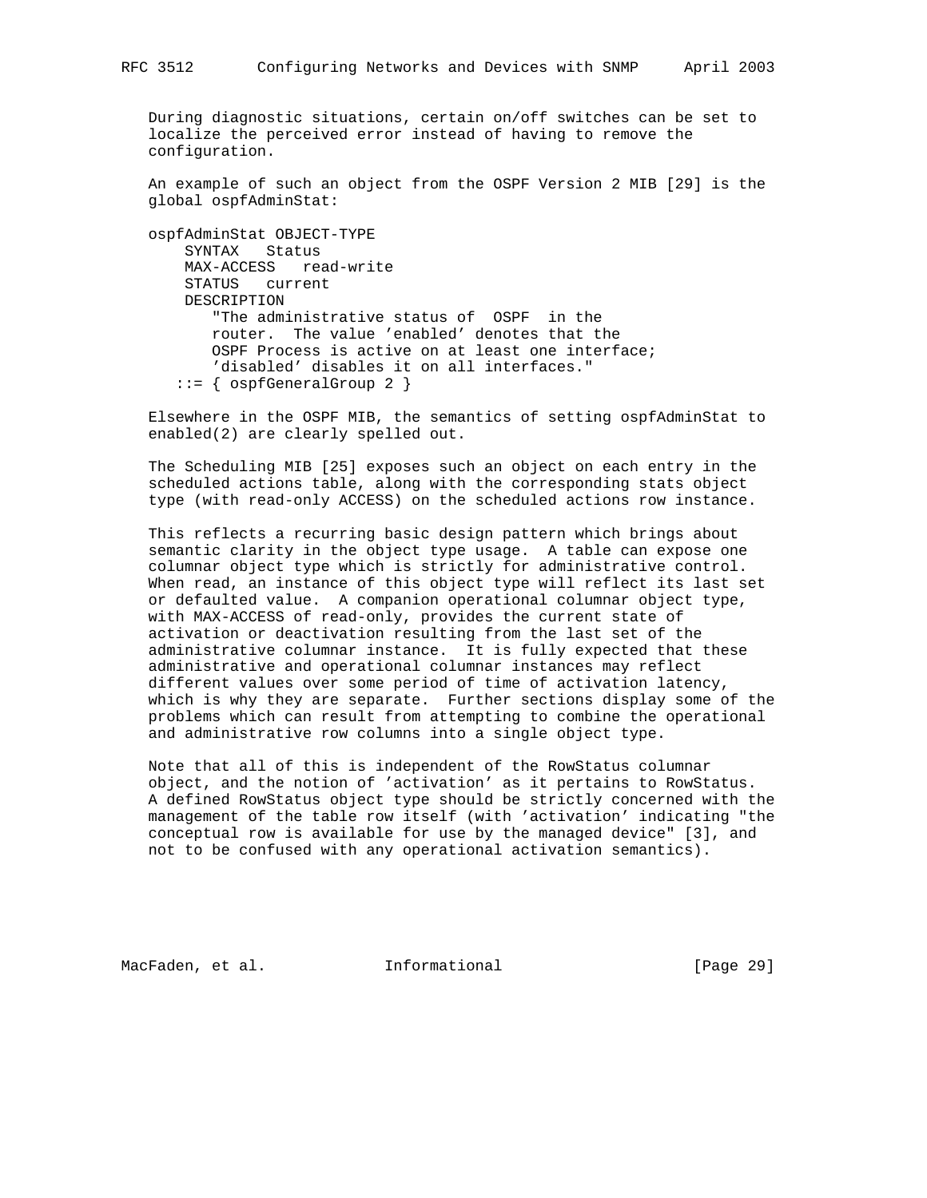During diagnostic situations, certain on/off switches can be set to localize the perceived error instead of having to remove the configuration.

An example of such an object from the OSPF Version 2 MIB [29] is the global ospfAdminStat:

```
ospfAdminStat OBJECT-TYPE
    SYNTAX   Status
    MAX-ACCESS   read-write
    STATUS   current
    DESCRIPTION
       "The administrative status of  OSPF  in the
       router.  The value 'enabled' denotes that the
       OSPF Process is active on at least one interface;
       'disabled' disables it on all interfaces."
   ::= { ospfGeneralGroup 2 }
```

Elsewhere in the OSPF MIB, the semantics of setting ospfAdminStat to enabled(2) are clearly spelled out.

The Scheduling MIB [25] exposes such an object on each entry in the scheduled actions table, along with the corresponding stats object type (with read-only ACCESS) on the scheduled actions row instance.

This reflects a recurring basic design pattern which brings about semantic clarity in the object type usage. A table can expose one columnar object type which is strictly for administrative control. When read, an instance of this object type will reflect its last set or defaulted value. A companion operational columnar object type, with MAX-ACCESS of read-only, provides the current state of activation or deactivation resulting from the last set of the administrative columnar instance. It is fully expected that these administrative and operational columnar instances may reflect different values over some period of time of activation latency, which is why they are separate. Further sections display some of the problems which can result from attempting to combine the operational and administrative row columns into a single object type.

Note that all of this is independent of the RowStatus columnar object, and the notion of 'activation' as it pertains to RowStatus. A defined RowStatus object type should be strictly concerned with the management of the table row itself (with 'activation' indicating "the conceptual row is available for use by the managed device" [3], and not to be confused with any operational activation semantics).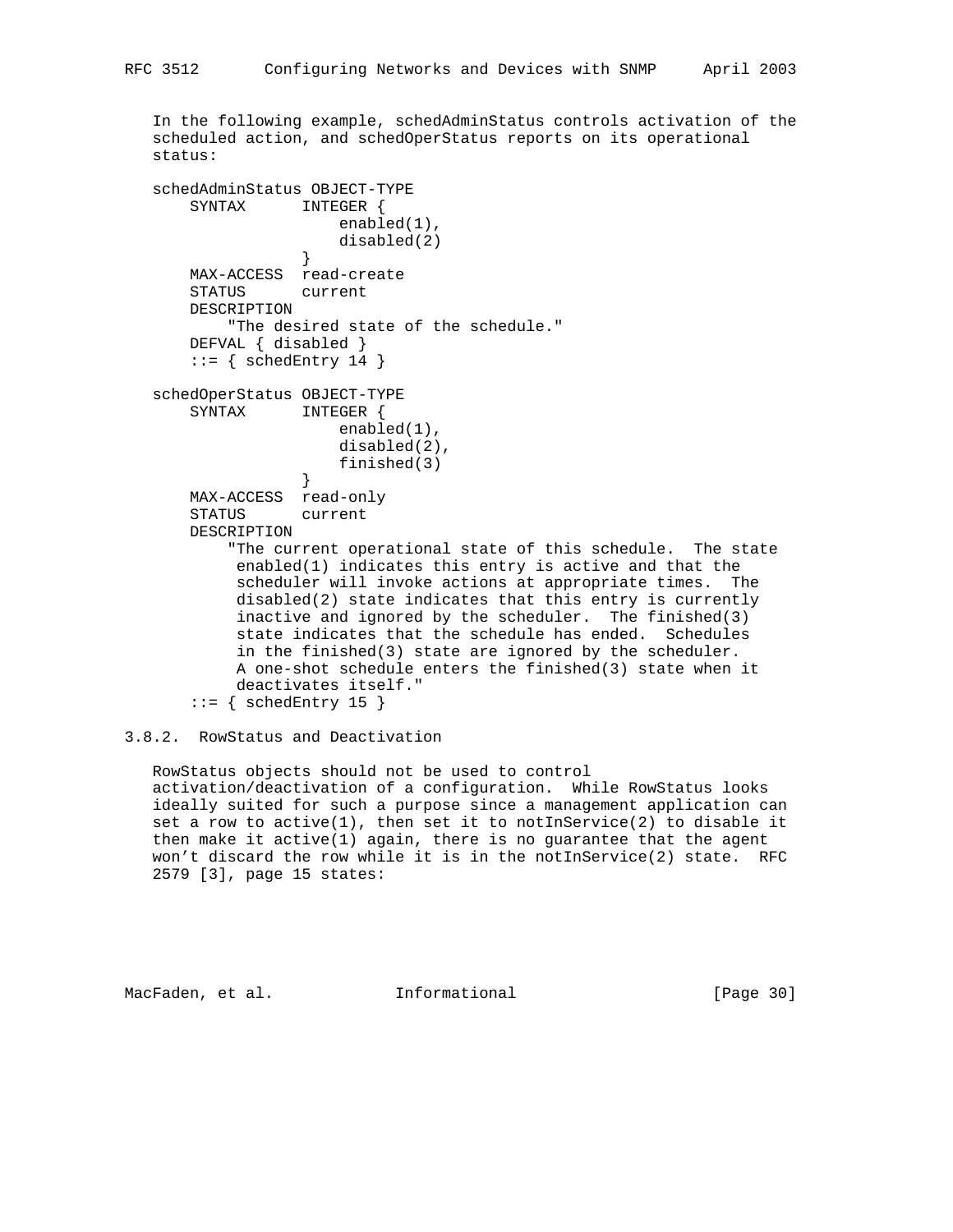In the following example, schedAdminStatus controls activation of the scheduled action, and schedOperStatus reports on its operational status:

```
schedAdminStatus OBJECT-TYPE
    SYNTAX      INTEGER {
                    enabled(1),
                    disabled(2)
                }
    MAX-ACCESS  read-create
    STATUS      current
    DESCRIPTION
        "The desired state of the schedule."
    DEFVAL { disabled }
    ::= { schedEntry 14 }

schedOperStatus OBJECT-TYPE
    SYNTAX      INTEGER {
                    enabled(1),
                    disabled(2),
                    finished(3)
                }
    MAX-ACCESS  read-only
    STATUS      current
    DESCRIPTION
        "The current operational state of this schedule.  The state
         enabled(1) indicates this entry is active and that the
         scheduler will invoke actions at appropriate times.  The
         disabled(2) state indicates that this entry is currently
         inactive and ignored by the scheduler.  The finished(3)
         state indicates that the schedule has ended.  Schedules
         in the finished(3) state are ignored by the scheduler.
         A one-shot schedule enters the finished(3) state when it
         deactivates itself."
    ::= { schedEntry 15 }
```

### 3.8.2. RowStatus and Deactivation

RowStatus objects should not be used to control activation/deactivation of a configuration. While RowStatus looks ideally suited for such a purpose since a management application can set a row to active(1), then set it to notInService(2) to disable it then make it active(1) again, there is no guarantee that the agent won't discard the row while it is in the notInService(2) state. RFC 2579 [3], page 15 states: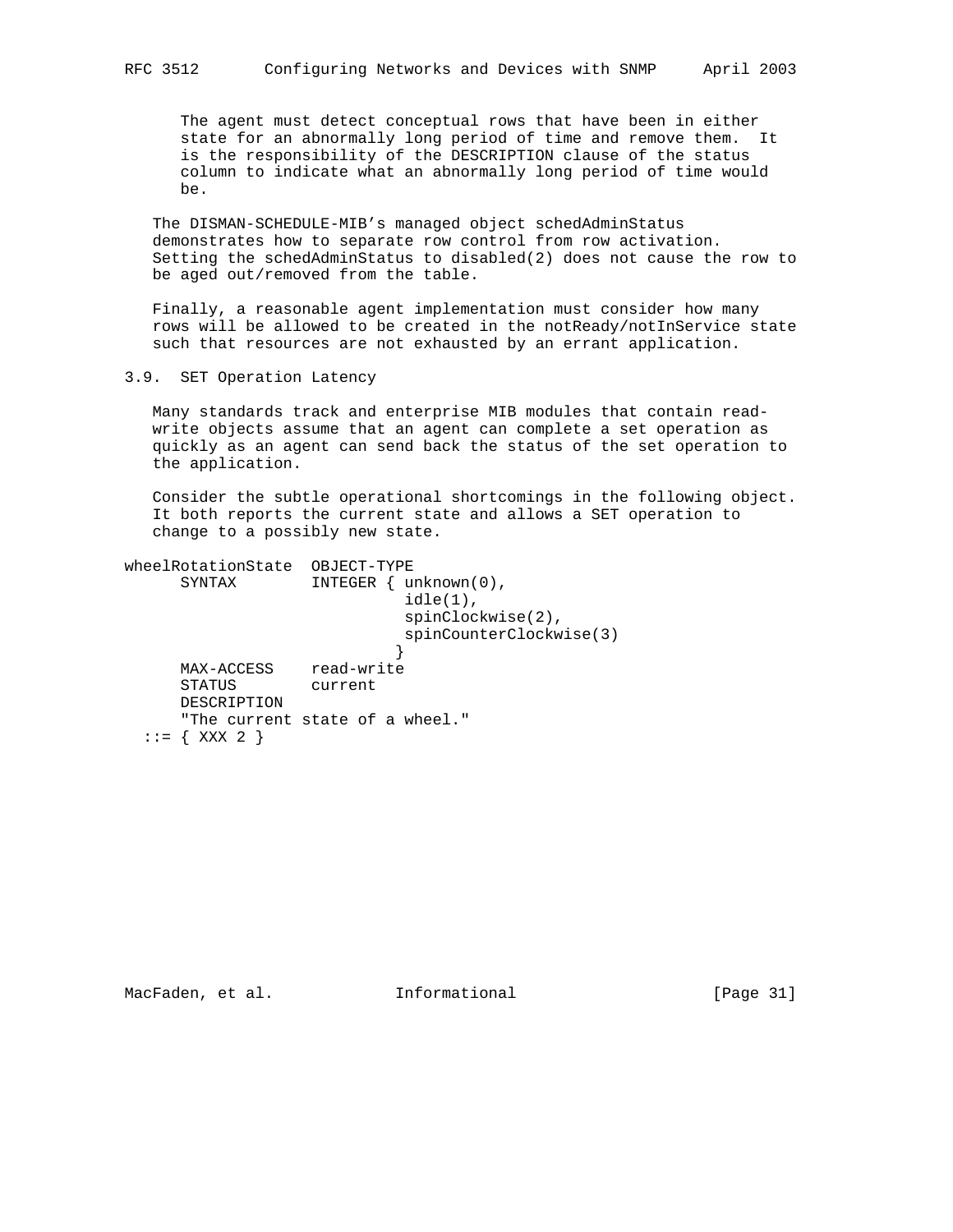The agent must detect conceptual rows that have been in either state for an abnormally long period of time and remove them. It is the responsibility of the DESCRIPTION clause of the status column to indicate what an abnormally long period of time would be.

The DISMAN-SCHEDULE-MIB's managed object schedAdminStatus demonstrates how to separate row control from row activation. Setting the schedAdminStatus to disabled(2) does not cause the row to be aged out/removed from the table.

Finally, a reasonable agent implementation must consider how many rows will be allowed to be created in the notReady/notInService state such that resources are not exhausted by an errant application.

## 3.9. SET Operation Latency

Many standards track and enterprise MIB modules that contain read-write objects assume that an agent can complete a set operation as quickly as an agent can send back the status of the set operation to the application.

Consider the subtle operational shortcomings in the following object. It both reports the current state and allows a SET operation to change to a possibly new state.

```
wheelRotationState  OBJECT-TYPE
      SYNTAX        INTEGER { unknown(0),
                              idle(1),
                              spinClockwise(2),
                              spinCounterClockwise(3)
                             }
      MAX-ACCESS    read-write
      STATUS        current
      DESCRIPTION
      "The current state of a wheel."
  ::= { XXX 2 }
```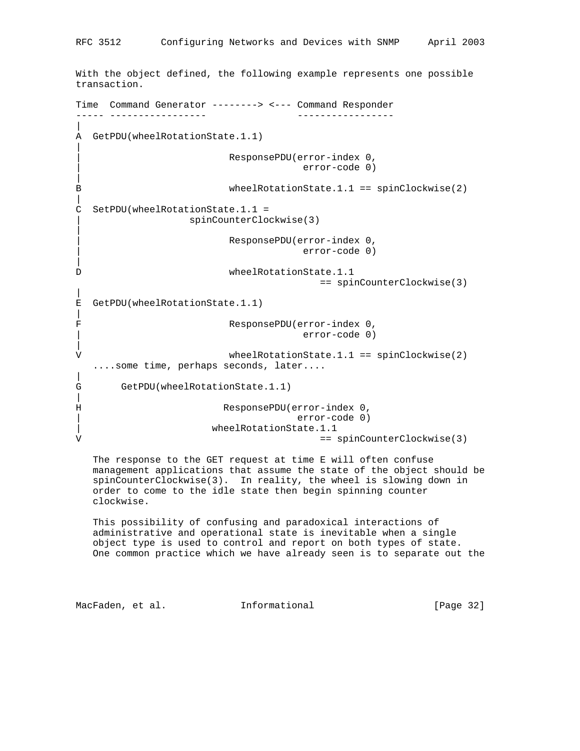With the object defined, the following example represents one possible transaction.

```
Time  Command Generator --------> <--- Command Responder
----- -----------------                -----------------
|
A  GetPDU(wheelRotationState.1.1)
|
|                          ResponsePDU(error-index 0,
|                                       error-code 0)
|
B                          wheelRotationState.1.1 == spinClockwise(2)
|
C  SetPDU(wheelRotationState.1.1 =
|                   spinCounterClockwise(3)
|
|                          ResponsePDU(error-index 0,
|                                       error-code 0)
|
D                          wheelRotationState.1.1
                                          == spinCounterClockwise(3)
|
E  GetPDU(wheelRotationState.1.1)
|
F                          ResponsePDU(error-index 0,
|                                       error-code 0)
|
V                          wheelRotationState.1.1 == spinClockwise(2)
   ....some time, perhaps seconds, later....
|
G       GetPDU(wheelRotationState.1.1)
|
H                         ResponsePDU(error-index 0,
|                                      error-code 0)
|                       wheelRotationState.1.1
V                                         == spinCounterClockwise(3)
```

The response to the GET request at time E will often confuse management applications that assume the state of the object should be spinCounterClockwise(3). In reality, the wheel is slowing down in order to come to the idle state then begin spinning counter clockwise.

This possibility of confusing and paradoxical interactions of administrative and operational state is inevitable when a single object type is used to control and report on both types of state. One common practice which we have already seen is to separate out the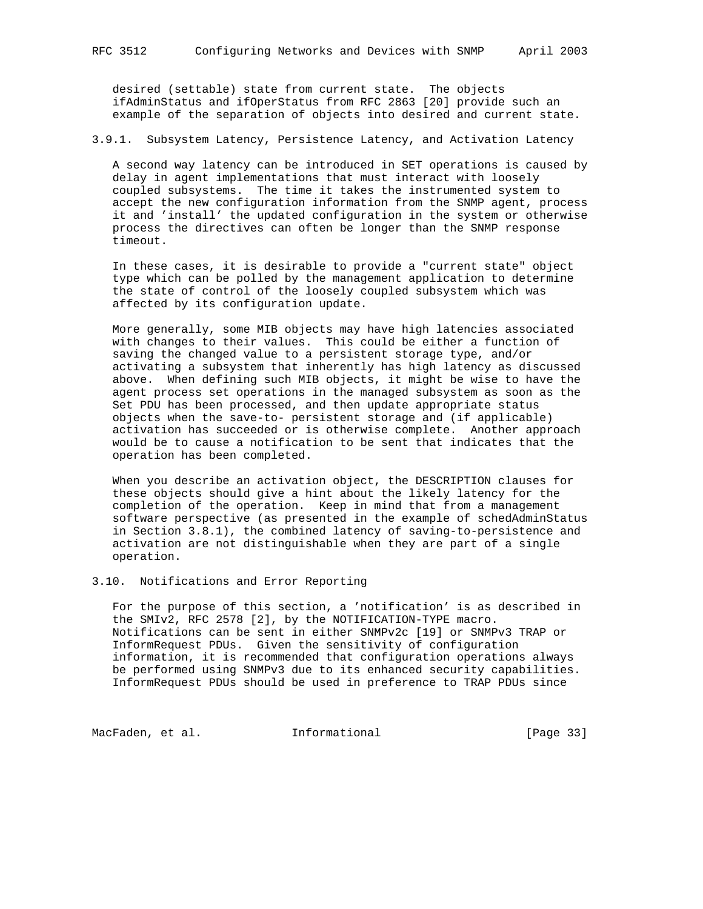desired (settable) state from current state. The objects ifAdminStatus and ifOperStatus from RFC 2863 [20] provide such an example of the separation of objects into desired and current state.

### 3.9.1. Subsystem Latency, Persistence Latency, and Activation Latency

A second way latency can be introduced in SET operations is caused by delay in agent implementations that must interact with loosely coupled subsystems. The time it takes the instrumented system to accept the new configuration information from the SNMP agent, process it and 'install' the updated configuration in the system or otherwise process the directives can often be longer than the SNMP response timeout.

In these cases, it is desirable to provide a "current state" object type which can be polled by the management application to determine the state of control of the loosely coupled subsystem which was affected by its configuration update.

More generally, some MIB objects may have high latencies associated with changes to their values. This could be either a function of saving the changed value to a persistent storage type, and/or activating a subsystem that inherently has high latency as discussed above. When defining such MIB objects, it might be wise to have the agent process set operations in the managed subsystem as soon as the Set PDU has been processed, and then update appropriate status objects when the save-to- persistent storage and (if applicable) activation has succeeded or is otherwise complete. Another approach would be to cause a notification to be sent that indicates that the operation has been completed.

When you describe an activation object, the DESCRIPTION clauses for these objects should give a hint about the likely latency for the completion of the operation. Keep in mind that from a management software perspective (as presented in the example of schedAdminStatus in Section 3.8.1), the combined latency of saving-to-persistence and activation are not distinguishable when they are part of a single operation.

## 3.10. Notifications and Error Reporting

For the purpose of this section, a 'notification' is as described in the SMIv2, RFC 2578 [2], by the NOTIFICATION-TYPE macro. Notifications can be sent in either SNMPv2c [19] or SNMPv3 TRAP or InformRequest PDUs. Given the sensitivity of configuration information, it is recommended that configuration operations always be performed using SNMPv3 due to its enhanced security capabilities. InformRequest PDUs should be used in preference to TRAP PDUs since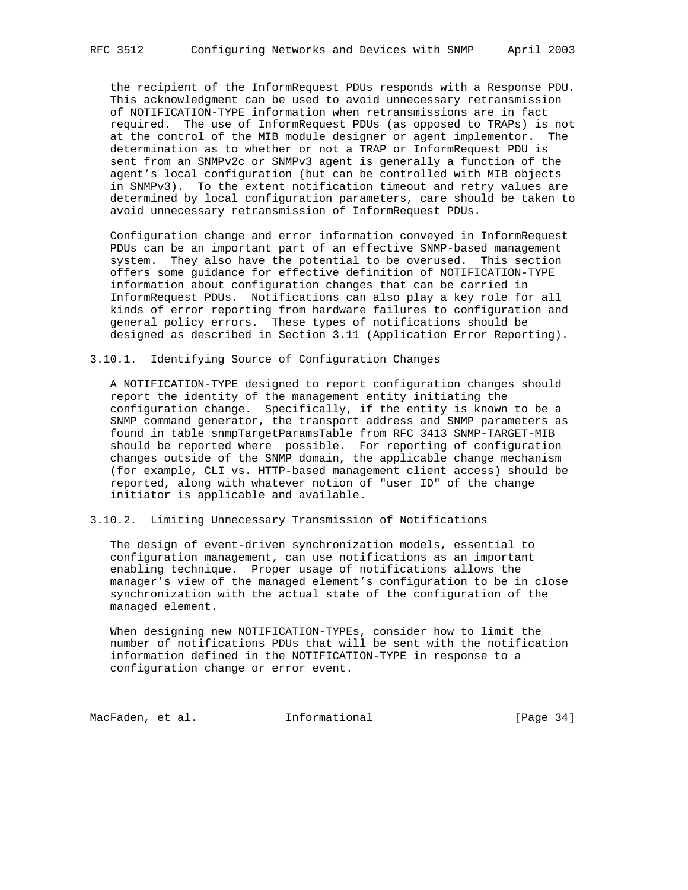the recipient of the InformRequest PDUs responds with a Response PDU. This acknowledgment can be used to avoid unnecessary retransmission of NOTIFICATION-TYPE information when retransmissions are in fact required. The use of InformRequest PDUs (as opposed to TRAPs) is not at the control of the MIB module designer or agent implementor. The determination as to whether or not a TRAP or InformRequest PDU is sent from an SNMPv2c or SNMPv3 agent is generally a function of the agent's local configuration (but can be controlled with MIB objects in SNMPv3). To the extent notification timeout and retry values are determined by local configuration parameters, care should be taken to avoid unnecessary retransmission of InformRequest PDUs.

Configuration change and error information conveyed in InformRequest PDUs can be an important part of an effective SNMP-based management system. They also have the potential to be overused. This section offers some guidance for effective definition of NOTIFICATION-TYPE information about configuration changes that can be carried in InformRequest PDUs. Notifications can also play a key role for all kinds of error reporting from hardware failures to configuration and general policy errors. These types of notifications should be designed as described in Section 3.11 (Application Error Reporting).

### 3.10.1. Identifying Source of Configuration Changes

A NOTIFICATION-TYPE designed to report configuration changes should report the identity of the management entity initiating the configuration change. Specifically, if the entity is known to be a SNMP command generator, the transport address and SNMP parameters as found in table snmpTargetParamsTable from RFC 3413 SNMP-TARGET-MIB should be reported where possible. For reporting of configuration changes outside of the SNMP domain, the applicable change mechanism (for example, CLI vs. HTTP-based management client access) should be reported, along with whatever notion of "user ID" of the change initiator is applicable and available.

### 3.10.2. Limiting Unnecessary Transmission of Notifications

The design of event-driven synchronization models, essential to configuration management, can use notifications as an important enabling technique. Proper usage of notifications allows the manager's view of the managed element's configuration to be in close synchronization with the actual state of the configuration of the managed element.

When designing new NOTIFICATION-TYPEs, consider how to limit the number of notifications PDUs that will be sent with the notification information defined in the NOTIFICATION-TYPE in response to a configuration change or error event.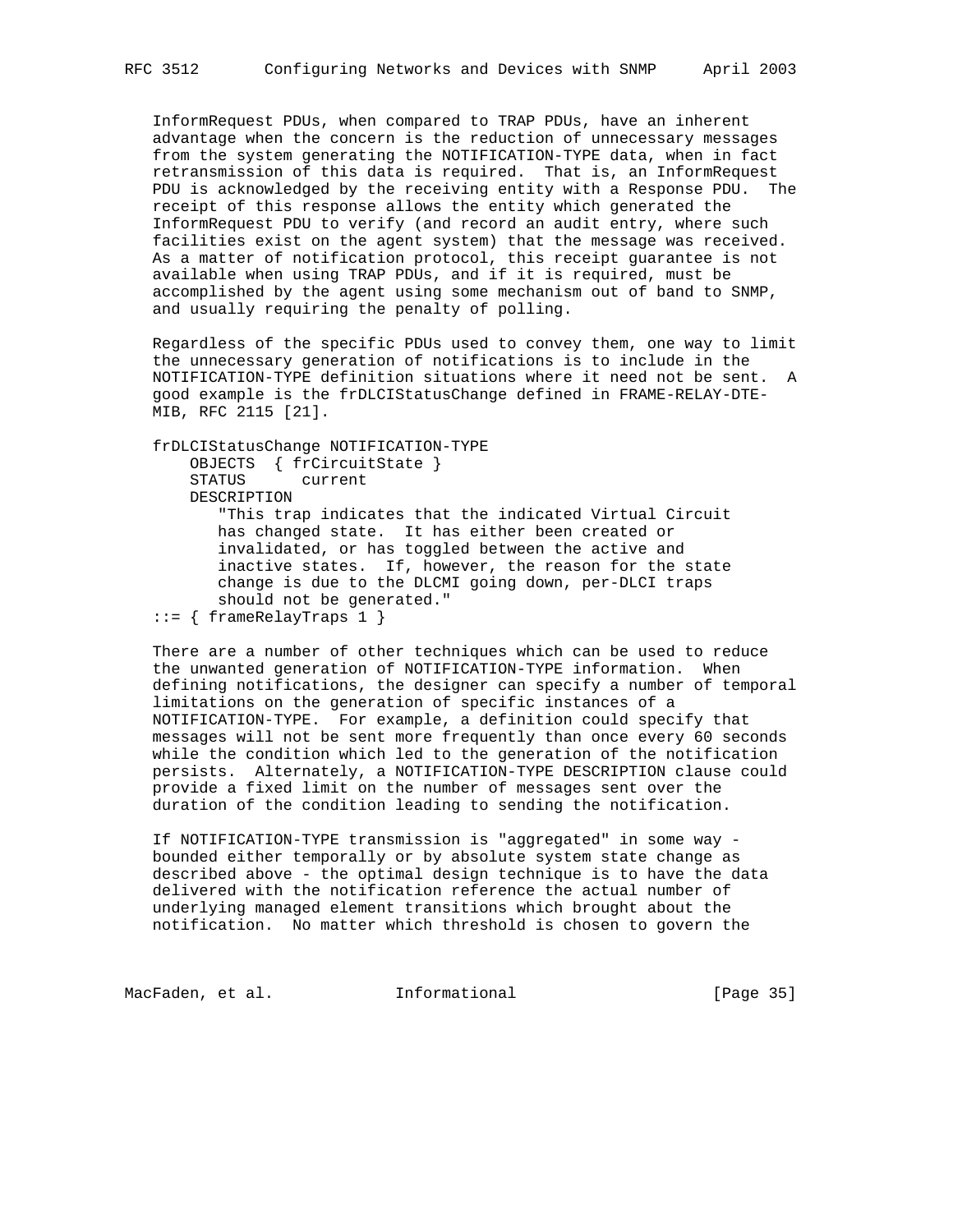InformRequest PDUs, when compared to TRAP PDUs, have an inherent advantage when the concern is the reduction of unnecessary messages from the system generating the NOTIFICATION-TYPE data, when in fact retransmission of this data is required. That is, an InformRequest PDU is acknowledged by the receiving entity with a Response PDU. The receipt of this response allows the entity which generated the InformRequest PDU to verify (and record an audit entry, where such facilities exist on the agent system) that the message was received. As a matter of notification protocol, this receipt guarantee is not available when using TRAP PDUs, and if it is required, must be accomplished by the agent using some mechanism out of band to SNMP, and usually requiring the penalty of polling.

Regardless of the specific PDUs used to convey them, one way to limit the unnecessary generation of notifications is to include in the NOTIFICATION-TYPE definition situations where it need not be sent. A good example is the frDLCIStatusChange defined in FRAME-RELAY-DTE-MIB, RFC 2115 [21].

```
frDLCIStatusChange NOTIFICATION-TYPE
    OBJECTS  { frCircuitState }
    STATUS      current
    DESCRIPTION
       "This trap indicates that the indicated Virtual Circuit
       has changed state.  It has either been created or
       invalidated, or has toggled between the active and
       inactive states.  If, however, the reason for the state
       change is due to the DLCMI going down, per-DLCI traps
       should not be generated."
::= { frameRelayTraps 1 }
```

There are a number of other techniques which can be used to reduce the unwanted generation of NOTIFICATION-TYPE information. When defining notifications, the designer can specify a number of temporal limitations on the generation of specific instances of a NOTIFICATION-TYPE. For example, a definition could specify that messages will not be sent more frequently than once every 60 seconds while the condition which led to the generation of the notification persists. Alternately, a NOTIFICATION-TYPE DESCRIPTION clause could provide a fixed limit on the number of messages sent over the duration of the condition leading to sending the notification.

If NOTIFICATION-TYPE transmission is "aggregated" in some way - bounded either temporally or by absolute system state change as described above - the optimal design technique is to have the data delivered with the notification reference the actual number of underlying managed element transitions which brought about the notification. No matter which threshold is chosen to govern the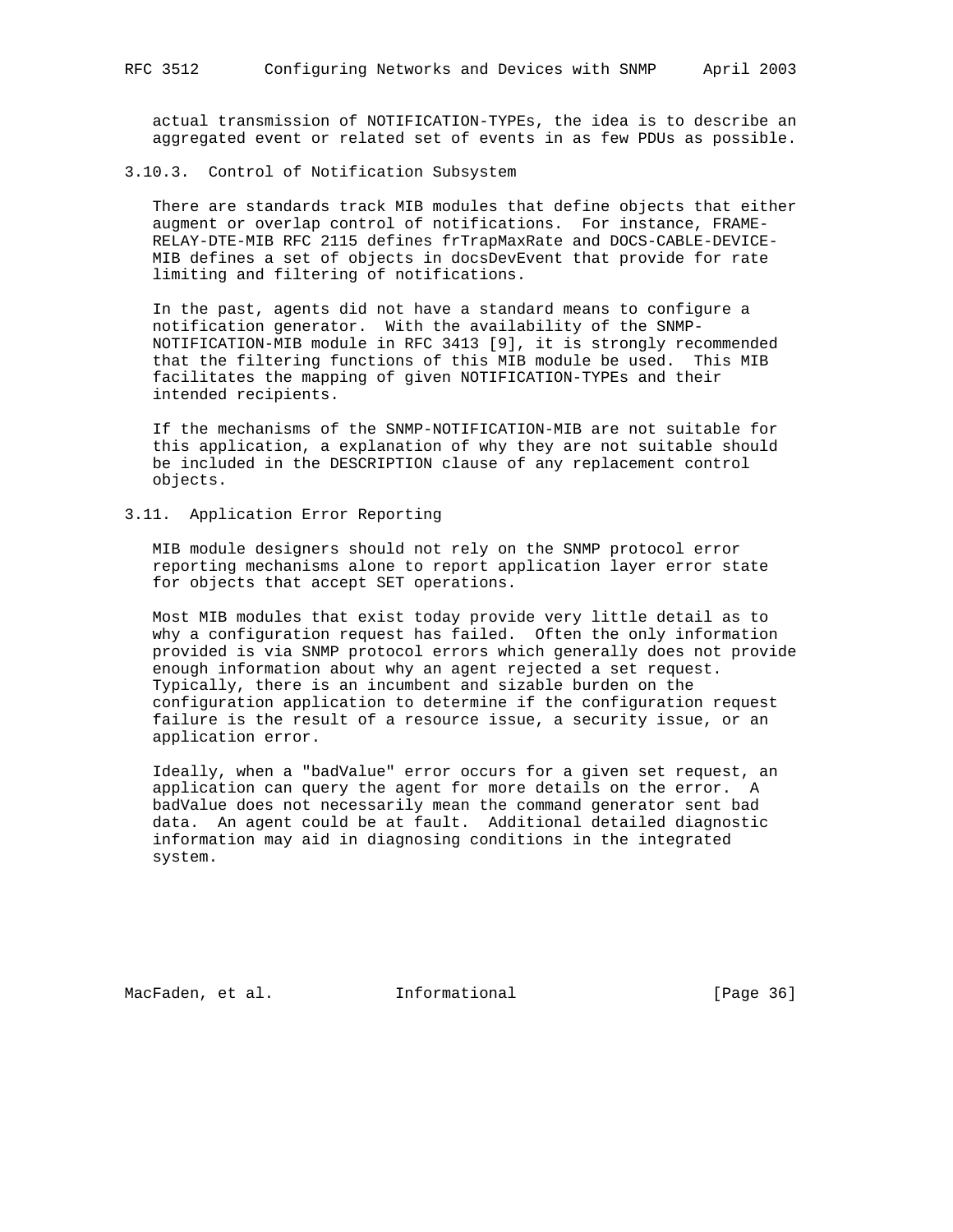actual transmission of NOTIFICATION-TYPEs, the idea is to describe an aggregated event or related set of events in as few PDUs as possible.

### 3.10.3. Control of Notification Subsystem

There are standards track MIB modules that define objects that either augment or overlap control of notifications. For instance, FRAME-RELAY-DTE-MIB RFC 2115 defines frTrapMaxRate and DOCS-CABLE-DEVICE-MIB defines a set of objects in docsDevEvent that provide for rate limiting and filtering of notifications.

In the past, agents did not have a standard means to configure a notification generator. With the availability of the SNMP-NOTIFICATION-MIB module in RFC 3413 [9], it is strongly recommended that the filtering functions of this MIB module be used. This MIB facilitates the mapping of given NOTIFICATION-TYPEs and their intended recipients.

If the mechanisms of the SNMP-NOTIFICATION-MIB are not suitable for this application, a explanation of why they are not suitable should be included in the DESCRIPTION clause of any replacement control objects.

## 3.11. Application Error Reporting

MIB module designers should not rely on the SNMP protocol error reporting mechanisms alone to report application layer error state for objects that accept SET operations.

Most MIB modules that exist today provide very little detail as to why a configuration request has failed. Often the only information provided is via SNMP protocol errors which generally does not provide enough information about why an agent rejected a set request. Typically, there is an incumbent and sizable burden on the configuration application to determine if the configuration request failure is the result of a resource issue, a security issue, or an application error.

Ideally, when a "badValue" error occurs for a given set request, an application can query the agent for more details on the error. A badValue does not necessarily mean the command generator sent bad data. An agent could be at fault. Additional detailed diagnostic information may aid in diagnosing conditions in the integrated system.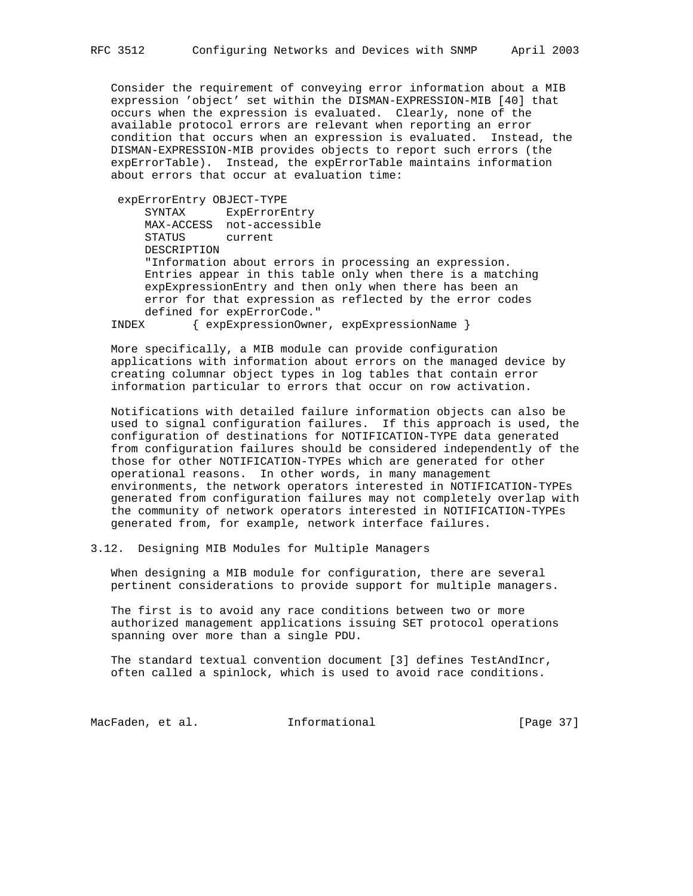Consider the requirement of conveying error information about a MIB expression 'object' set within the DISMAN-EXPRESSION-MIB [40] that occurs when the expression is evaluated. Clearly, none of the available protocol errors are relevant when reporting an error condition that occurs when an expression is evaluated. Instead, the DISMAN-EXPRESSION-MIB provides objects to report such errors (the expErrorTable). Instead, the expErrorTable maintains information about errors that occur at evaluation time:

```
 expErrorEntry OBJECT-TYPE
     SYNTAX      ExpErrorEntry
     MAX-ACCESS  not-accessible
     STATUS      current
     DESCRIPTION
     "Information about errors in processing an expression.
     Entries appear in this table only when there is a matching
     expExpressionEntry and then only when there has been an
     error for that expression as reflected by the error codes
     defined for expErrorCode."
INDEX       { expExpressionOwner, expExpressionName }
```

More specifically, a MIB module can provide configuration applications with information about errors on the managed device by creating columnar object types in log tables that contain error information particular to errors that occur on row activation.

Notifications with detailed failure information objects can also be used to signal configuration failures. If this approach is used, the configuration of destinations for NOTIFICATION-TYPE data generated from configuration failures should be considered independently of the those for other NOTIFICATION-TYPEs which are generated for other operational reasons. In other words, in many management environments, the network operators interested in NOTIFICATION-TYPEs generated from configuration failures may not completely overlap with the community of network operators interested in NOTIFICATION-TYPEs generated from, for example, network interface failures.

### 3.12. Designing MIB Modules for Multiple Managers

When designing a MIB module for configuration, there are several pertinent considerations to provide support for multiple managers.

The first is to avoid any race conditions between two or more authorized management applications issuing SET protocol operations spanning over more than a single PDU.

The standard textual convention document [3] defines TestAndIncr, often called a spinlock, which is used to avoid race conditions.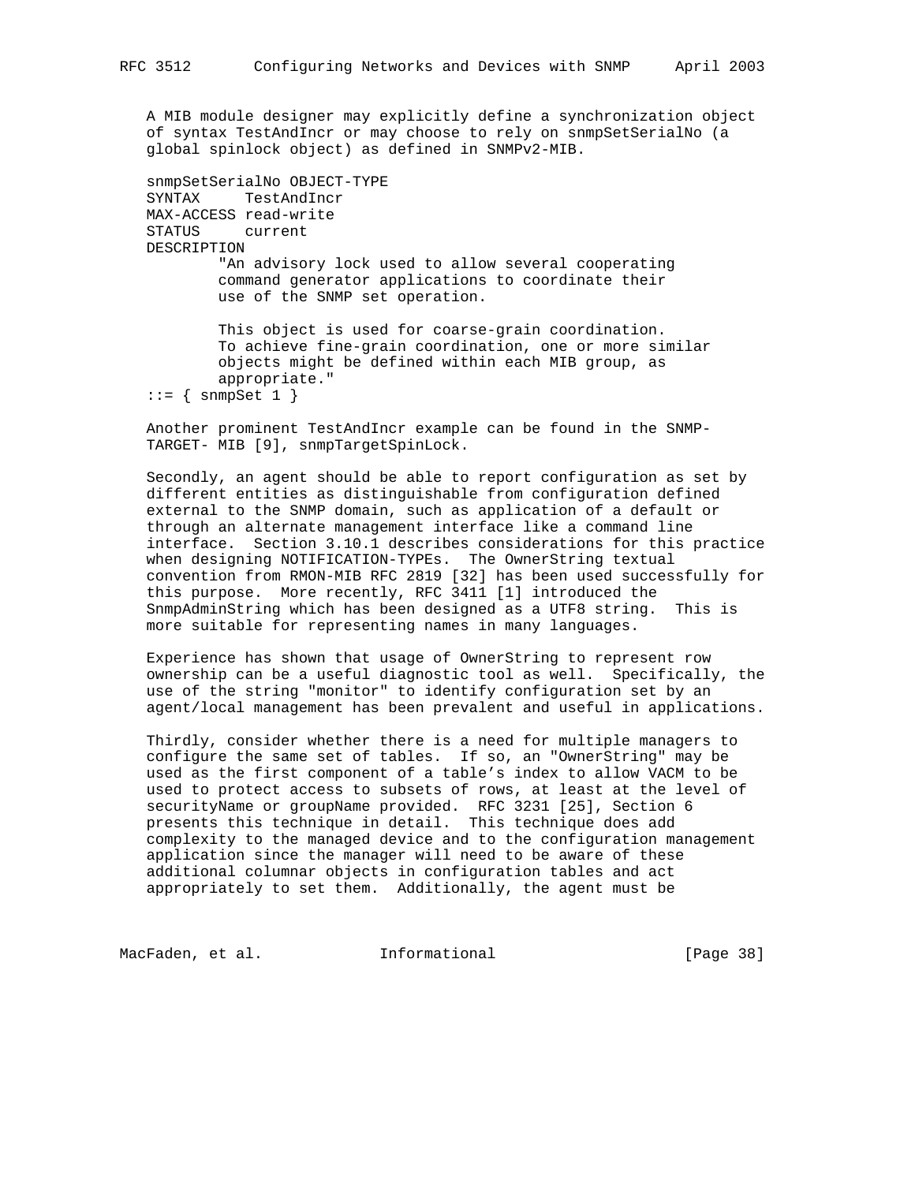A MIB module designer may explicitly define a synchronization object of syntax TestAndIncr or may choose to rely on snmpSetSerialNo (a global spinlock object) as defined in SNMPv2-MIB.

```
snmpSetSerialNo OBJECT-TYPE
SYNTAX     TestAndIncr
MAX-ACCESS read-write
STATUS     current
DESCRIPTION
        "An advisory lock used to allow several cooperating
        command generator applications to coordinate their
        use of the SNMP set operation.

        This object is used for coarse-grain coordination.
        To achieve fine-grain coordination, one or more similar
        objects might be defined within each MIB group, as
        appropriate."
::= { snmpSet 1 }
```

Another prominent TestAndIncr example can be found in the SNMP-TARGET- MIB [9], snmpTargetSpinLock.

Secondly, an agent should be able to report configuration as set by different entities as distinguishable from configuration defined external to the SNMP domain, such as application of a default or through an alternate management interface like a command line interface. Section 3.10.1 describes considerations for this practice when designing NOTIFICATION-TYPEs. The OwnerString textual convention from RMON-MIB RFC 2819 [32] has been used successfully for this purpose. More recently, RFC 3411 [1] introduced the SnmpAdminString which has been designed as a UTF8 string. This is more suitable for representing names in many languages.

Experience has shown that usage of OwnerString to represent row ownership can be a useful diagnostic tool as well. Specifically, the use of the string "monitor" to identify configuration set by an agent/local management has been prevalent and useful in applications.

Thirdly, consider whether there is a need for multiple managers to configure the same set of tables. If so, an "OwnerString" may be used as the first component of a table's index to allow VACM to be used to protect access to subsets of rows, at least at the level of securityName or groupName provided. RFC 3231 [25], Section 6 presents this technique in detail. This technique does add complexity to the managed device and to the configuration management application since the manager will need to be aware of these additional columnar objects in configuration tables and act appropriately to set them. Additionally, the agent must be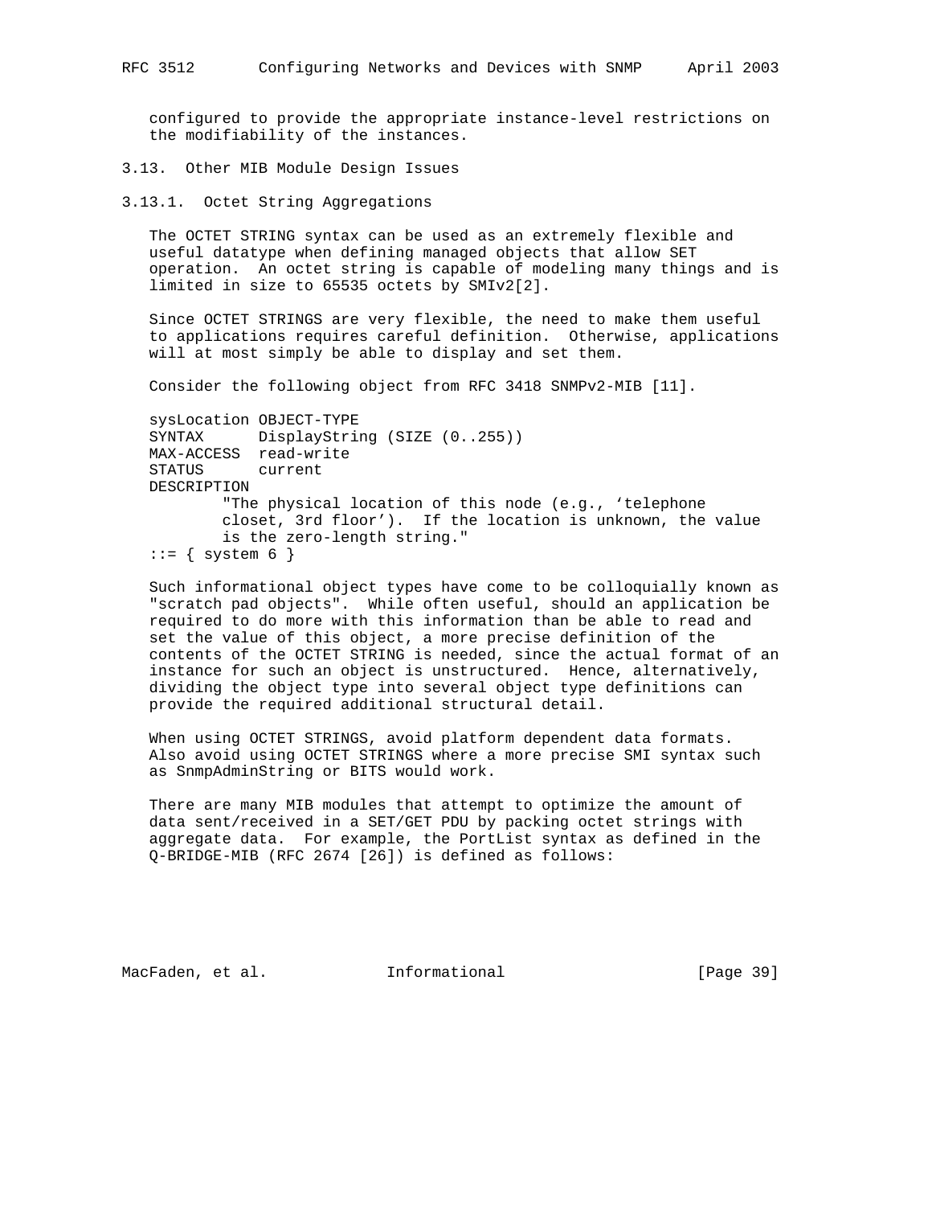configured to provide the appropriate instance-level restrictions on the modifiability of the instances.

### 3.13. Other MIB Module Design Issues

#### 3.13.1. Octet String Aggregations

The OCTET STRING syntax can be used as an extremely flexible and useful datatype when defining managed objects that allow SET operation. An octet string is capable of modeling many things and is limited in size to 65535 octets by SMIv2[2].

Since OCTET STRINGS are very flexible, the need to make them useful to applications requires careful definition. Otherwise, applications will at most simply be able to display and set them.

Consider the following object from RFC 3418 SNMPv2-MIB [11].

```
sysLocation OBJECT-TYPE
SYNTAX      DisplayString (SIZE (0..255))
MAX-ACCESS  read-write
STATUS      current
DESCRIPTION
        "The physical location of this node (e.g., 'telephone
        closet, 3rd floor'). If the location is unknown, the value
        is the zero-length string."
::= { system 6 }
```

Such informational object types have come to be colloquially known as "scratch pad objects". While often useful, should an application be required to do more with this information than be able to read and set the value of this object, a more precise definition of the contents of the OCTET STRING is needed, since the actual format of an instance for such an object is unstructured. Hence, alternatively, dividing the object type into several object type definitions can provide the required additional structural detail.

When using OCTET STRINGS, avoid platform dependent data formats. Also avoid using OCTET STRINGS where a more precise SMI syntax such as SnmpAdminString or BITS would work.

There are many MIB modules that attempt to optimize the amount of data sent/received in a SET/GET PDU by packing octet strings with aggregate data. For example, the PortList syntax as defined in the Q-BRIDGE-MIB (RFC 2674 [26]) is defined as follows: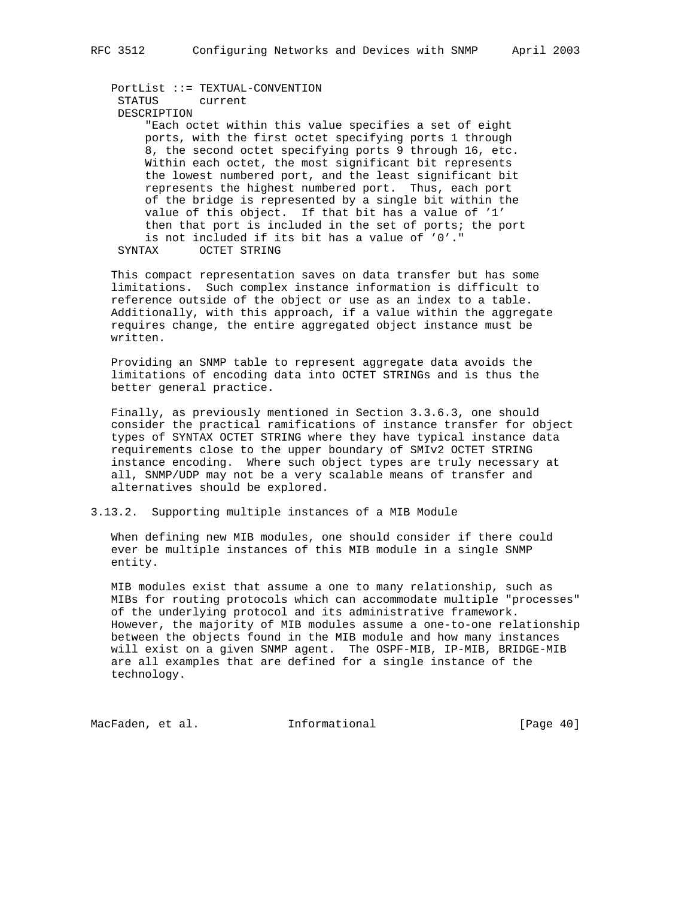```
PortList ::= TEXTUAL-CONVENTION
 STATUS      current
 DESCRIPTION
     "Each octet within this value specifies a set of eight
     ports, with the first octet specifying ports 1 through
     8, the second octet specifying ports 9 through 16, etc.
     Within each octet, the most significant bit represents
     the lowest numbered port, and the least significant bit
     represents the highest numbered port.  Thus, each port
     of the bridge is represented by a single bit within the
     value of this object.  If that bit has a value of '1'
     then that port is included in the set of ports; the port
     is not included if its bit has a value of '0'."
 SYNTAX      OCTET STRING
```

This compact representation saves on data transfer but has some limitations. Such complex instance information is difficult to reference outside of the object or use as an index to a table. Additionally, with this approach, if a value within the aggregate requires change, the entire aggregated object instance must be written.

Providing an SNMP table to represent aggregate data avoids the limitations of encoding data into OCTET STRINGs and is thus the better general practice.

Finally, as previously mentioned in Section 3.3.6.3, one should consider the practical ramifications of instance transfer for object types of SYNTAX OCTET STRING where they have typical instance data requirements close to the upper boundary of SMIv2 OCTET STRING instance encoding. Where such object types are truly necessary at all, SNMP/UDP may not be a very scalable means of transfer and alternatives should be explored.

### 3.13.2. Supporting multiple instances of a MIB Module

When defining new MIB modules, one should consider if there could ever be multiple instances of this MIB module in a single SNMP entity.

MIB modules exist that assume a one to many relationship, such as MIBs for routing protocols which can accommodate multiple "processes" of the underlying protocol and its administrative framework. However, the majority of MIB modules assume a one-to-one relationship between the objects found in the MIB module and how many instances will exist on a given SNMP agent. The OSPF-MIB, IP-MIB, BRIDGE-MIB are all examples that are defined for a single instance of the technology.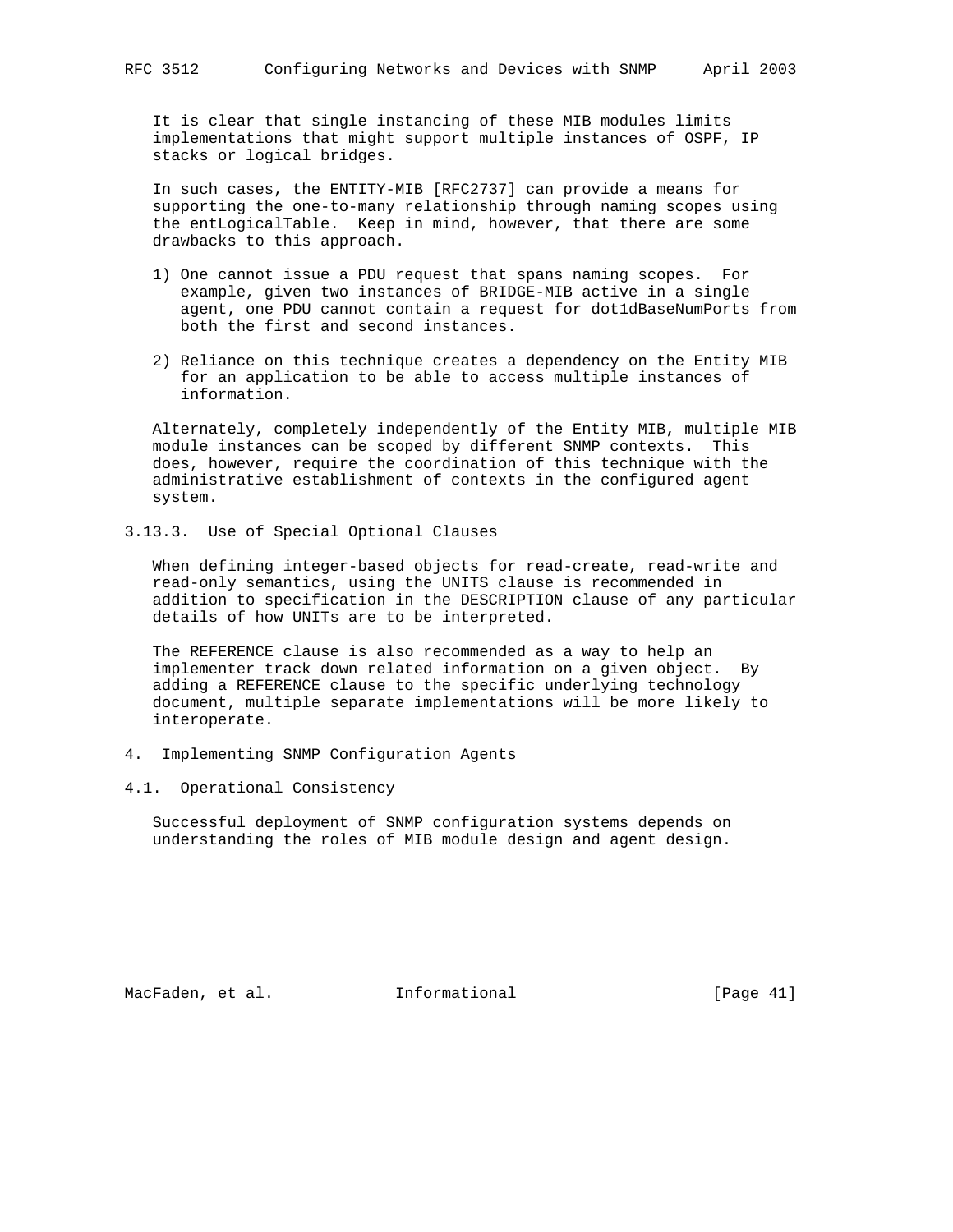It is clear that single instancing of these MIB modules limits implementations that might support multiple instances of OSPF, IP stacks or logical bridges.

In such cases, the ENTITY-MIB [RFC2737] can provide a means for supporting the one-to-many relationship through naming scopes using the entLogicalTable. Keep in mind, however, that there are some drawbacks to this approach.

1) One cannot issue a PDU request that spans naming scopes. For example, given two instances of BRIDGE-MIB active in a single agent, one PDU cannot contain a request for dot1dBaseNumPorts from both the first and second instances.

2) Reliance on this technique creates a dependency on the Entity MIB for an application to be able to access multiple instances of information.

Alternately, completely independently of the Entity MIB, multiple MIB module instances can be scoped by different SNMP contexts. This does, however, require the coordination of this technique with the administrative establishment of contexts in the configured agent system.

### 3.13.3. Use of Special Optional Clauses

When defining integer-based objects for read-create, read-write and read-only semantics, using the UNITS clause is recommended in addition to specification in the DESCRIPTION clause of any particular details of how UNITs are to be interpreted.

The REFERENCE clause is also recommended as a way to help an implementer track down related information on a given object. By adding a REFERENCE clause to the specific underlying technology document, multiple separate implementations will be more likely to interoperate.

# 4. Implementing SNMP Configuration Agents

## 4.1. Operational Consistency

Successful deployment of SNMP configuration systems depends on understanding the roles of MIB module design and agent design.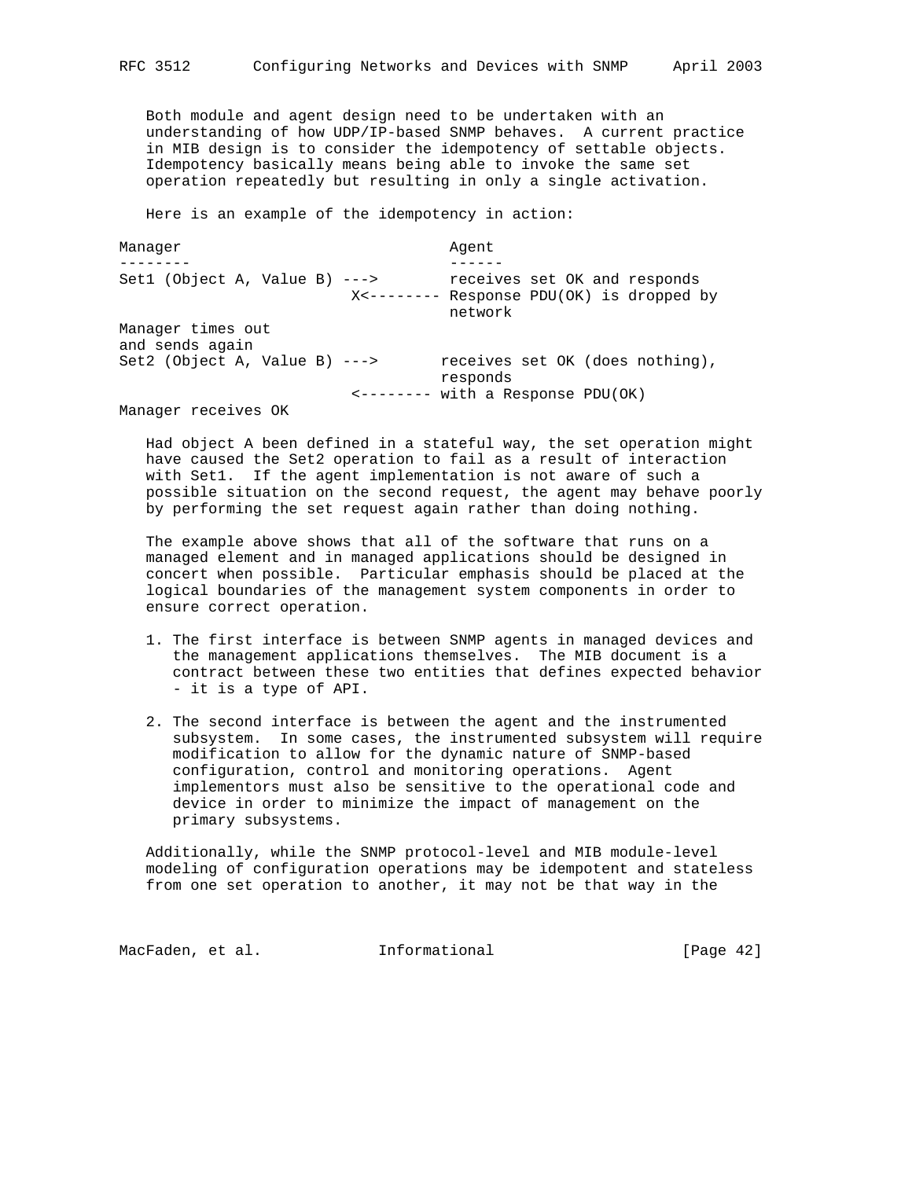Both module and agent design need to be undertaken with an understanding of how UDP/IP-based SNMP behaves. A current practice in MIB design is to consider the idempotency of settable objects. Idempotency basically means being able to invoke the same set operation repeatedly but resulting in only a single activation.

Here is an example of the idempotency in action:

```
Manager                              Agent
--------                             ------
Set1 (Object A, Value B) --->        receives set OK and responds
                          X<-------- Response PDU(OK) is dropped by
                                     network
Manager times out
and sends again
Set2 (Object A, Value B) --->       receives set OK (does nothing),
                                     responds
                          <-------- with a Response PDU(OK)
Manager receives OK
```

Had object A been defined in a stateful way, the set operation might have caused the Set2 operation to fail as a result of interaction with Set1. If the agent implementation is not aware of such a possible situation on the second request, the agent may behave poorly by performing the set request again rather than doing nothing.

The example above shows that all of the software that runs on a managed element and in managed applications should be designed in concert when possible. Particular emphasis should be placed at the logical boundaries of the management system components in order to ensure correct operation.

1. The first interface is between SNMP agents in managed devices and the management applications themselves. The MIB document is a contract between these two entities that defines expected behavior - it is a type of API.

2. The second interface is between the agent and the instrumented subsystem. In some cases, the instrumented subsystem will require modification to allow for the dynamic nature of SNMP-based configuration, control and monitoring operations. Agent implementors must also be sensitive to the operational code and device in order to minimize the impact of management on the primary subsystems.

Additionally, while the SNMP protocol-level and MIB module-level modeling of configuration operations may be idempotent and stateless from one set operation to another, it may not be that way in the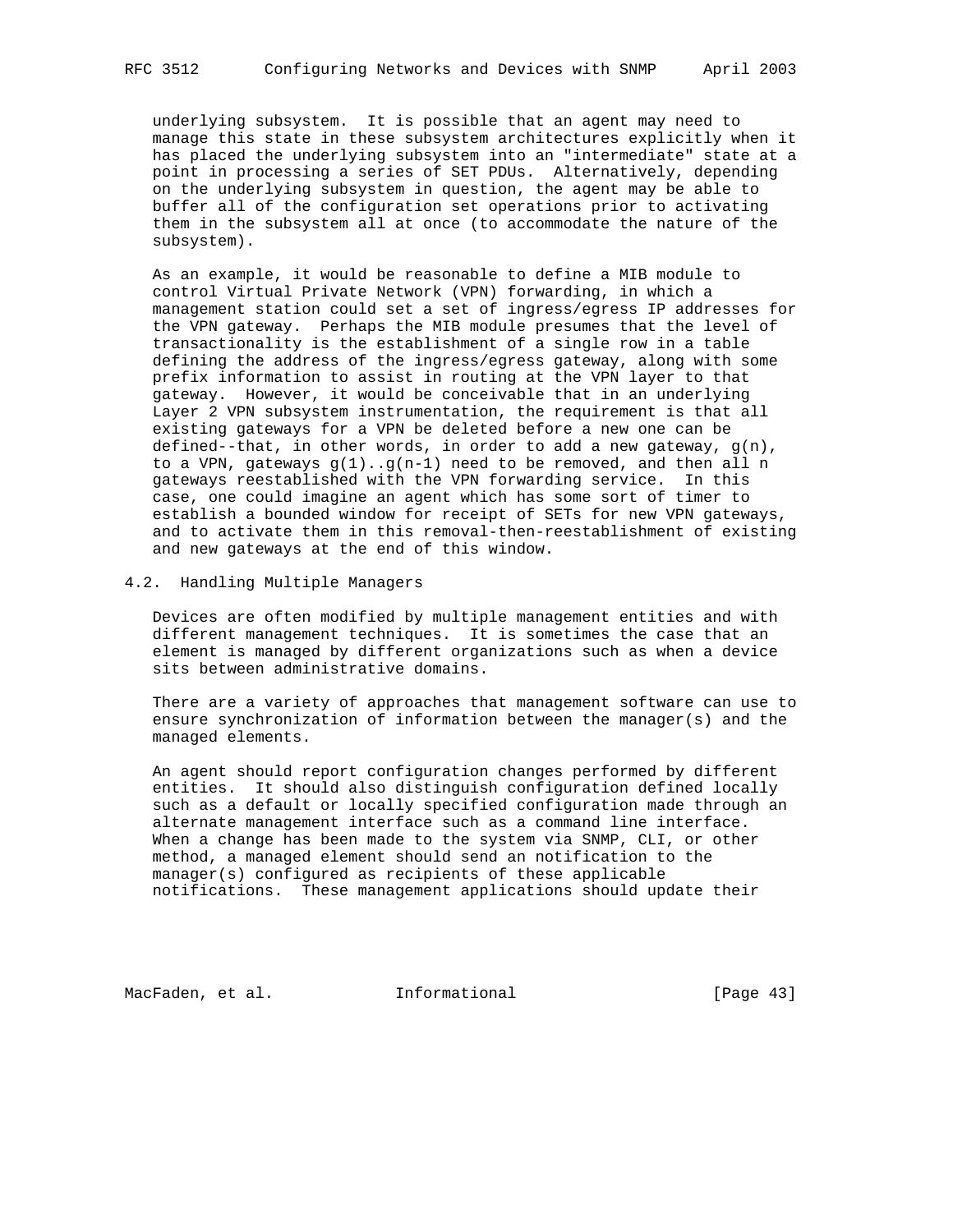underlying subsystem. It is possible that an agent may need to manage this state in these subsystem architectures explicitly when it has placed the underlying subsystem into an "intermediate" state at a point in processing a series of SET PDUs. Alternatively, depending on the underlying subsystem in question, the agent may be able to buffer all of the configuration set operations prior to activating them in the subsystem all at once (to accommodate the nature of the subsystem).

As an example, it would be reasonable to define a MIB module to control Virtual Private Network (VPN) forwarding, in which a management station could set a set of ingress/egress IP addresses for the VPN gateway. Perhaps the MIB module presumes that the level of transactionality is the establishment of a single row in a table defining the address of the ingress/egress gateway, along with some prefix information to assist in routing at the VPN layer to that gateway. However, it would be conceivable that in an underlying Layer 2 VPN subsystem instrumentation, the requirement is that all existing gateways for a VPN be deleted before a new one can be defined--that, in other words, in order to add a new gateway, g(n), to a VPN, gateways g(1)..g(n-1) need to be removed, and then all n gateways reestablished with the VPN forwarding service. In this case, one could imagine an agent which has some sort of timer to establish a bounded window for receipt of SETs for new VPN gateways, and to activate them in this removal-then-reestablishment of existing and new gateways at the end of this window.

## 4.2. Handling Multiple Managers

Devices are often modified by multiple management entities and with different management techniques. It is sometimes the case that an element is managed by different organizations such as when a device sits between administrative domains.

There are a variety of approaches that management software can use to ensure synchronization of information between the manager(s) and the managed elements.

An agent should report configuration changes performed by different entities. It should also distinguish configuration defined locally such as a default or locally specified configuration made through an alternate management interface such as a command line interface. When a change has been made to the system via SNMP, CLI, or other method, a managed element should send an notification to the manager(s) configured as recipients of these applicable notifications. These management applications should update their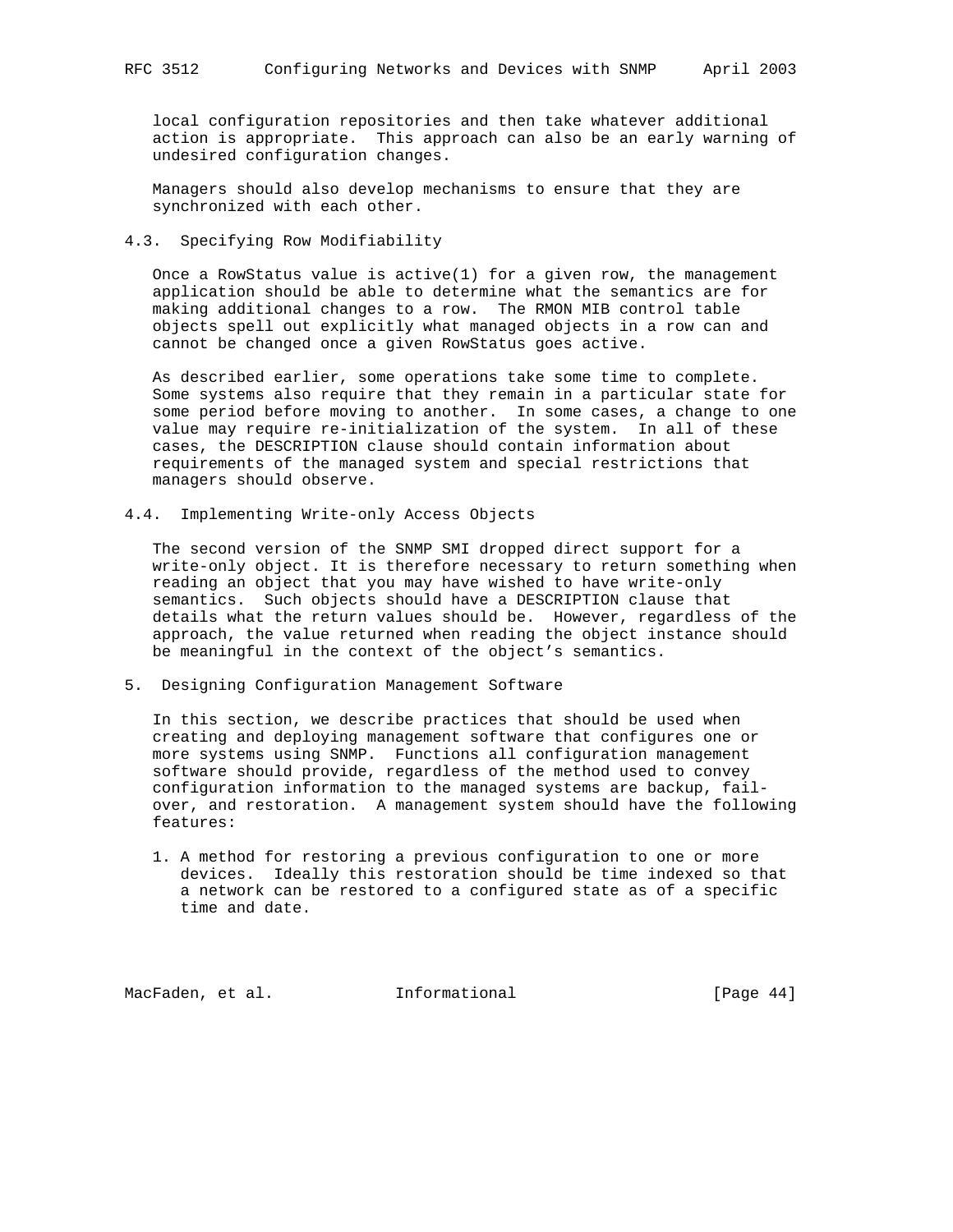local configuration repositories and then take whatever additional action is appropriate. This approach can also be an early warning of undesired configuration changes.

Managers should also develop mechanisms to ensure that they are synchronized with each other.

## 4.3. Specifying Row Modifiability

Once a RowStatus value is active(1) for a given row, the management application should be able to determine what the semantics are for making additional changes to a row. The RMON MIB control table objects spell out explicitly what managed objects in a row can and cannot be changed once a given RowStatus goes active.

As described earlier, some operations take some time to complete. Some systems also require that they remain in a particular state for some period before moving to another. In some cases, a change to one value may require re-initialization of the system. In all of these cases, the DESCRIPTION clause should contain information about requirements of the managed system and special restrictions that managers should observe.

## 4.4. Implementing Write-only Access Objects

The second version of the SNMP SMI dropped direct support for a write-only object. It is therefore necessary to return something when reading an object that you may have wished to have write-only semantics. Such objects should have a DESCRIPTION clause that details what the return values should be. However, regardless of the approach, the value returned when reading the object instance should be meaningful in the context of the object’s semantics.

# 5. Designing Configuration Management Software

In this section, we describe practices that should be used when creating and deploying management software that configures one or more systems using SNMP. Functions all configuration management software should provide, regardless of the method used to convey configuration information to the managed systems are backup, fail-over, and restoration. A management system should have the following features:

1. A method for restoring a previous configuration to one or more devices. Ideally this restoration should be time indexed so that a network can be restored to a configured state as of a specific time and date.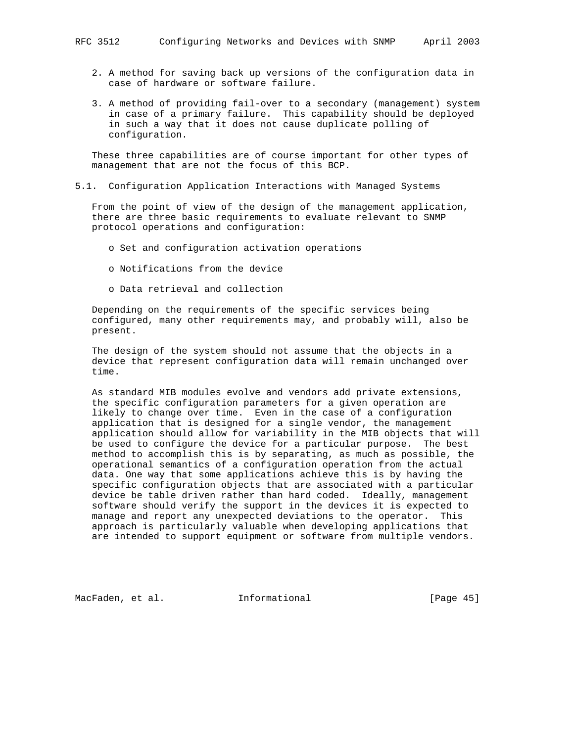2. A method for saving back up versions of the configuration data in case of hardware or software failure.

3. A method of providing fail-over to a secondary (management) system in case of a primary failure. This capability should be deployed in such a way that it does not cause duplicate polling of configuration.

These three capabilities are of course important for other types of management that are not the focus of this BCP.

### 5.1. Configuration Application Interactions with Managed Systems

From the point of view of the design of the management application, there are three basic requirements to evaluate relevant to SNMP protocol operations and configuration:

- Set and configuration activation operations
- Notifications from the device
- Data retrieval and collection

Depending on the requirements of the specific services being configured, many other requirements may, and probably will, also be present.

The design of the system should not assume that the objects in a device that represent configuration data will remain unchanged over time.

As standard MIB modules evolve and vendors add private extensions, the specific configuration parameters for a given operation are likely to change over time. Even in the case of a configuration application that is designed for a single vendor, the management application should allow for variability in the MIB objects that will be used to configure the device for a particular purpose. The best method to accomplish this is by separating, as much as possible, the operational semantics of a configuration operation from the actual data. One way that some applications achieve this is by having the specific configuration objects that are associated with a particular device be table driven rather than hard coded. Ideally, management software should verify the support in the devices it is expected to manage and report any unexpected deviations to the operator. This approach is particularly valuable when developing applications that are intended to support equipment or software from multiple vendors.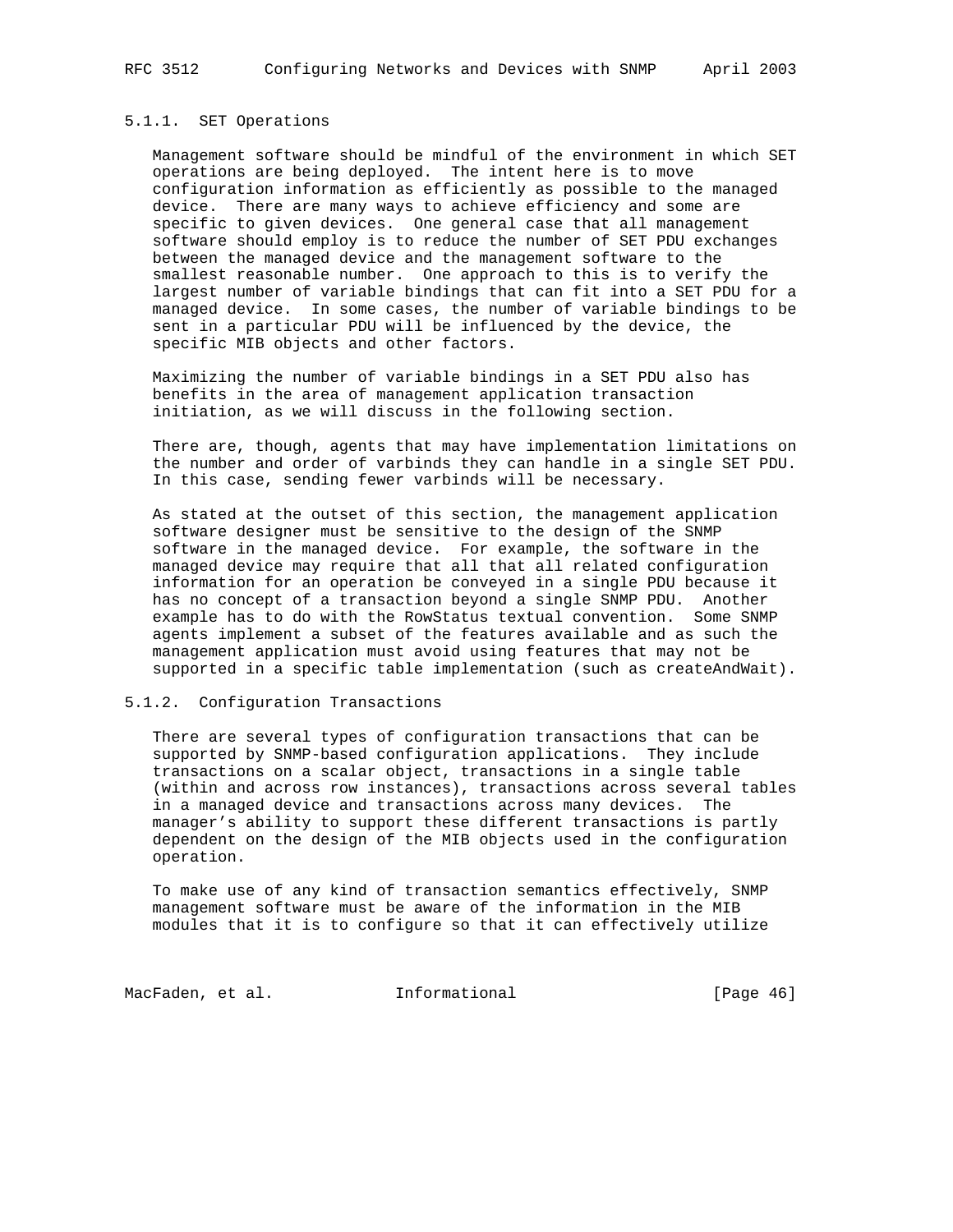### 5.1.1. SET Operations

Management software should be mindful of the environment in which SET operations are being deployed. The intent here is to move configuration information as efficiently as possible to the managed device. There are many ways to achieve efficiency and some are specific to given devices. One general case that all management software should employ is to reduce the number of SET PDU exchanges between the managed device and the management software to the smallest reasonable number. One approach to this is to verify the largest number of variable bindings that can fit into a SET PDU for a managed device. In some cases, the number of variable bindings to be sent in a particular PDU will be influenced by the device, the specific MIB objects and other factors.

Maximizing the number of variable bindings in a SET PDU also has benefits in the area of management application transaction initiation, as we will discuss in the following section.

There are, though, agents that may have implementation limitations on the number and order of varbinds they can handle in a single SET PDU. In this case, sending fewer varbinds will be necessary.

As stated at the outset of this section, the management application software designer must be sensitive to the design of the SNMP software in the managed device. For example, the software in the managed device may require that all that all related configuration information for an operation be conveyed in a single PDU because it has no concept of a transaction beyond a single SNMP PDU. Another example has to do with the RowStatus textual convention. Some SNMP agents implement a subset of the features available and as such the management application must avoid using features that may not be supported in a specific table implementation (such as createAndWait).

### 5.1.2. Configuration Transactions

There are several types of configuration transactions that can be supported by SNMP-based configuration applications. They include transactions on a scalar object, transactions in a single table (within and across row instances), transactions across several tables in a managed device and transactions across many devices. The manager's ability to support these different transactions is partly dependent on the design of the MIB objects used in the configuration operation.

To make use of any kind of transaction semantics effectively, SNMP management software must be aware of the information in the MIB modules that it is to configure so that it can effectively utilize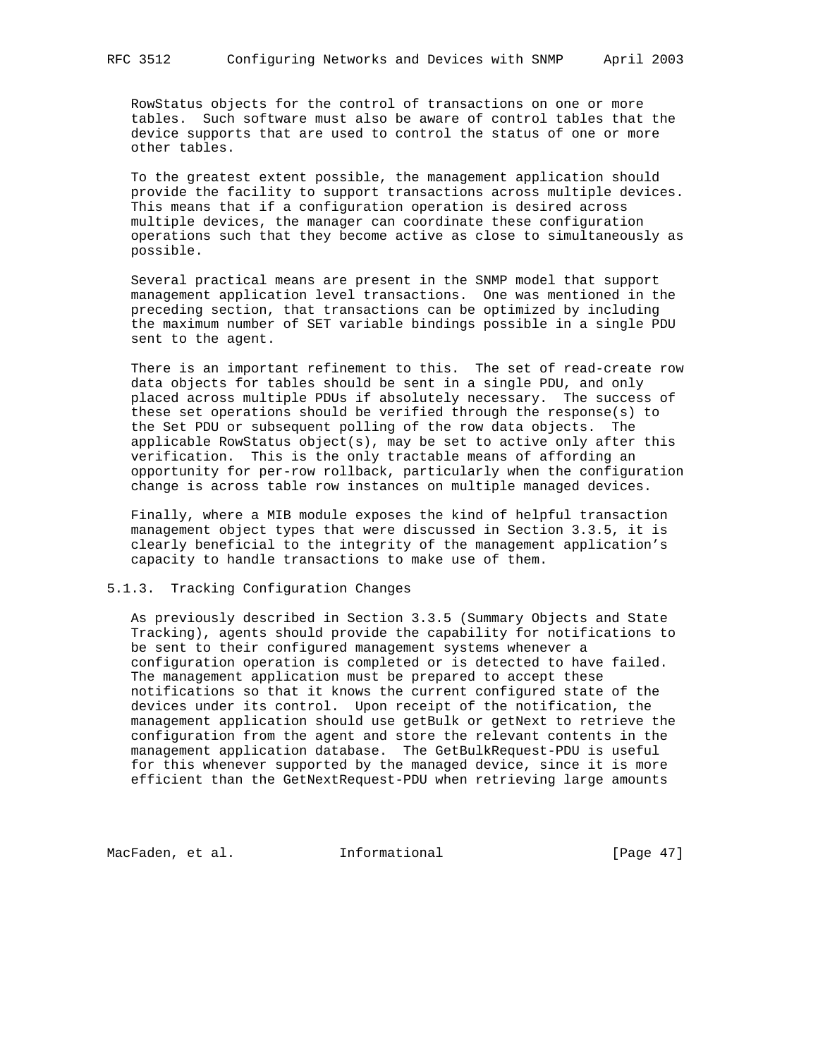RowStatus objects for the control of transactions on one or more tables. Such software must also be aware of control tables that the device supports that are used to control the status of one or more other tables.

To the greatest extent possible, the management application should provide the facility to support transactions across multiple devices. This means that if a configuration operation is desired across multiple devices, the manager can coordinate these configuration operations such that they become active as close to simultaneously as possible.

Several practical means are present in the SNMP model that support management application level transactions. One was mentioned in the preceding section, that transactions can be optimized by including the maximum number of SET variable bindings possible in a single PDU sent to the agent.

There is an important refinement to this. The set of read-create row data objects for tables should be sent in a single PDU, and only placed across multiple PDUs if absolutely necessary. The success of these set operations should be verified through the response(s) to the Set PDU or subsequent polling of the row data objects. The applicable RowStatus object(s), may be set to active only after this verification. This is the only tractable means of affording an opportunity for per-row rollback, particularly when the configuration change is across table row instances on multiple managed devices.

Finally, where a MIB module exposes the kind of helpful transaction management object types that were discussed in Section 3.3.5, it is clearly beneficial to the integrity of the management application's capacity to handle transactions to make use of them.

### 5.1.3. Tracking Configuration Changes

As previously described in Section 3.3.5 (Summary Objects and State Tracking), agents should provide the capability for notifications to be sent to their configured management systems whenever a configuration operation is completed or is detected to have failed. The management application must be prepared to accept these notifications so that it knows the current configured state of the devices under its control. Upon receipt of the notification, the management application should use getBulk or getNext to retrieve the configuration from the agent and store the relevant contents in the management application database. The GetBulkRequest-PDU is useful for this whenever supported by the managed device, since it is more efficient than the GetNextRequest-PDU when retrieving large amounts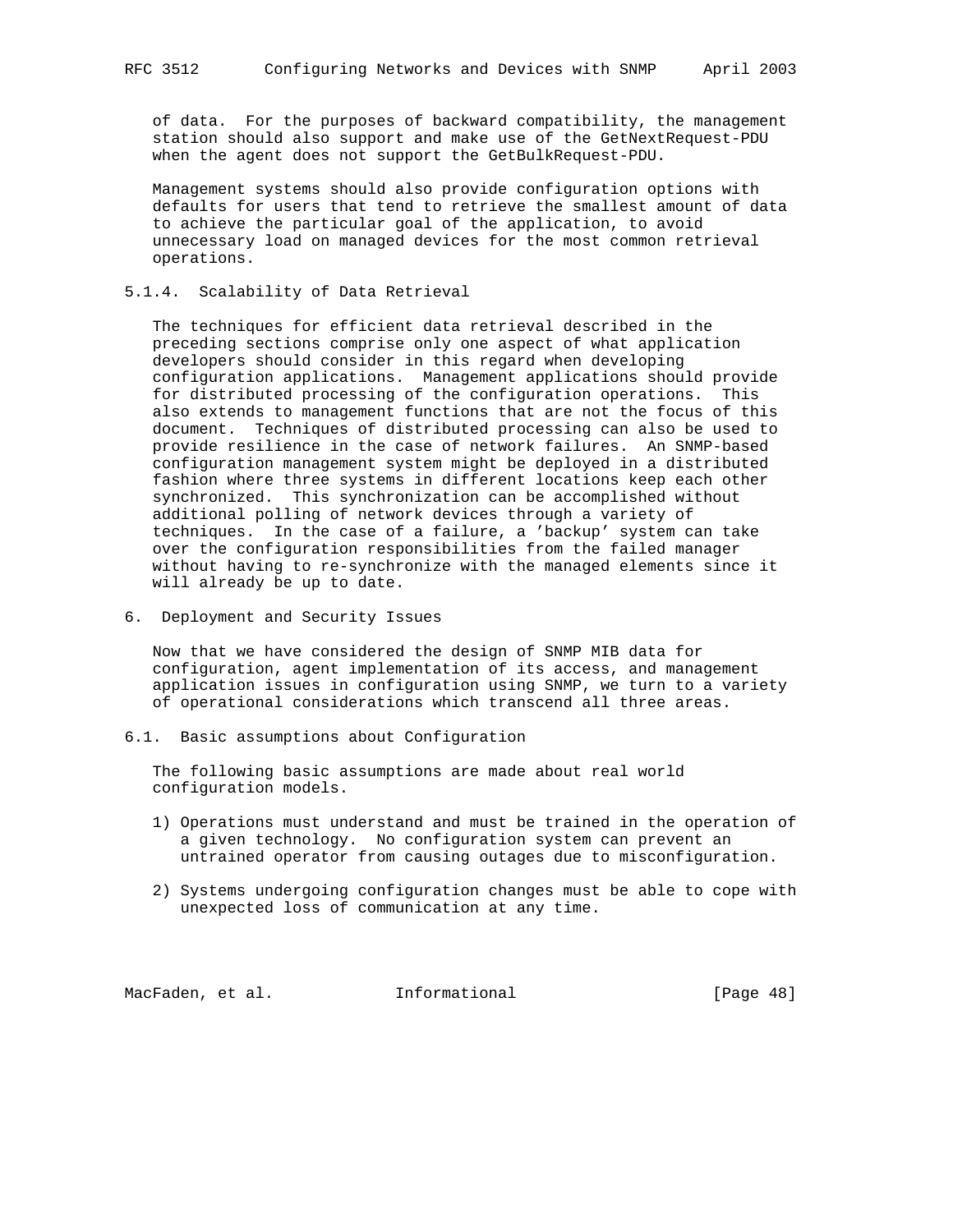of data. For the purposes of backward compatibility, the management station should also support and make use of the GetNextRequest-PDU when the agent does not support the GetBulkRequest-PDU.

Management systems should also provide configuration options with defaults for users that tend to retrieve the smallest amount of data to achieve the particular goal of the application, to avoid unnecessary load on managed devices for the most common retrieval operations.

#### 5.1.4. Scalability of Data Retrieval

The techniques for efficient data retrieval described in the preceding sections comprise only one aspect of what application developers should consider in this regard when developing configuration applications. Management applications should provide for distributed processing of the configuration operations. This also extends to management functions that are not the focus of this document. Techniques of distributed processing can also be used to provide resilience in the case of network failures. An SNMP-based configuration management system might be deployed in a distributed fashion where three systems in different locations keep each other synchronized. This synchronization can be accomplished without additional polling of network devices through a variety of techniques. In the case of a failure, a 'backup' system can take over the configuration responsibilities from the failed manager without having to re-synchronize with the managed elements since it will already be up to date.

## 6. Deployment and Security Issues

Now that we have considered the design of SNMP MIB data for configuration, agent implementation of its access, and management application issues in configuration using SNMP, we turn to a variety of operational considerations which transcend all three areas.

### 6.1. Basic assumptions about Configuration

The following basic assumptions are made about real world configuration models.

1) Operations must understand and must be trained in the operation of a given technology. No configuration system can prevent an untrained operator from causing outages due to misconfiguration.

2) Systems undergoing configuration changes must be able to cope with unexpected loss of communication at any time.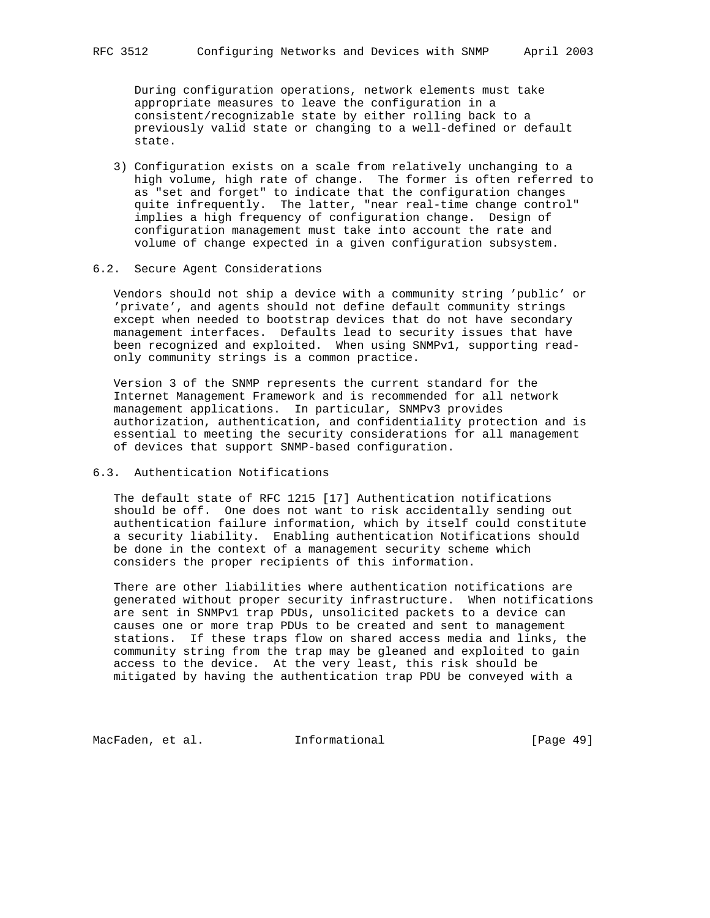During configuration operations, network elements must take appropriate measures to leave the configuration in a consistent/recognizable state by either rolling back to a previously valid state or changing to a well-defined or default state.

3) Configuration exists on a scale from relatively unchanging to a high volume, high rate of change. The former is often referred to as "set and forget" to indicate that the configuration changes quite infrequently. The latter, "near real-time change control" implies a high frequency of configuration change. Design of configuration management must take into account the rate and volume of change expected in a given configuration subsystem.

## 6.2. Secure Agent Considerations

Vendors should not ship a device with a community string 'public' or 'private', and agents should not define default community strings except when needed to bootstrap devices that do not have secondary management interfaces. Defaults lead to security issues that have been recognized and exploited. When using SNMPv1, supporting read-only community strings is a common practice.

Version 3 of the SNMP represents the current standard for the Internet Management Framework and is recommended for all network management applications. In particular, SNMPv3 provides authorization, authentication, and confidentiality protection and is essential to meeting the security considerations for all management of devices that support SNMP-based configuration.

## 6.3. Authentication Notifications

The default state of RFC 1215 [17] Authentication notifications should be off. One does not want to risk accidentally sending out authentication failure information, which by itself could constitute a security liability. Enabling authentication Notifications should be done in the context of a management security scheme which considers the proper recipients of this information.

There are other liabilities where authentication notifications are generated without proper security infrastructure. When notifications are sent in SNMPv1 trap PDUs, unsolicited packets to a device can causes one or more trap PDUs to be created and sent to management stations. If these traps flow on shared access media and links, the community string from the trap may be gleaned and exploited to gain access to the device. At the very least, this risk should be mitigated by having the authentication trap PDU be conveyed with a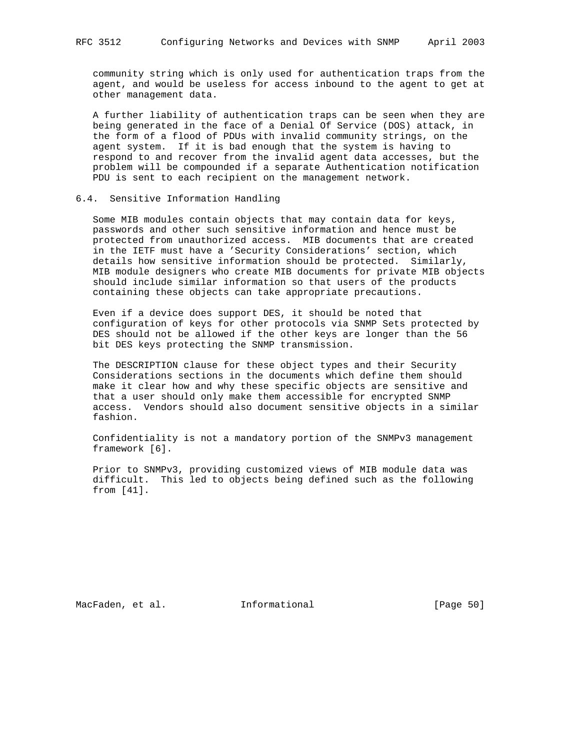community string which is only used for authentication traps from the agent, and would be useless for access inbound to the agent to get at other management data.

A further liability of authentication traps can be seen when they are being generated in the face of a Denial Of Service (DOS) attack, in the form of a flood of PDUs with invalid community strings, on the agent system. If it is bad enough that the system is having to respond to and recover from the invalid agent data accesses, but the problem will be compounded if a separate Authentication notification PDU is sent to each recipient on the management network.

### 6.4. Sensitive Information Handling

Some MIB modules contain objects that may contain data for keys, passwords and other such sensitive information and hence must be protected from unauthorized access. MIB documents that are created in the IETF must have a 'Security Considerations' section, which details how sensitive information should be protected. Similarly, MIB module designers who create MIB documents for private MIB objects should include similar information so that users of the products containing these objects can take appropriate precautions.

Even if a device does support DES, it should be noted that configuration of keys for other protocols via SNMP Sets protected by DES should not be allowed if the other keys are longer than the 56 bit DES keys protecting the SNMP transmission.

The DESCRIPTION clause for these object types and their Security Considerations sections in the documents which define them should make it clear how and why these specific objects are sensitive and that a user should only make them accessible for encrypted SNMP access. Vendors should also document sensitive objects in a similar fashion.

Confidentiality is not a mandatory portion of the SNMPv3 management framework [6].

Prior to SNMPv3, providing customized views of MIB module data was difficult. This led to objects being defined such as the following from [41].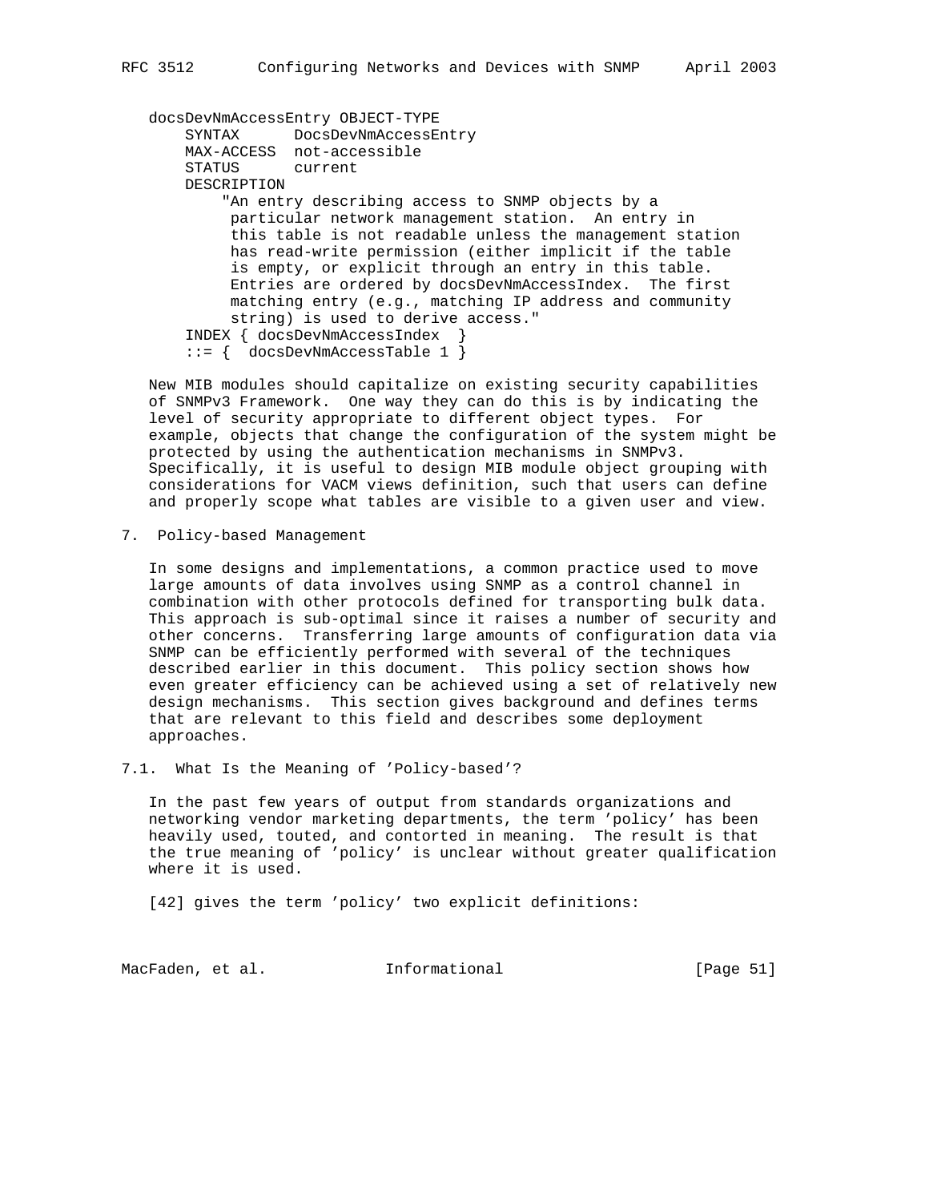```
docsDevNmAccessEntry OBJECT-TYPE
    SYNTAX      DocsDevNmAccessEntry
    MAX-ACCESS  not-accessible
    STATUS      current
    DESCRIPTION
        "An entry describing access to SNMP objects by a
         particular network management station.  An entry in
         this table is not readable unless the management station
         has read-write permission (either implicit if the table
         is empty, or explicit through an entry in this table.
         Entries are ordered by docsDevNmAccessIndex.  The first
         matching entry (e.g., matching IP address and community
         string) is used to derive access."
    INDEX { docsDevNmAccessIndex  }
    ::= {  docsDevNmAccessTable 1 }
```

New MIB modules should capitalize on existing security capabilities of SNMPv3 Framework. One way they can do this is by indicating the level of security appropriate to different object types. For example, objects that change the configuration of the system might be protected by using the authentication mechanisms in SNMPv3. Specifically, it is useful to design MIB module object grouping with considerations for VACM views definition, such that users can define and properly scope what tables are visible to a given user and view.

## 7. Policy-based Management

In some designs and implementations, a common practice used to move large amounts of data involves using SNMP as a control channel in combination with other protocols defined for transporting bulk data. This approach is sub-optimal since it raises a number of security and other concerns. Transferring large amounts of configuration data via SNMP can be efficiently performed with several of the techniques described earlier in this document. This policy section shows how even greater efficiency can be achieved using a set of relatively new design mechanisms. This section gives background and defines terms that are relevant to this field and describes some deployment approaches.

### 7.1. What Is the Meaning of 'Policy-based'?

In the past few years of output from standards organizations and networking vendor marketing departments, the term 'policy' has been heavily used, touted, and contorted in meaning. The result is that the true meaning of 'policy' is unclear without greater qualification where it is used.

[42] gives the term 'policy' two explicit definitions: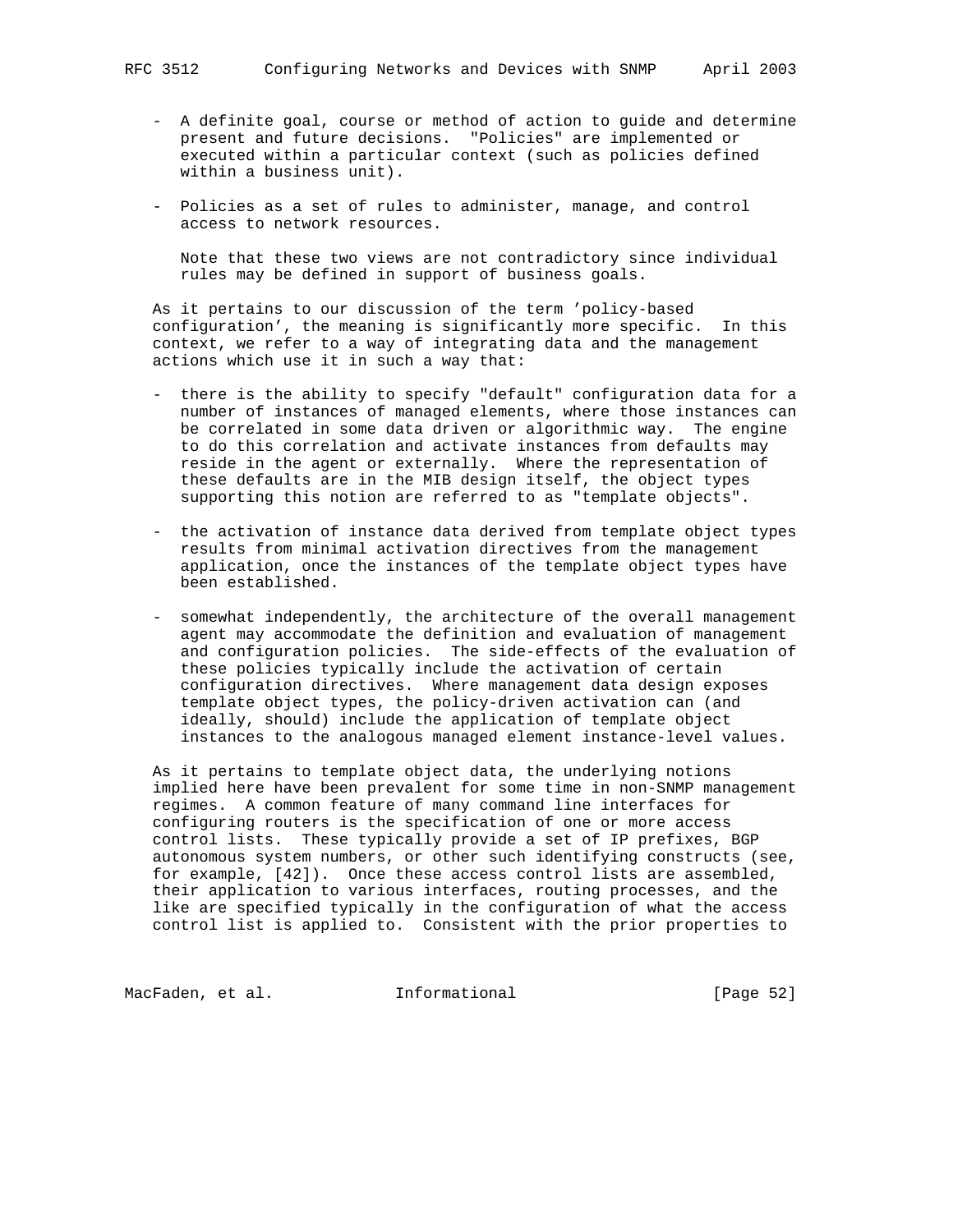- A definite goal, course or method of action to guide and determine present and future decisions. "Policies" are implemented or executed within a particular context (such as policies defined within a business unit).

- Policies as a set of rules to administer, manage, and control access to network resources.

  Note that these two views are not contradictory since individual rules may be defined in support of business goals.

As it pertains to our discussion of the term 'policy-based configuration', the meaning is significantly more specific. In this context, we refer to a way of integrating data and the management actions which use it in such a way that:

- there is the ability to specify "default" configuration data for a number of instances of managed elements, where those instances can be correlated in some data driven or algorithmic way. The engine to do this correlation and activate instances from defaults may reside in the agent or externally. Where the representation of these defaults are in the MIB design itself, the object types supporting this notion are referred to as "template objects".

- the activation of instance data derived from template object types results from minimal activation directives from the management application, once the instances of the template object types have been established.

- somewhat independently, the architecture of the overall management agent may accommodate the definition and evaluation of management and configuration policies. The side-effects of the evaluation of these policies typically include the activation of certain configuration directives. Where management data design exposes template object types, the policy-driven activation can (and ideally, should) include the application of template object instances to the analogous managed element instance-level values.

As it pertains to template object data, the underlying notions implied here have been prevalent for some time in non-SNMP management regimes. A common feature of many command line interfaces for configuring routers is the specification of one or more access control lists. These typically provide a set of IP prefixes, BGP autonomous system numbers, or other such identifying constructs (see, for example, [42]). Once these access control lists are assembled, their application to various interfaces, routing processes, and the like are specified typically in the configuration of what the access control list is applied to. Consistent with the prior properties to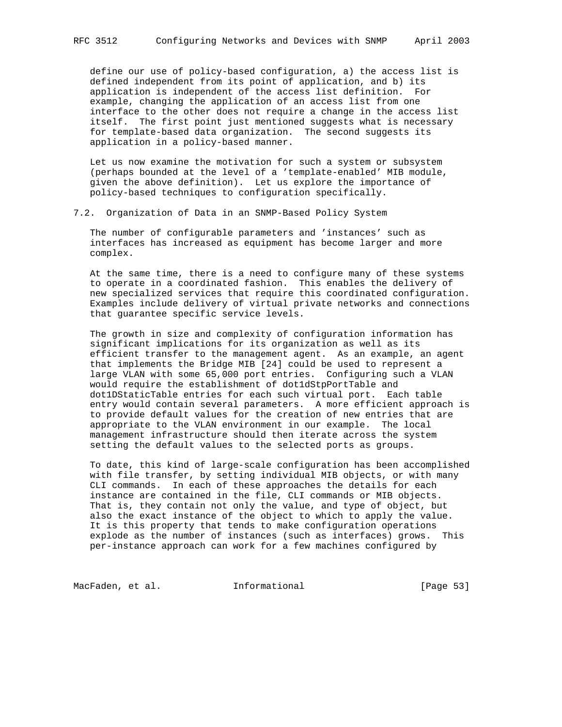define our use of policy-based configuration, a) the access list is defined independent from its point of application, and b) its application is independent of the access list definition. For example, changing the application of an access list from one interface to the other does not require a change in the access list itself. The first point just mentioned suggests what is necessary for template-based data organization. The second suggests its application in a policy-based manner.

Let us now examine the motivation for such a system or subsystem (perhaps bounded at the level of a 'template-enabled' MIB module, given the above definition). Let us explore the importance of policy-based techniques to configuration specifically.

## 7.2. Organization of Data in an SNMP-Based Policy System

The number of configurable parameters and 'instances' such as interfaces has increased as equipment has become larger and more complex.

At the same time, there is a need to configure many of these systems to operate in a coordinated fashion. This enables the delivery of new specialized services that require this coordinated configuration. Examples include delivery of virtual private networks and connections that guarantee specific service levels.

The growth in size and complexity of configuration information has significant implications for its organization as well as its efficient transfer to the management agent. As an example, an agent that implements the Bridge MIB [24] could be used to represent a large VLAN with some 65,000 port entries. Configuring such a VLAN would require the establishment of dot1dStpPortTable and dot1DStaticTable entries for each such virtual port. Each table entry would contain several parameters. A more efficient approach is to provide default values for the creation of new entries that are appropriate to the VLAN environment in our example. The local management infrastructure should then iterate across the system setting the default values to the selected ports as groups.

To date, this kind of large-scale configuration has been accomplished with file transfer, by setting individual MIB objects, or with many CLI commands. In each of these approaches the details for each instance are contained in the file, CLI commands or MIB objects. That is, they contain not only the value, and type of object, but also the exact instance of the object to which to apply the value. It is this property that tends to make configuration operations explode as the number of instances (such as interfaces) grows. This per-instance approach can work for a few machines configured by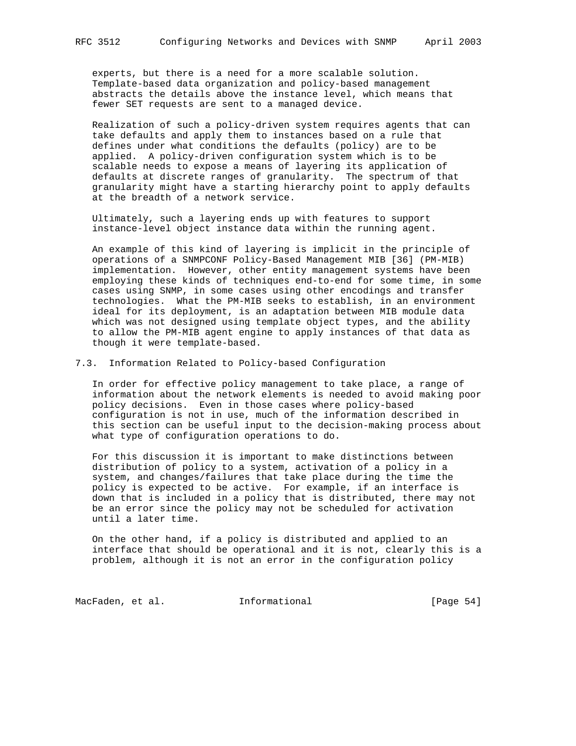experts, but there is a need for a more scalable solution. Template-based data organization and policy-based management abstracts the details above the instance level, which means that fewer SET requests are sent to a managed device.

Realization of such a policy-driven system requires agents that can take defaults and apply them to instances based on a rule that defines under what conditions the defaults (policy) are to be applied. A policy-driven configuration system which is to be scalable needs to expose a means of layering its application of defaults at discrete ranges of granularity. The spectrum of that granularity might have a starting hierarchy point to apply defaults at the breadth of a network service.

Ultimately, such a layering ends up with features to support instance-level object instance data within the running agent.

An example of this kind of layering is implicit in the principle of operations of a SNMPCONF Policy-Based Management MIB [36] (PM-MIB) implementation. However, other entity management systems have been employing these kinds of techniques end-to-end for some time, in some cases using SNMP, in some cases using other encodings and transfer technologies. What the PM-MIB seeks to establish, in an environment ideal for its deployment, is an adaptation between MIB module data which was not designed using template object types, and the ability to allow the PM-MIB agent engine to apply instances of that data as though it were template-based.

## 7.3. Information Related to Policy-based Configuration

In order for effective policy management to take place, a range of information about the network elements is needed to avoid making poor policy decisions. Even in those cases where policy-based configuration is not in use, much of the information described in this section can be useful input to the decision-making process about what type of configuration operations to do.

For this discussion it is important to make distinctions between distribution of policy to a system, activation of a policy in a system, and changes/failures that take place during the time the policy is expected to be active. For example, if an interface is down that is included in a policy that is distributed, there may not be an error since the policy may not be scheduled for activation until a later time.

On the other hand, if a policy is distributed and applied to an interface that should be operational and it is not, clearly this is a problem, although it is not an error in the configuration policy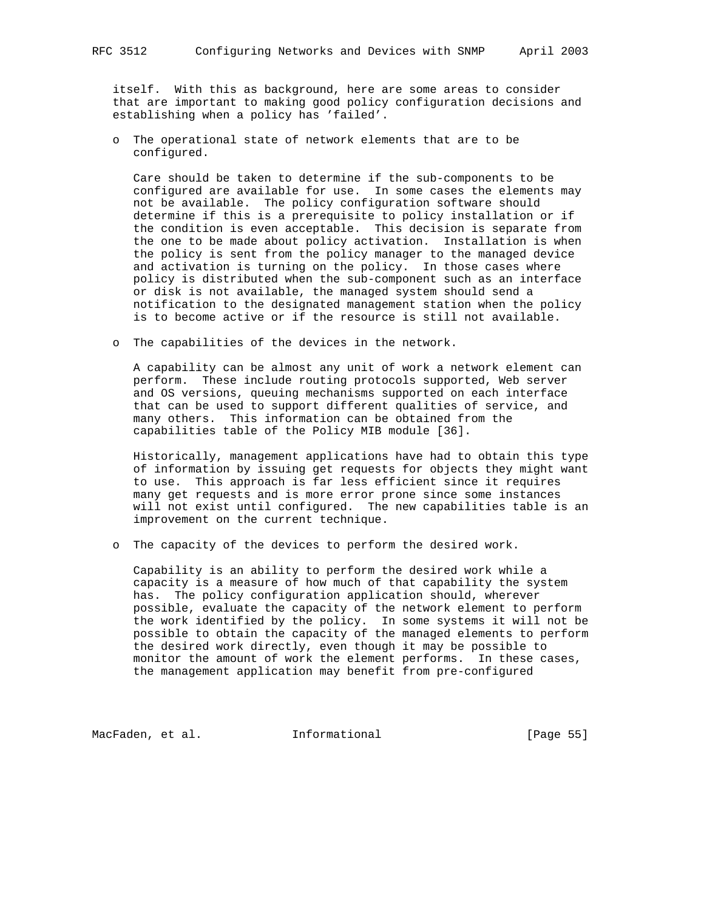itself. With this as background, here are some areas to consider that are important to making good policy configuration decisions and establishing when a policy has 'failed'.

- The operational state of network elements that are to be configured.

  Care should be taken to determine if the sub-components to be configured are available for use. In some cases the elements may not be available. The policy configuration software should determine if this is a prerequisite to policy installation or if the condition is even acceptable. This decision is separate from the one to be made about policy activation. Installation is when the policy is sent from the policy manager to the managed device and activation is turning on the policy. In those cases where policy is distributed when the sub-component such as an interface or disk is not available, the managed system should send a notification to the designated management station when the policy is to become active or if the resource is still not available.

- The capabilities of the devices in the network.

  A capability can be almost any unit of work a network element can perform. These include routing protocols supported, Web server and OS versions, queuing mechanisms supported on each interface that can be used to support different qualities of service, and many others. This information can be obtained from the capabilities table of the Policy MIB module [36].

  Historically, management applications have had to obtain this type of information by issuing get requests for objects they might want to use. This approach is far less efficient since it requires many get requests and is more error prone since some instances will not exist until configured. The new capabilities table is an improvement on the current technique.

- The capacity of the devices to perform the desired work.

  Capability is an ability to perform the desired work while a capacity is a measure of how much of that capability the system has. The policy configuration application should, wherever possible, evaluate the capacity of the network element to perform the work identified by the policy. In some systems it will not be possible to obtain the capacity of the managed elements to perform the desired work directly, even though it may be possible to monitor the amount of work the element performs. In these cases, the management application may benefit from pre-configured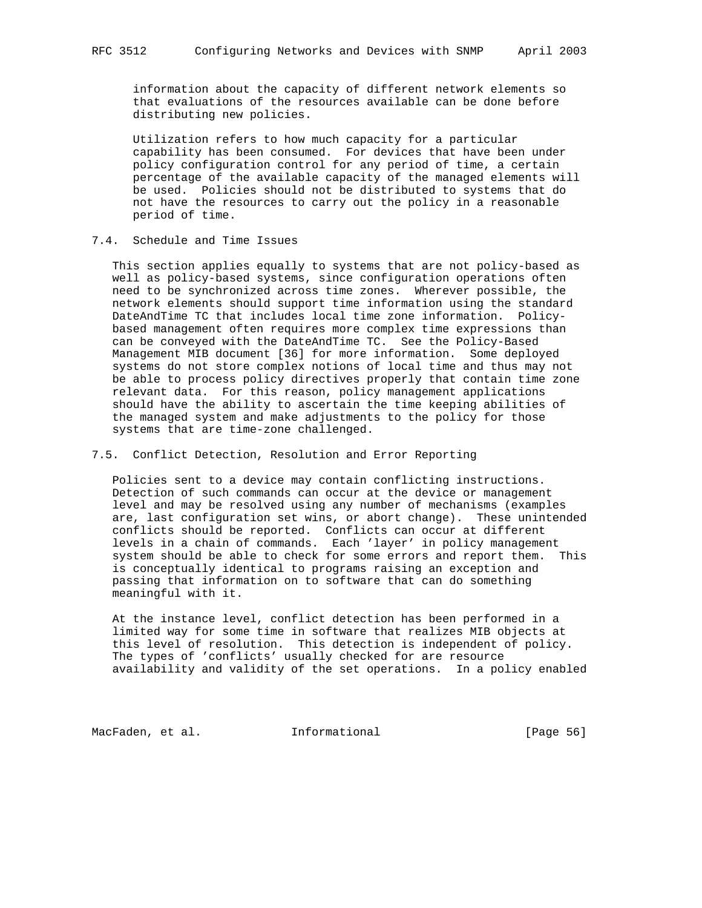information about the capacity of different network elements so that evaluations of the resources available can be done before distributing new policies.

Utilization refers to how much capacity for a particular capability has been consumed. For devices that have been under policy configuration control for any period of time, a certain percentage of the available capacity of the managed elements will be used. Policies should not be distributed to systems that do not have the resources to carry out the policy in a reasonable period of time.

### 7.4. Schedule and Time Issues

This section applies equally to systems that are not policy-based as well as policy-based systems, since configuration operations often need to be synchronized across time zones. Wherever possible, the network elements should support time information using the standard DateAndTime TC that includes local time zone information. Policy-based management often requires more complex time expressions than can be conveyed with the DateAndTime TC. See the Policy-Based Management MIB document [36] for more information. Some deployed systems do not store complex notions of local time and thus may not be able to process policy directives properly that contain time zone relevant data. For this reason, policy management applications should have the ability to ascertain the time keeping abilities of the managed system and make adjustments to the policy for those systems that are time-zone challenged.

### 7.5. Conflict Detection, Resolution and Error Reporting

Policies sent to a device may contain conflicting instructions. Detection of such commands can occur at the device or management level and may be resolved using any number of mechanisms (examples are, last configuration set wins, or abort change). These unintended conflicts should be reported. Conflicts can occur at different levels in a chain of commands. Each 'layer' in policy management system should be able to check for some errors and report them. This is conceptually identical to programs raising an exception and passing that information on to software that can do something meaningful with it.

At the instance level, conflict detection has been performed in a limited way for some time in software that realizes MIB objects at this level of resolution. This detection is independent of policy. The types of 'conflicts' usually checked for are resource availability and validity of the set operations. In a policy enabled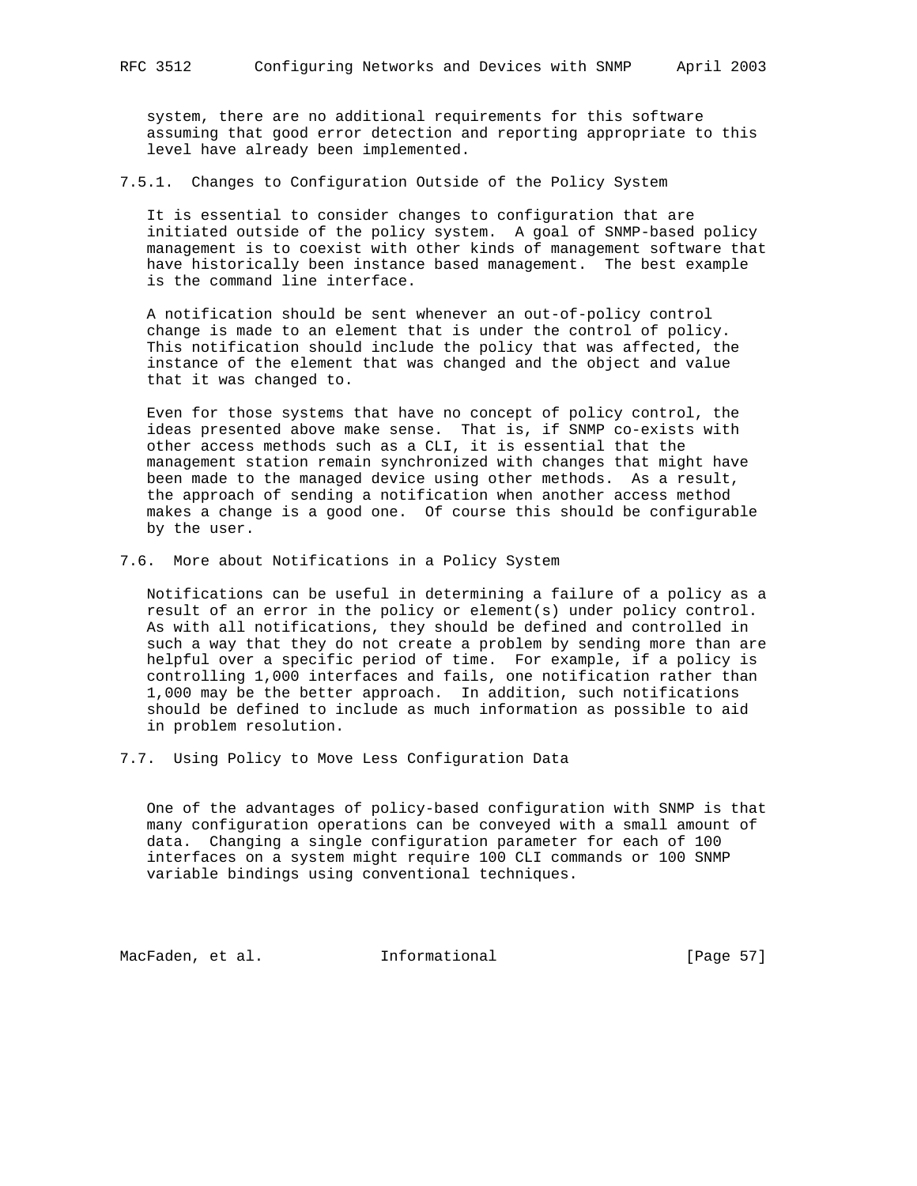system, there are no additional requirements for this software assuming that good error detection and reporting appropriate to this level have already been implemented.

### 7.5.1. Changes to Configuration Outside of the Policy System

It is essential to consider changes to configuration that are initiated outside of the policy system. A goal of SNMP-based policy management is to coexist with other kinds of management software that have historically been instance based management. The best example is the command line interface.

A notification should be sent whenever an out-of-policy control change is made to an element that is under the control of policy. This notification should include the policy that was affected, the instance of the element that was changed and the object and value that it was changed to.

Even for those systems that have no concept of policy control, the ideas presented above make sense. That is, if SNMP co-exists with other access methods such as a CLI, it is essential that the management station remain synchronized with changes that might have been made to the managed device using other methods. As a result, the approach of sending a notification when another access method makes a change is a good one. Of course this should be configurable by the user.

## 7.6. More about Notifications in a Policy System

Notifications can be useful in determining a failure of a policy as a result of an error in the policy or element(s) under policy control. As with all notifications, they should be defined and controlled in such a way that they do not create a problem by sending more than are helpful over a specific period of time. For example, if a policy is controlling 1,000 interfaces and fails, one notification rather than 1,000 may be the better approach. In addition, such notifications should be defined to include as much information as possible to aid in problem resolution.

## 7.7. Using Policy to Move Less Configuration Data

One of the advantages of policy-based configuration with SNMP is that many configuration operations can be conveyed with a small amount of data. Changing a single configuration parameter for each of 100 interfaces on a system might require 100 CLI commands or 100 SNMP variable bindings using conventional techniques.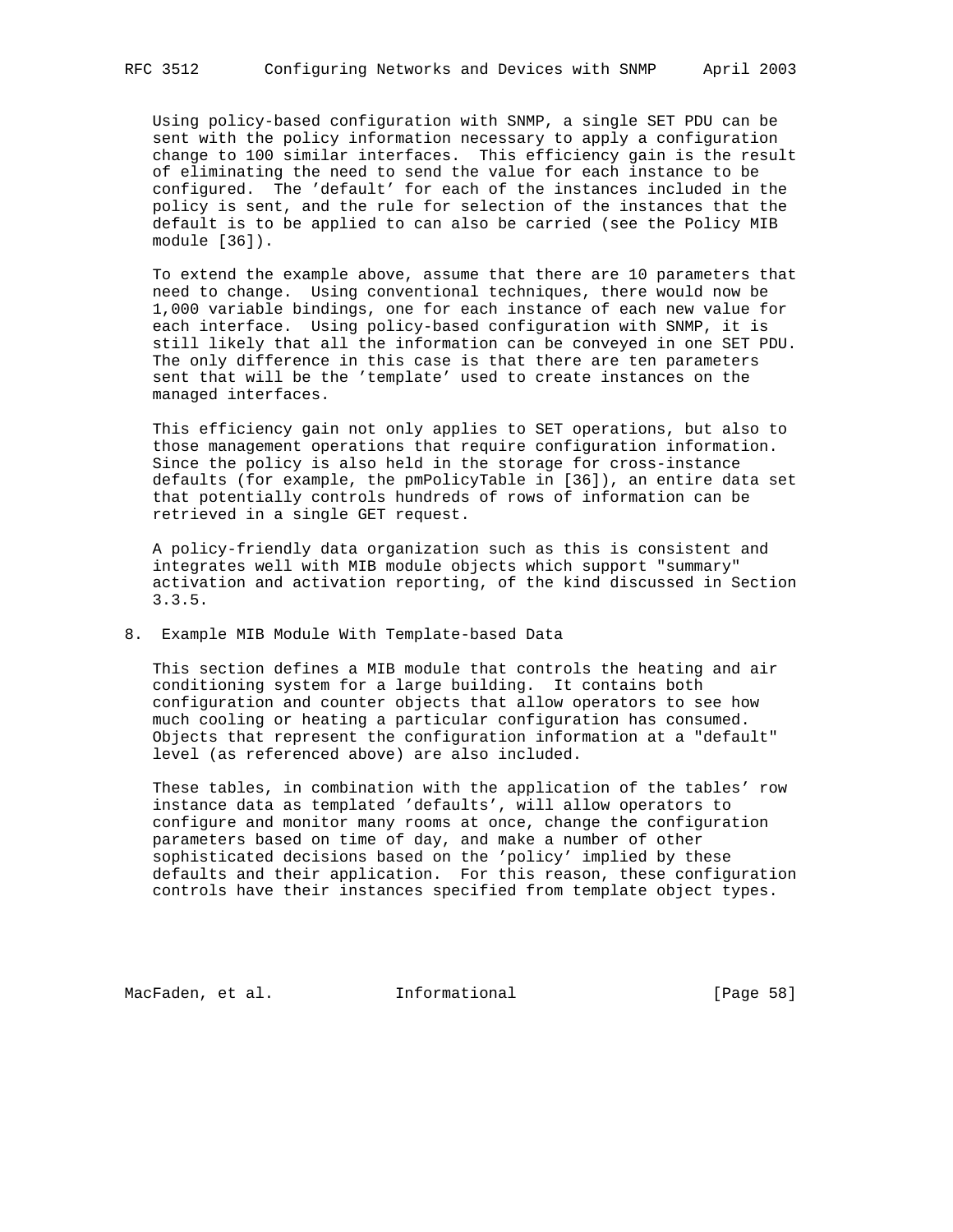Using policy-based configuration with SNMP, a single SET PDU can be sent with the policy information necessary to apply a configuration change to 100 similar interfaces. This efficiency gain is the result of eliminating the need to send the value for each instance to be configured. The 'default' for each of the instances included in the policy is sent, and the rule for selection of the instances that the default is to be applied to can also be carried (see the Policy MIB module [36]).

To extend the example above, assume that there are 10 parameters that need to change. Using conventional techniques, there would now be 1,000 variable bindings, one for each instance of each new value for each interface. Using policy-based configuration with SNMP, it is still likely that all the information can be conveyed in one SET PDU. The only difference in this case is that there are ten parameters sent that will be the 'template' used to create instances on the managed interfaces.

This efficiency gain not only applies to SET operations, but also to those management operations that require configuration information. Since the policy is also held in the storage for cross-instance defaults (for example, the pmPolicyTable in [36]), an entire data set that potentially controls hundreds of rows of information can be retrieved in a single GET request.

A policy-friendly data organization such as this is consistent and integrates well with MIB module objects which support "summary" activation and activation reporting, of the kind discussed in Section 3.3.5.

## 8. Example MIB Module With Template-based Data

This section defines a MIB module that controls the heating and air conditioning system for a large building. It contains both configuration and counter objects that allow operators to see how much cooling or heating a particular configuration has consumed. Objects that represent the configuration information at a "default" level (as referenced above) are also included.

These tables, in combination with the application of the tables' row instance data as templated 'defaults', will allow operators to configure and monitor many rooms at once, change the configuration parameters based on time of day, and make a number of other sophisticated decisions based on the 'policy' implied by these defaults and their application. For this reason, these configuration controls have their instances specified from template object types.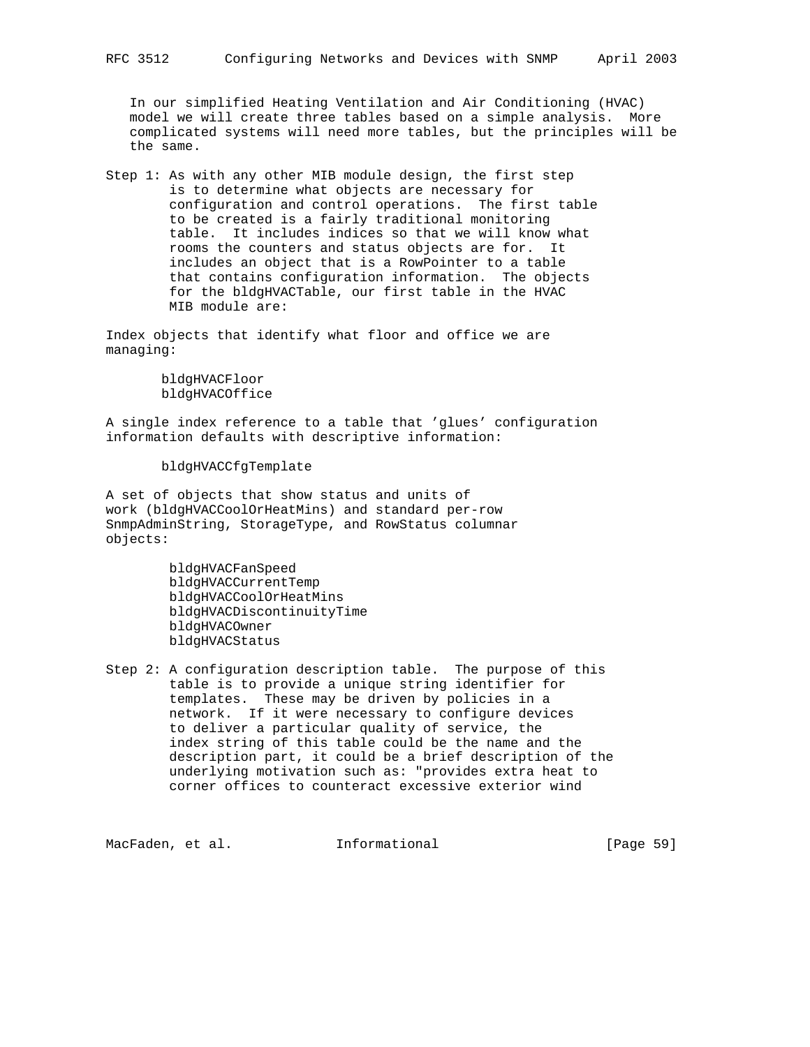In our simplified Heating Ventilation and Air Conditioning (HVAC) model we will create three tables based on a simple analysis. More complicated systems will need more tables, but the principles will be the same.

Step 1: As with any other MIB module design, the first step is to determine what objects are necessary for configuration and control operations. The first table to be created is a fairly traditional monitoring table. It includes indices so that we will know what rooms the counters and status objects are for. It includes an object that is a RowPointer to a table that contains configuration information. The objects for the bldgHVACTable, our first table in the HVAC MIB module are:

Index objects that identify what floor and office we are managing:

```
bldgHVACFloor
bldgHVACOffice
```

A single index reference to a table that 'glues' configuration information defaults with descriptive information:

```
bldgHVACCfgTemplate
```

A set of objects that show status and units of work (bldgHVACCoolOrHeatMins) and standard per-row SnmpAdminString, StorageType, and RowStatus columnar objects:

```
bldgHVACFanSpeed
bldgHVACCurrentTemp
bldgHVACCoolOrHeatMins
bldgHVACDiscontinuityTime
bldgHVACOwner
bldgHVACStatus
```

Step 2: A configuration description table. The purpose of this table is to provide a unique string identifier for templates. These may be driven by policies in a network. If it were necessary to configure devices to deliver a particular quality of service, the index string of this table could be the name and the description part, it could be a brief description of the underlying motivation such as: "provides extra heat to corner offices to counteract excessive exterior wind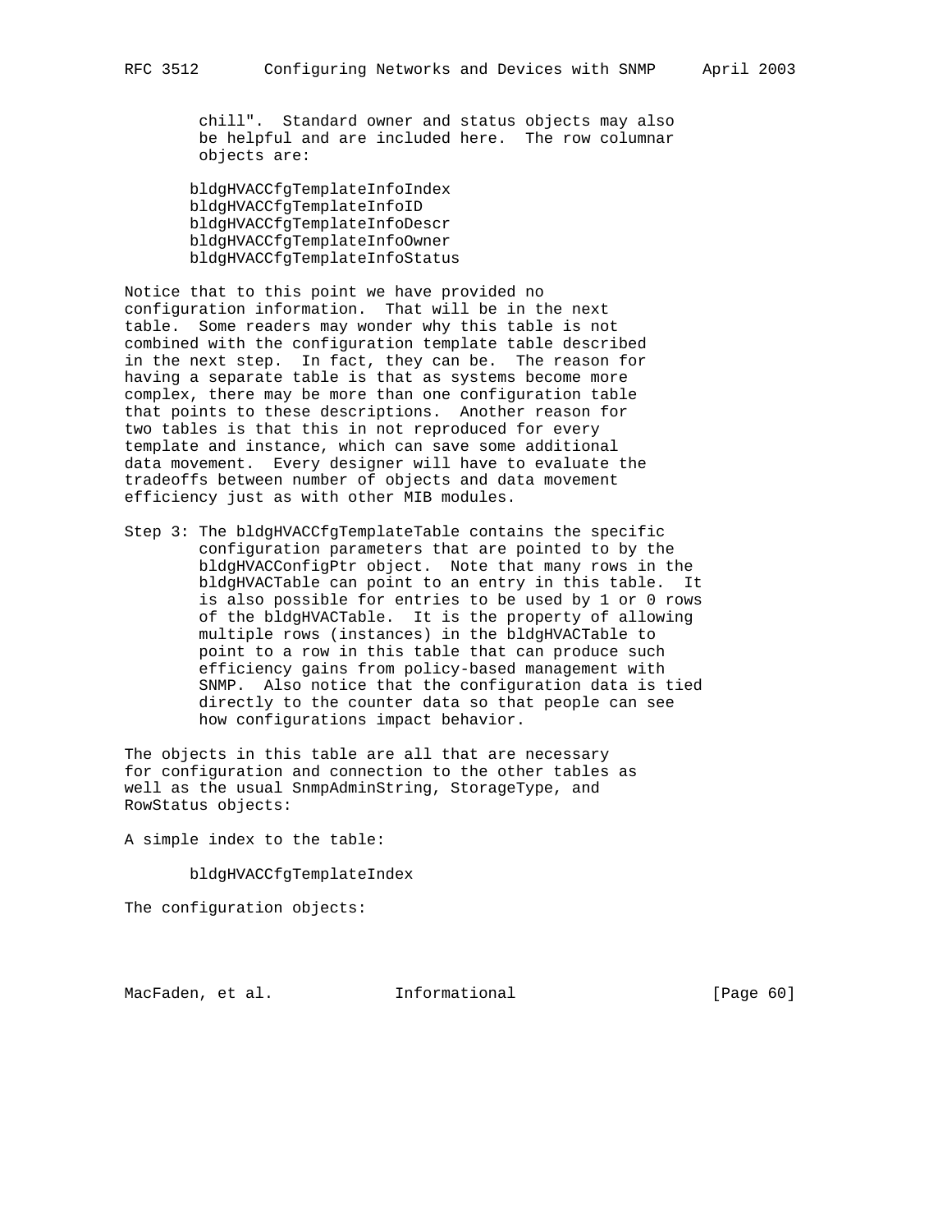chill". Standard owner and status objects may also be helpful and are included here. The row columnar objects are:

```
bldgHVACCfgTemplateInfoIndex
bldgHVACCfgTemplateInfoID
bldgHVACCfgTemplateInfoDescr
bldgHVACCfgTemplateInfoOwner
bldgHVACCfgTemplateInfoStatus
```

Notice that to this point we have provided no configuration information. That will be in the next table. Some readers may wonder why this table is not combined with the configuration template table described in the next step. In fact, they can be. The reason for having a separate table is that as systems become more complex, there may be more than one configuration table that points to these descriptions. Another reason for two tables is that this in not reproduced for every template and instance, which can save some additional data movement. Every designer will have to evaluate the tradeoffs between number of objects and data movement efficiency just as with other MIB modules.

Step 3: The bldgHVACCfgTemplateTable contains the specific configuration parameters that are pointed to by the bldgHVACConfigPtr object. Note that many rows in the bldgHVACTable can point to an entry in this table. It is also possible for entries to be used by 1 or 0 rows of the bldgHVACTable. It is the property of allowing multiple rows (instances) in the bldgHVACTable to point to a row in this table that can produce such efficiency gains from policy-based management with SNMP. Also notice that the configuration data is tied directly to the counter data so that people can see how configurations impact behavior.

The objects in this table are all that are necessary for configuration and connection to the other tables as well as the usual SnmpAdminString, StorageType, and RowStatus objects:

A simple index to the table:

```
bldgHVACCfgTemplateIndex
```

The configuration objects: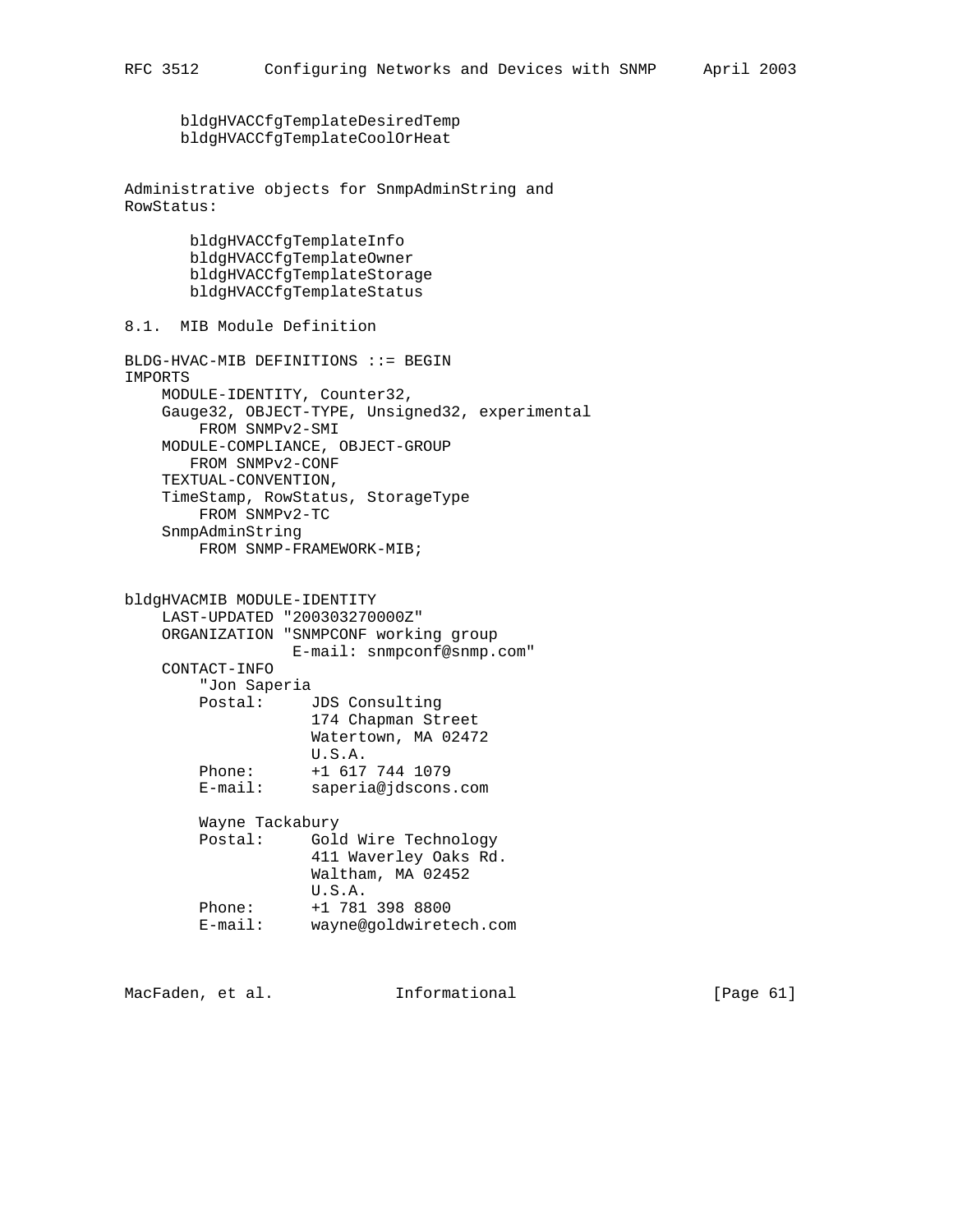```
      bldgHVACCfgTemplateDesiredTemp
      bldgHVACCfgTemplateCoolOrHeat
```

Administrative objects for SnmpAdminString and RowStatus:

```
       bldgHVACCfgTemplateInfo
       bldgHVACCfgTemplateOwner
       bldgHVACCfgTemplateStorage
       bldgHVACCfgTemplateStatus
```

## 8.1. MIB Module Definition

```
BLDG-HVAC-MIB DEFINITIONS ::= BEGIN
IMPORTS
    MODULE-IDENTITY, Counter32,
    Gauge32, OBJECT-TYPE, Unsigned32, experimental
        FROM SNMPv2-SMI
    MODULE-COMPLIANCE, OBJECT-GROUP
       FROM SNMPv2-CONF
    TEXTUAL-CONVENTION,
    TimeStamp, RowStatus, StorageType
        FROM SNMPv2-TC
    SnmpAdminString
        FROM SNMP-FRAMEWORK-MIB;


bldgHVACMIB MODULE-IDENTITY
    LAST-UPDATED "200303270000Z"
    ORGANIZATION "SNMPCONF working group
                  E-mail: snmpconf@snmp.com"
    CONTACT-INFO
        "Jon Saperia
        Postal:     JDS Consulting
                    174 Chapman Street
                    Watertown, MA 02472
                    U.S.A.
        Phone:      +1 617 744 1079
        E-mail:     saperia@jdscons.com

        Wayne Tackabury
        Postal:     Gold Wire Technology
                    411 Waverley Oaks Rd.
                    Waltham, MA 02452
                    U.S.A.
        Phone:      +1 781 398 8800
        E-mail:     wayne@goldwiretech.com
```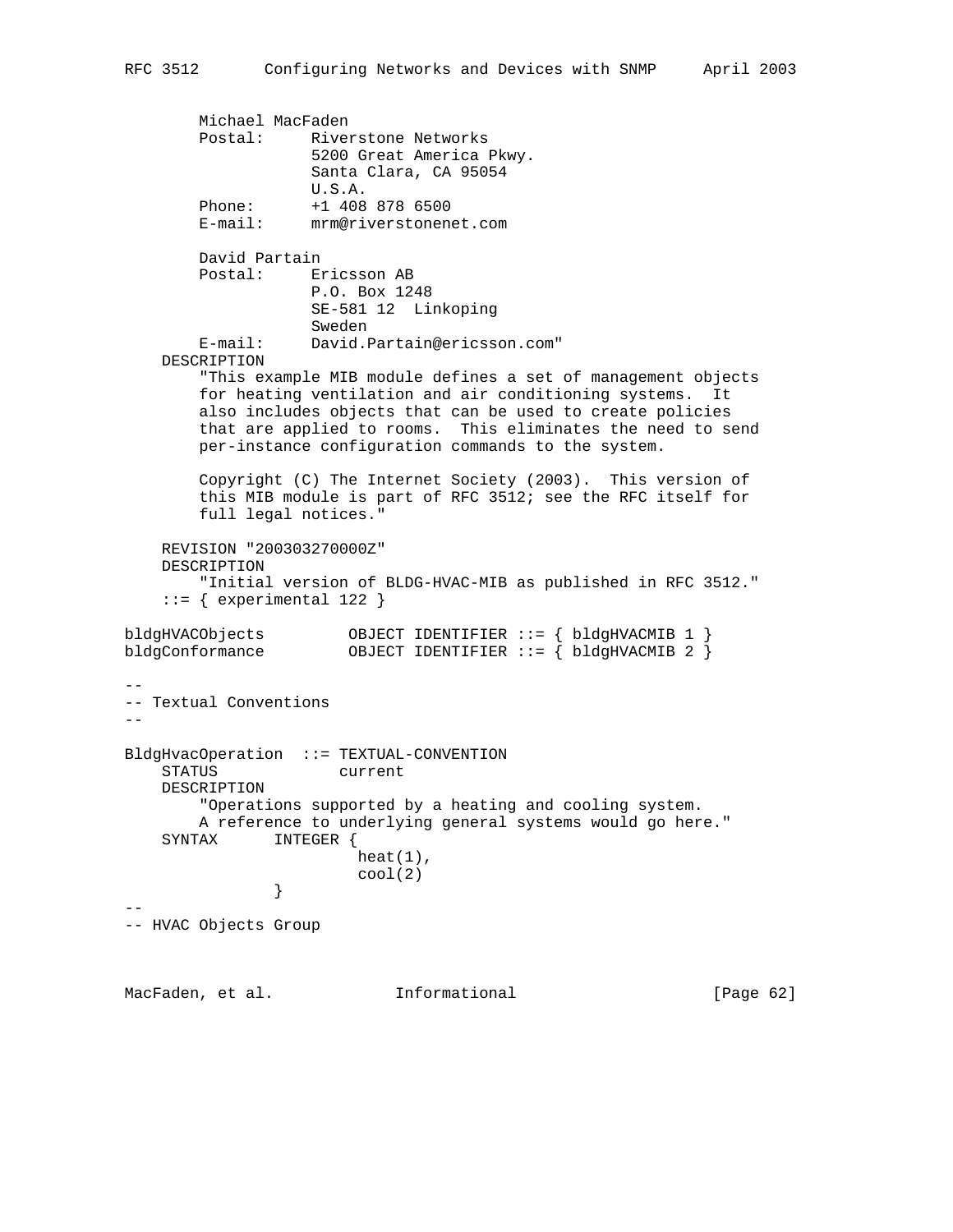```
        Michael MacFaden
        Postal:     Riverstone Networks
                    5200 Great America Pkwy.
                    Santa Clara, CA 95054
                    U.S.A.
        Phone:      +1 408 878 6500
        E-mail:     mrm@riverstonenet.com

        David Partain
        Postal:     Ericsson AB
                    P.O. Box 1248
                    SE-581 12  Linkoping
                    Sweden
        E-mail:     David.Partain@ericsson.com"
    DESCRIPTION
        "This example MIB module defines a set of management objects
        for heating ventilation and air conditioning systems.  It
        also includes objects that can be used to create policies
        that are applied to rooms.  This eliminates the need to send
        per-instance configuration commands to the system.

        Copyright (C) The Internet Society (2003).  This version of
        this MIB module is part of RFC 3512; see the RFC itself for
        full legal notices."

    REVISION "200303270000Z"
    DESCRIPTION
        "Initial version of BLDG-HVAC-MIB as published in RFC 3512."
    ::= { experimental 122 }

bldgHVACObjects         OBJECT IDENTIFIER ::= { bldgHVACMIB 1 }
bldgConformance         OBJECT IDENTIFIER ::= { bldgHVACMIB 2 }

--
-- Textual Conventions
--

BldgHvacOperation  ::= TEXTUAL-CONVENTION
    STATUS            current
    DESCRIPTION
        "Operations supported by a heating and cooling system.
        A reference to underlying general systems would go here."
    SYNTAX      INTEGER {
                         heat(1),
                         cool(2)
                }
--
-- HVAC Objects Group
```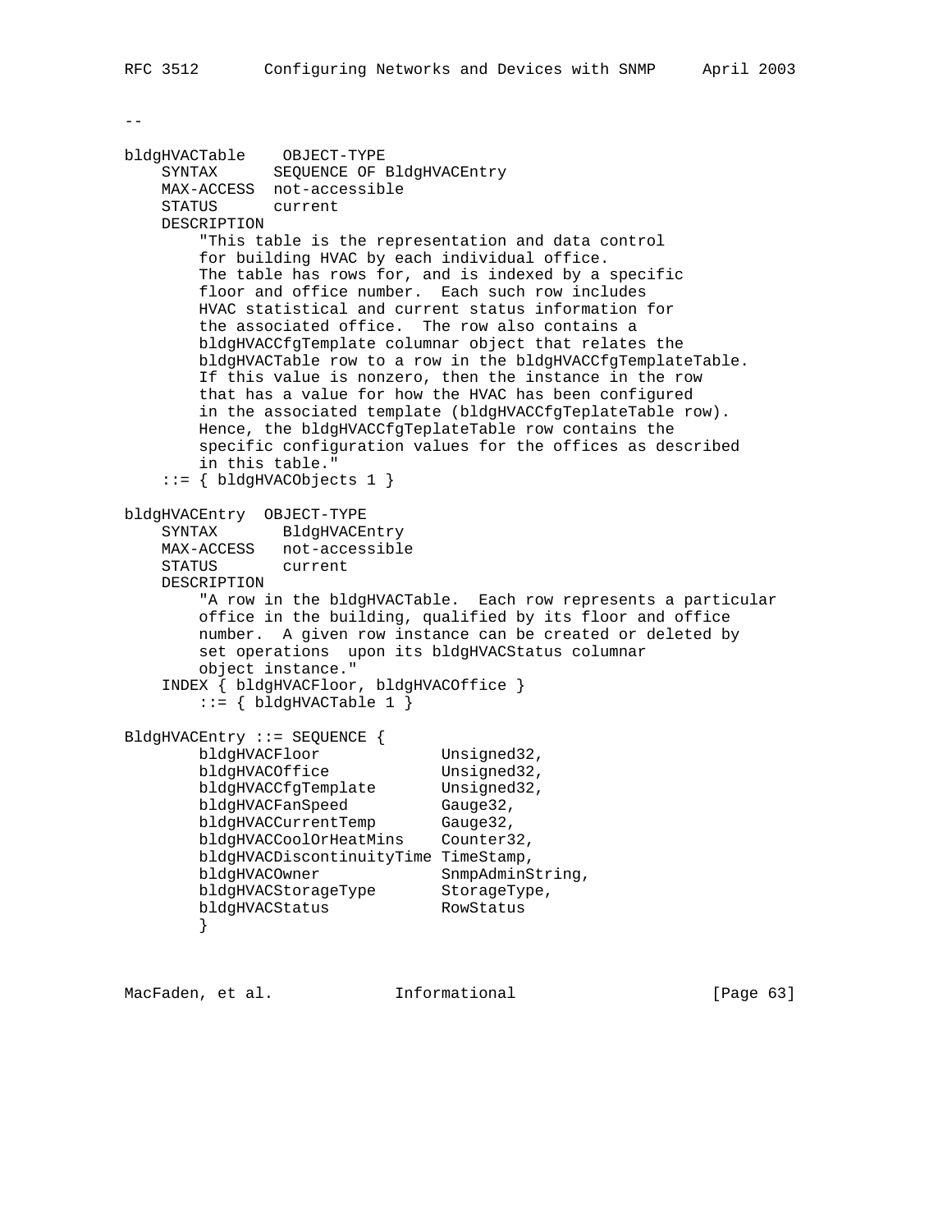```
--

bldgHVACTable    OBJECT-TYPE
    SYNTAX      SEQUENCE OF BldgHVACEntry
    MAX-ACCESS  not-accessible
    STATUS      current
    DESCRIPTION
        "This table is the representation and data control
        for building HVAC by each individual office.
        The table has rows for, and is indexed by a specific
        floor and office number.  Each such row includes
        HVAC statistical and current status information for
        the associated office.  The row also contains a
        bldgHVACCfgTemplate columnar object that relates the
        bldgHVACTable row to a row in the bldgHVACCfgTemplateTable.
        If this value is nonzero, then the instance in the row
        that has a value for how the HVAC has been configured
        in the associated template (bldgHVACCfgTeplateTable row).
        Hence, the bldgHVACCfgTeplateTable row contains the
        specific configuration values for the offices as described
        in this table."
    ::= { bldgHVACObjects 1 }

bldgHVACEntry  OBJECT-TYPE
    SYNTAX       BldgHVACEntry
    MAX-ACCESS   not-accessible
    STATUS       current
    DESCRIPTION
        "A row in the bldgHVACTable.  Each row represents a particular
        office in the building, qualified by its floor and office
        number.  A given row instance can be created or deleted by
        set operations  upon its bldgHVACStatus columnar
        object instance."
    INDEX { bldgHVACFloor, bldgHVACOffice }
        ::= { bldgHVACTable 1 }

BldgHVACEntry ::= SEQUENCE {
        bldgHVACFloor             Unsigned32,
        bldgHVACOffice            Unsigned32,
        bldgHVACCfgTemplate       Unsigned32,
        bldgHVACFanSpeed          Gauge32,
        bldgHVACCurrentTemp       Gauge32,
        bldgHVACCoolOrHeatMins    Counter32,
        bldgHVACDiscontinuityTime TimeStamp,
        bldgHVACOwner             SnmpAdminString,
        bldgHVACStorageType       StorageType,
        bldgHVACStatus            RowStatus
        }
```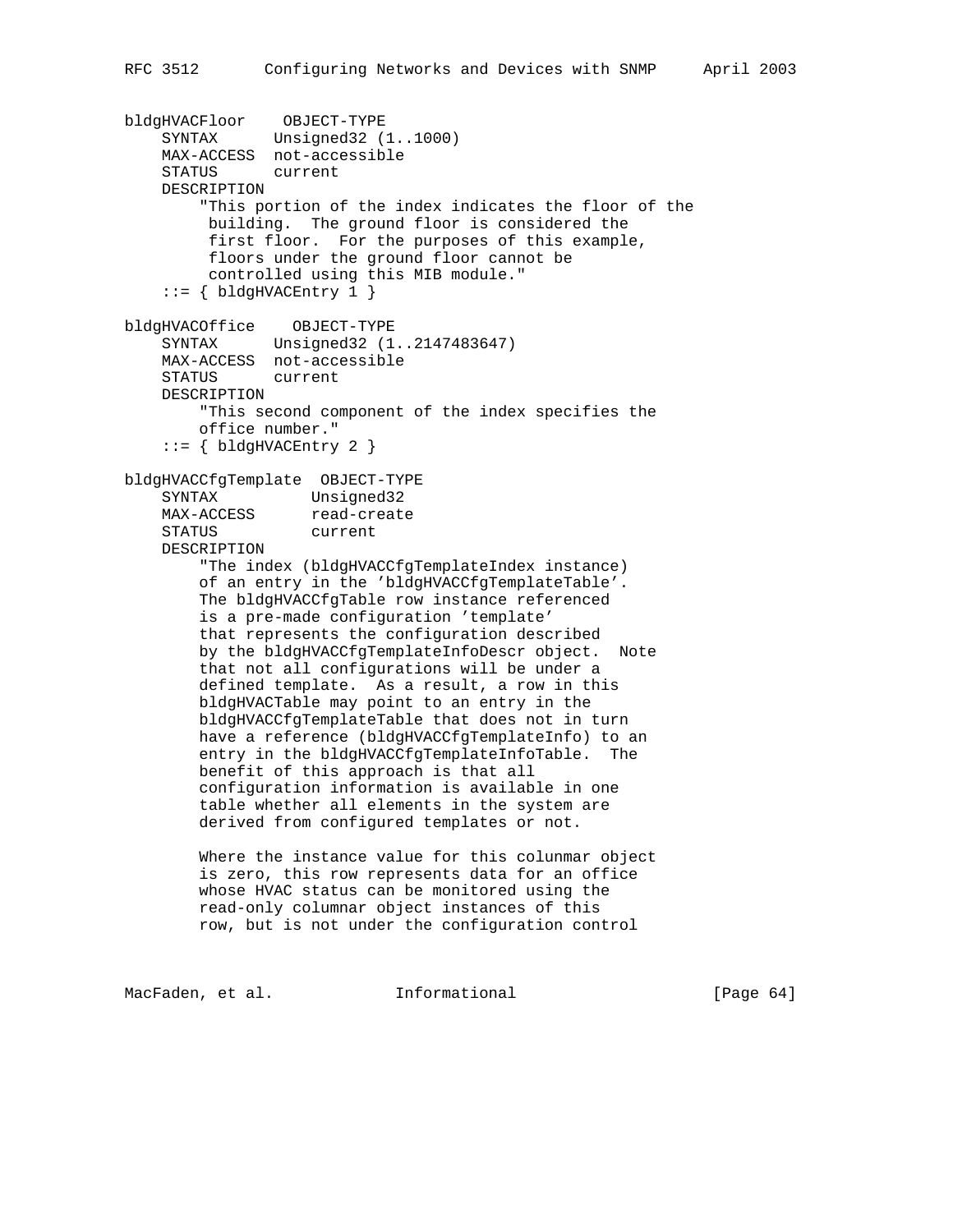```
bldgHVACFloor    OBJECT-TYPE
    SYNTAX      Unsigned32 (1..1000)
    MAX-ACCESS  not-accessible
    STATUS      current
    DESCRIPTION
        "This portion of the index indicates the floor of the
         building.  The ground floor is considered the
         first floor.  For the purposes of this example,
         floors under the ground floor cannot be
         controlled using this MIB module."
    ::= { bldgHVACEntry 1 }

bldgHVACOffice    OBJECT-TYPE
    SYNTAX      Unsigned32 (1..2147483647)
    MAX-ACCESS  not-accessible
    STATUS      current
    DESCRIPTION
        "This second component of the index specifies the
        office number."
    ::= { bldgHVACEntry 2 }

bldgHVACCfgTemplate  OBJECT-TYPE
    SYNTAX          Unsigned32
    MAX-ACCESS      read-create
    STATUS          current
    DESCRIPTION
        "The index (bldgHVACCfgTemplateIndex instance)
        of an entry in the 'bldgHVACCfgTemplateTable'.
        The bldgHVACCfgTable row instance referenced
        is a pre-made configuration 'template'
        that represents the configuration described
        by the bldgHVACCfgTemplateInfoDescr object.  Note
        that not all configurations will be under a
        defined template.  As a result, a row in this
        bldgHVACTable may point to an entry in the
        bldgHVACCfgTemplateTable that does not in turn
        have a reference (bldgHVACCfgTemplateInfo) to an
        entry in the bldgHVACCfgTemplateInfoTable.  The
        benefit of this approach is that all
        configuration information is available in one
        table whether all elements in the system are
        derived from configured templates or not.

        Where the instance value for this colunmar object
        is zero, this row represents data for an office
        whose HVAC status can be monitored using the
        read-only columnar object instances of this
        row, but is not under the configuration control
```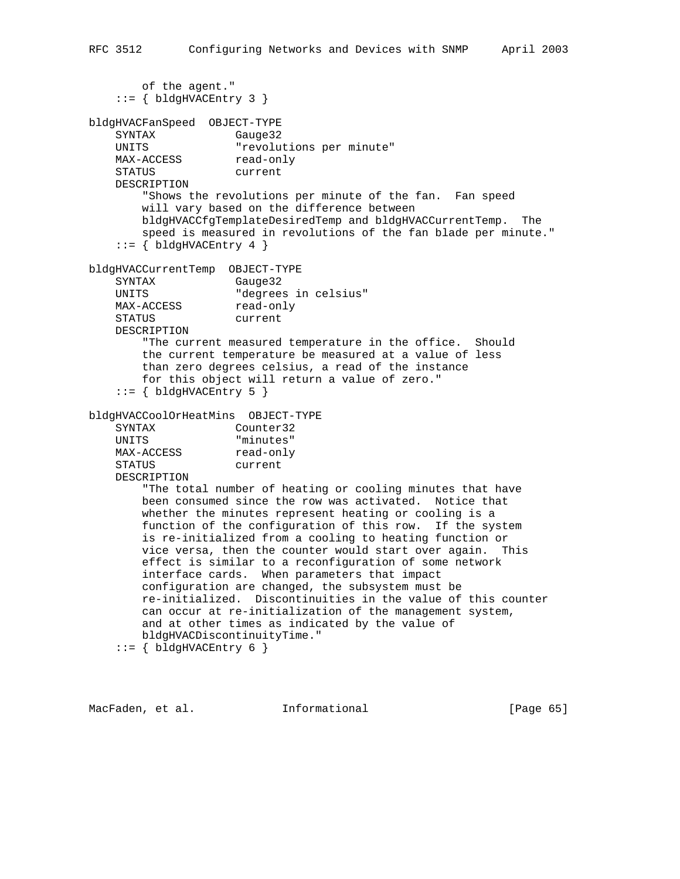```
        of the agent."
    ::= { bldgHVACEntry 3 }

bldgHVACFanSpeed  OBJECT-TYPE
    SYNTAX            Gauge32
    UNITS             "revolutions per minute"
    MAX-ACCESS        read-only
    STATUS            current
    DESCRIPTION
        "Shows the revolutions per minute of the fan.  Fan speed
        will vary based on the difference between
        bldgHVACCfgTemplateDesiredTemp and bldgHVACCurrentTemp.  The
        speed is measured in revolutions of the fan blade per minute."
    ::= { bldgHVACEntry 4 }

bldgHVACCurrentTemp  OBJECT-TYPE
    SYNTAX            Gauge32
    UNITS             "degrees in celsius"
    MAX-ACCESS        read-only
    STATUS            current
    DESCRIPTION
        "The current measured temperature in the office.  Should
        the current temperature be measured at a value of less
        than zero degrees celsius, a read of the instance
        for this object will return a value of zero."
    ::= { bldgHVACEntry 5 }

bldgHVACCoolOrHeatMins  OBJECT-TYPE
    SYNTAX            Counter32
    UNITS             "minutes"
    MAX-ACCESS        read-only
    STATUS            current
    DESCRIPTION
        "The total number of heating or cooling minutes that have
        been consumed since the row was activated.  Notice that
        whether the minutes represent heating or cooling is a
        function of the configuration of this row.  If the system
        is re-initialized from a cooling to heating function or
        vice versa, then the counter would start over again.  This
        effect is similar to a reconfiguration of some network
        interface cards.  When parameters that impact
        configuration are changed, the subsystem must be
        re-initialized.  Discontinuities in the value of this counter
        can occur at re-initialization of the management system,
        and at other times as indicated by the value of
        bldgHVACDiscontinuityTime."
    ::= { bldgHVACEntry 6 }
```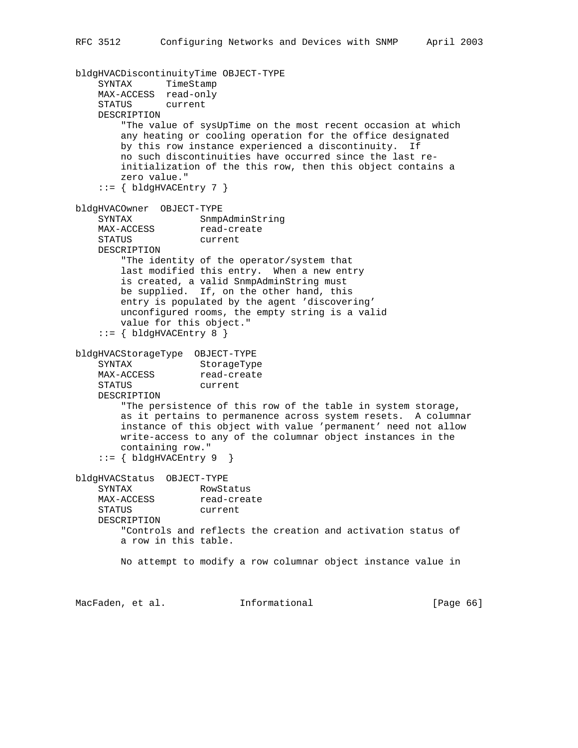```
bldgHVACDiscontinuityTime OBJECT-TYPE
    SYNTAX      TimeStamp
    MAX-ACCESS  read-only
    STATUS      current
    DESCRIPTION
        "The value of sysUpTime on the most recent occasion at which
        any heating or cooling operation for the office designated
        by this row instance experienced a discontinuity.  If
        no such discontinuities have occurred since the last re-
        initialization of the this row, then this object contains a
        zero value."
    ::= { bldgHVACEntry 7 }

bldgHVACOwner  OBJECT-TYPE
    SYNTAX            SnmpAdminString
    MAX-ACCESS        read-create
    STATUS            current
    DESCRIPTION
        "The identity of the operator/system that
        last modified this entry.  When a new entry
        is created, a valid SnmpAdminString must
        be supplied.  If, on the other hand, this
        entry is populated by the agent 'discovering'
        unconfigured rooms, the empty string is a valid
        value for this object."
    ::= { bldgHVACEntry 8 }

bldgHVACStorageType  OBJECT-TYPE
    SYNTAX            StorageType
    MAX-ACCESS        read-create
    STATUS            current
    DESCRIPTION
        "The persistence of this row of the table in system storage,
        as it pertains to permanence across system resets.  A columnar
        instance of this object with value 'permanent' need not allow
        write-access to any of the columnar object instances in the
        containing row."
    ::= { bldgHVACEntry 9  }

bldgHVACStatus  OBJECT-TYPE
    SYNTAX            RowStatus
    MAX-ACCESS        read-create
    STATUS            current
    DESCRIPTION
        "Controls and reflects the creation and activation status of
        a row in this table.

        No attempt to modify a row columnar object instance value in
```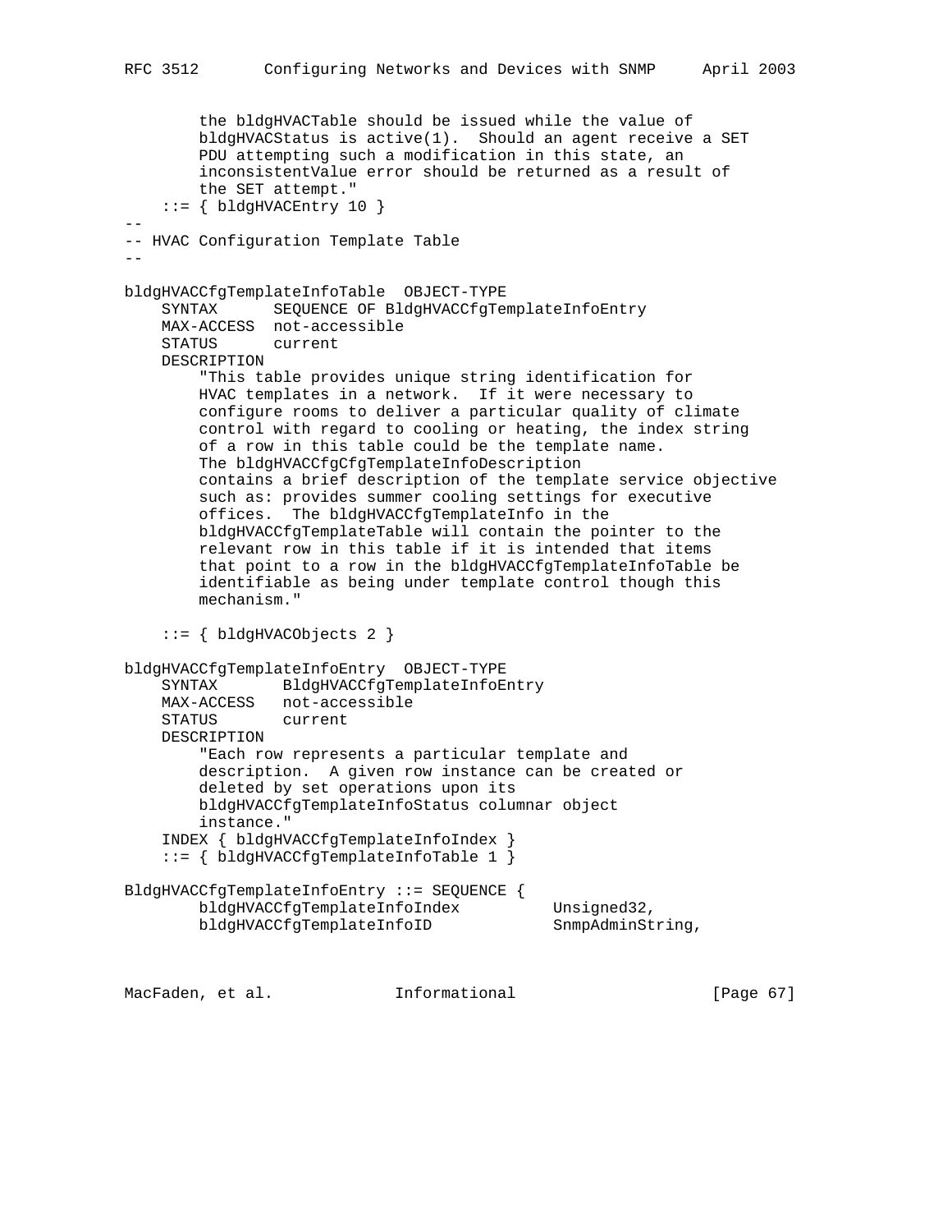```
        the bldgHVACTable should be issued while the value of
        bldgHVACStatus is active(1).  Should an agent receive a SET
        PDU attempting such a modification in this state, an
        inconsistentValue error should be returned as a result of
        the SET attempt."
    ::= { bldgHVACEntry 10 }
--
-- HVAC Configuration Template Table
--

bldgHVACCfgTemplateInfoTable  OBJECT-TYPE
    SYNTAX      SEQUENCE OF BldgHVACCfgTemplateInfoEntry
    MAX-ACCESS  not-accessible
    STATUS      current
    DESCRIPTION
        "This table provides unique string identification for
        HVAC templates in a network.  If it were necessary to
        configure rooms to deliver a particular quality of climate
        control with regard to cooling or heating, the index string
        of a row in this table could be the template name.
        The bldgHVACCfgCfgTemplateInfoDescription
        contains a brief description of the template service objective
        such as: provides summer cooling settings for executive
        offices.  The bldgHVACCfgTemplateInfo in the
        bldgHVACCfgTemplateTable will contain the pointer to the
        relevant row in this table if it is intended that items
        that point to a row in the bldgHVACCfgTemplateInfoTable be
        identifiable as being under template control though this
        mechanism."

    ::= { bldgHVACObjects 2 }

bldgHVACCfgTemplateInfoEntry  OBJECT-TYPE
    SYNTAX       BldgHVACCfgTemplateInfoEntry
    MAX-ACCESS   not-accessible
    STATUS       current
    DESCRIPTION
        "Each row represents a particular template and
        description.  A given row instance can be created or
        deleted by set operations upon its
        bldgHVACCfgTemplateInfoStatus columnar object
        instance."
    INDEX { bldgHVACCfgTemplateInfoIndex }
    ::= { bldgHVACCfgTemplateInfoTable 1 }

BldgHVACCfgTemplateInfoEntry ::= SEQUENCE {
        bldgHVACCfgTemplateInfoIndex          Unsigned32,
        bldgHVACCfgTemplateInfoID             SnmpAdminString,
```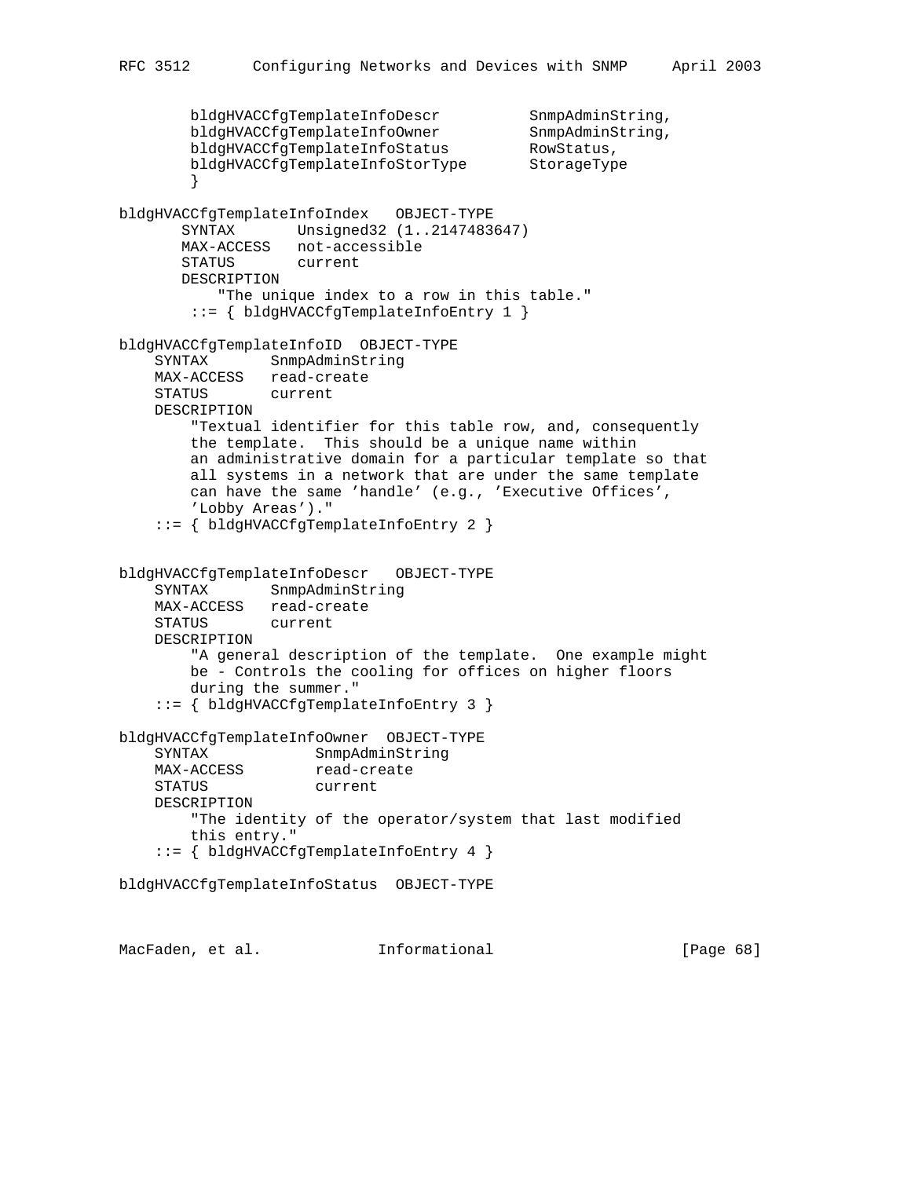```
        bldgHVACCfgTemplateInfoDescr          SnmpAdminString,
        bldgHVACCfgTemplateInfoOwner          SnmpAdminString,
        bldgHVACCfgTemplateInfoStatus         RowStatus,
        bldgHVACCfgTemplateInfoStorType       StorageType
        }

bldgHVACCfgTemplateInfoIndex   OBJECT-TYPE
       SYNTAX       Unsigned32 (1..2147483647)
       MAX-ACCESS   not-accessible
       STATUS       current
       DESCRIPTION
           "The unique index to a row in this table."
        ::= { bldgHVACCfgTemplateInfoEntry 1 }

bldgHVACCfgTemplateInfoID  OBJECT-TYPE
    SYNTAX       SnmpAdminString
    MAX-ACCESS   read-create
    STATUS       current
    DESCRIPTION
        "Textual identifier for this table row, and, consequently
        the template.  This should be a unique name within
        an administrative domain for a particular template so that
        all systems in a network that are under the same template
        can have the same 'handle' (e.g., 'Executive Offices',
        'Lobby Areas')."
    ::= { bldgHVACCfgTemplateInfoEntry 2 }


bldgHVACCfgTemplateInfoDescr   OBJECT-TYPE
    SYNTAX       SnmpAdminString
    MAX-ACCESS   read-create
    STATUS       current
    DESCRIPTION
        "A general description of the template.  One example might
        be - Controls the cooling for offices on higher floors
        during the summer."
    ::= { bldgHVACCfgTemplateInfoEntry 3 }

bldgHVACCfgTemplateInfoOwner  OBJECT-TYPE
    SYNTAX            SnmpAdminString
    MAX-ACCESS        read-create
    STATUS            current
    DESCRIPTION
        "The identity of the operator/system that last modified
        this entry."
    ::= { bldgHVACCfgTemplateInfoEntry 4 }

bldgHVACCfgTemplateInfoStatus  OBJECT-TYPE
```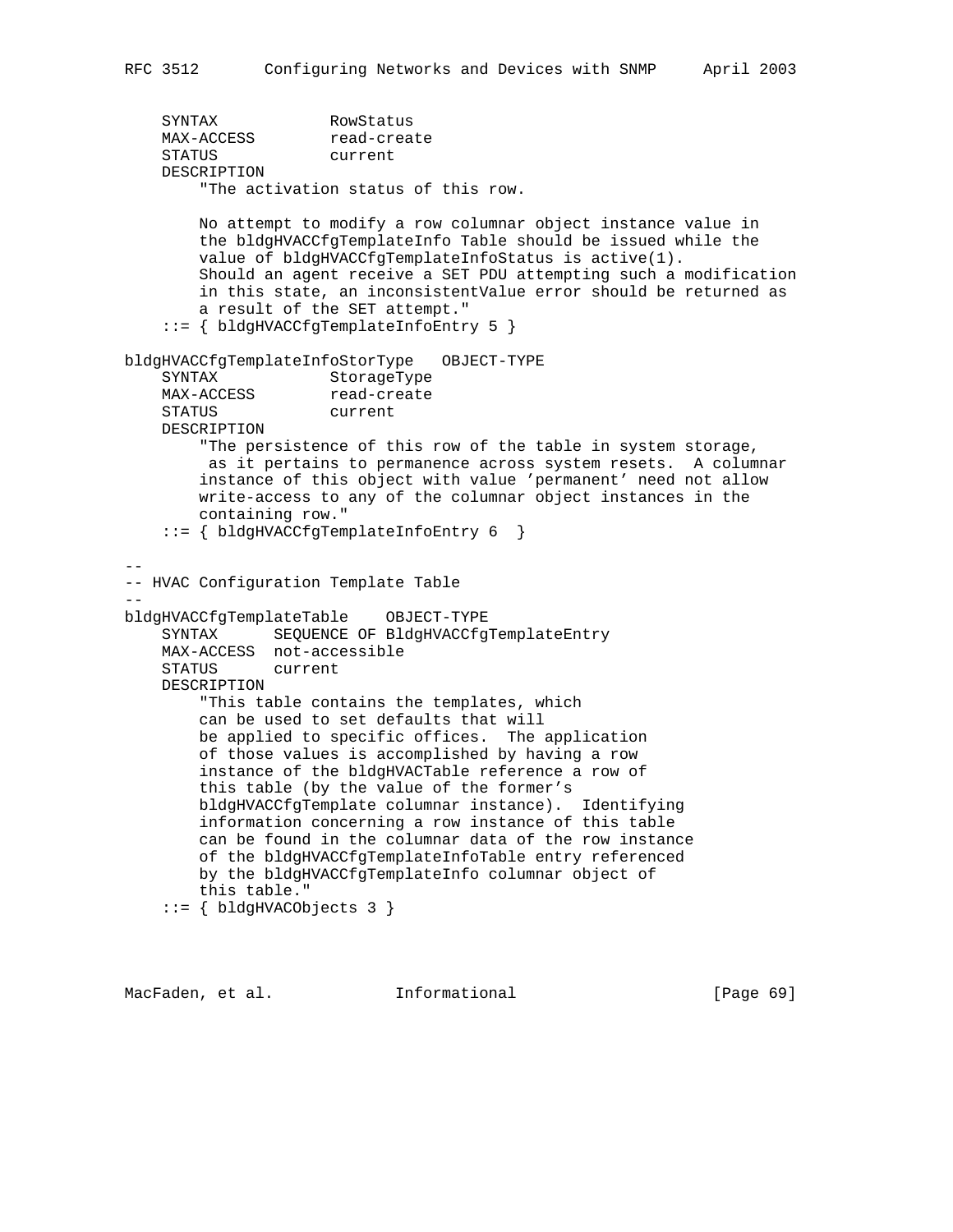```
    SYNTAX             RowStatus
    MAX-ACCESS         read-create
    STATUS             current
    DESCRIPTION
        "The activation status of this row.

        No attempt to modify a row columnar object instance value in
        the bldgHVACCfgTemplateInfo Table should be issued while the
        value of bldgHVACCfgTemplateInfoStatus is active(1).
        Should an agent receive a SET PDU attempting such a modification
        in this state, an inconsistentValue error should be returned as
        a result of the SET attempt."
    ::= { bldgHVACCfgTemplateInfoEntry 5 }

bldgHVACCfgTemplateInfoStorType   OBJECT-TYPE
    SYNTAX             StorageType
    MAX-ACCESS         read-create
    STATUS             current
    DESCRIPTION
        "The persistence of this row of the table in system storage,
         as it pertains to permanence across system resets.  A columnar
        instance of this object with value 'permanent' need not allow
        write-access to any of the columnar object instances in the
        containing row."
    ::= { bldgHVACCfgTemplateInfoEntry 6  }

--
-- HVAC Configuration Template Table
--
bldgHVACCfgTemplateTable    OBJECT-TYPE
    SYNTAX      SEQUENCE OF BldgHVACCfgTemplateEntry
    MAX-ACCESS  not-accessible
    STATUS      current
    DESCRIPTION
        "This table contains the templates, which
        can be used to set defaults that will
        be applied to specific offices.  The application
        of those values is accomplished by having a row
        instance of the bldgHVACTable reference a row of
        this table (by the value of the former's
        bldgHVACCfgTemplate columnar instance).  Identifying
        information concerning a row instance of this table
        can be found in the columnar data of the row instance
        of the bldgHVACCfgTemplateInfoTable entry referenced
        by the bldgHVACCfgTemplateInfo columnar object of
        this table."
    ::= { bldgHVACObjects 3 }
```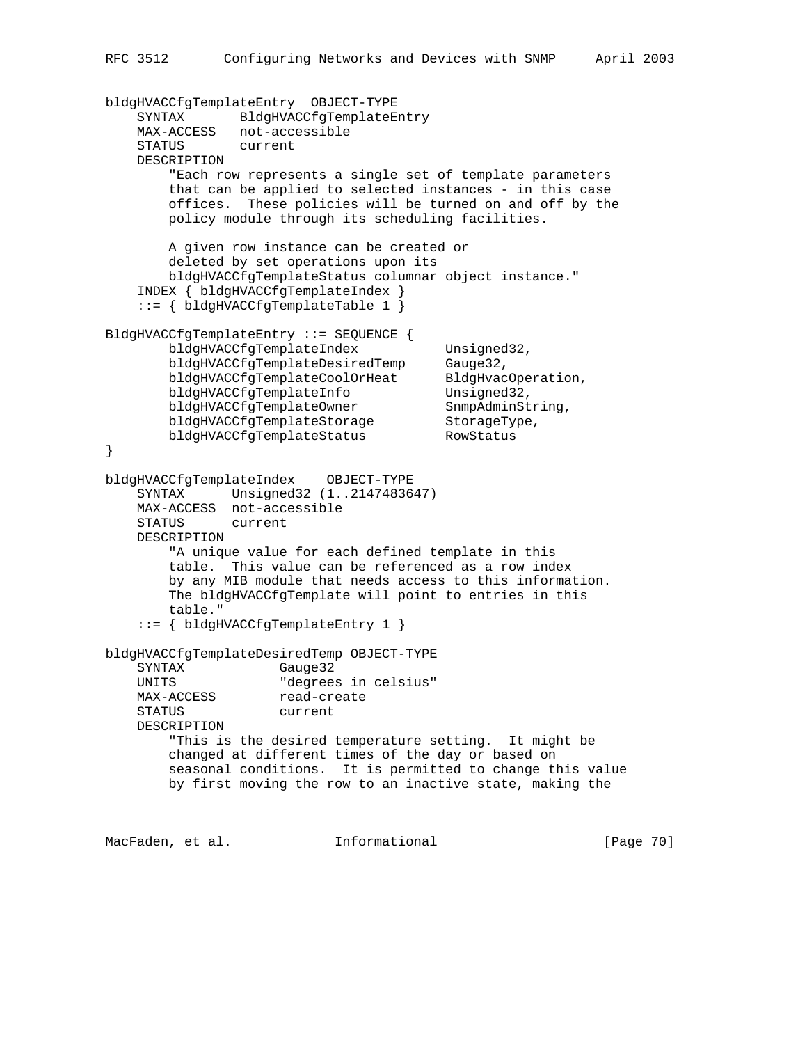```
bldgHVACCfgTemplateEntry  OBJECT-TYPE
    SYNTAX       BldgHVACCfgTemplateEntry
    MAX-ACCESS   not-accessible
    STATUS       current
    DESCRIPTION
        "Each row represents a single set of template parameters
        that can be applied to selected instances - in this case
        offices.  These policies will be turned on and off by the
        policy module through its scheduling facilities.

        A given row instance can be created or
        deleted by set operations upon its
        bldgHVACCfgTemplateStatus columnar object instance."
    INDEX { bldgHVACCfgTemplateIndex }
    ::= { bldgHVACCfgTemplateTable 1 }

BldgHVACCfgTemplateEntry ::= SEQUENCE {
        bldgHVACCfgTemplateIndex           Unsigned32,
        bldgHVACCfgTemplateDesiredTemp     Gauge32,
        bldgHVACCfgTemplateCoolOrHeat      BldgHvacOperation,
        bldgHVACCfgTemplateInfo            Unsigned32,
        bldgHVACCfgTemplateOwner           SnmpAdminString,
        bldgHVACCfgTemplateStorage         StorageType,
        bldgHVACCfgTemplateStatus          RowStatus
}

bldgHVACCfgTemplateIndex    OBJECT-TYPE
    SYNTAX      Unsigned32 (1..2147483647)
    MAX-ACCESS  not-accessible
    STATUS      current
    DESCRIPTION
        "A unique value for each defined template in this
        table.  This value can be referenced as a row index
        by any MIB module that needs access to this information.
        The bldgHVACCfgTemplate will point to entries in this
        table."
    ::= { bldgHVACCfgTemplateEntry 1 }

bldgHVACCfgTemplateDesiredTemp OBJECT-TYPE
    SYNTAX            Gauge32
    UNITS             "degrees in celsius"
    MAX-ACCESS        read-create
    STATUS            current
    DESCRIPTION
        "This is the desired temperature setting.  It might be
        changed at different times of the day or based on
        seasonal conditions.  It is permitted to change this value
        by first moving the row to an inactive state, making the
```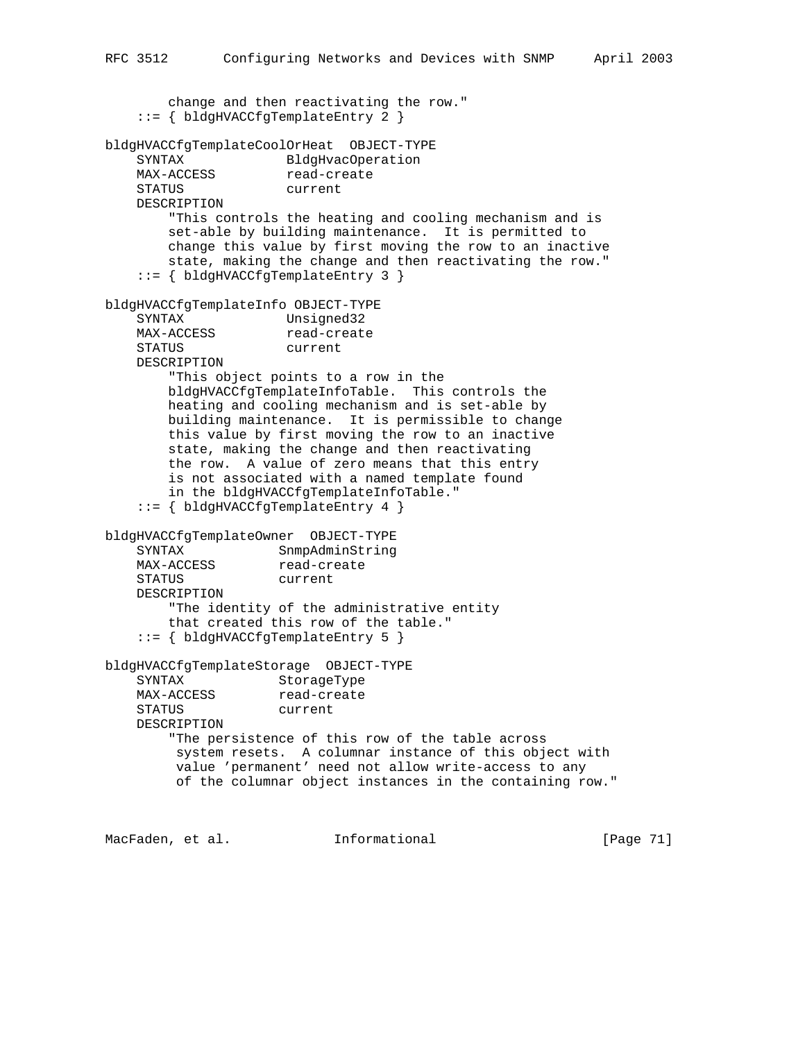```
        change and then reactivating the row."
    ::= { bldgHVACCfgTemplateEntry 2 }

bldgHVACCfgTemplateCoolOrHeat  OBJECT-TYPE
    SYNTAX             BldgHvacOperation
    MAX-ACCESS         read-create
    STATUS             current
    DESCRIPTION
        "This controls the heating and cooling mechanism and is
        set-able by building maintenance.  It is permitted to
        change this value by first moving the row to an inactive
        state, making the change and then reactivating the row."
    ::= { bldgHVACCfgTemplateEntry 3 }

bldgHVACCfgTemplateInfo OBJECT-TYPE
    SYNTAX             Unsigned32
    MAX-ACCESS         read-create
    STATUS             current
    DESCRIPTION
        "This object points to a row in the
        bldgHVACCfgTemplateInfoTable.  This controls the
        heating and cooling mechanism and is set-able by
        building maintenance.  It is permissible to change
        this value by first moving the row to an inactive
        state, making the change and then reactivating
        the row.  A value of zero means that this entry
        is not associated with a named template found
        in the bldgHVACCfgTemplateInfoTable."
    ::= { bldgHVACCfgTemplateEntry 4 }

bldgHVACCfgTemplateOwner  OBJECT-TYPE
    SYNTAX            SnmpAdminString
    MAX-ACCESS        read-create
    STATUS            current
    DESCRIPTION
        "The identity of the administrative entity
        that created this row of the table."
    ::= { bldgHVACCfgTemplateEntry 5 }

bldgHVACCfgTemplateStorage  OBJECT-TYPE
    SYNTAX            StorageType
    MAX-ACCESS        read-create
    STATUS            current
    DESCRIPTION
        "The persistence of this row of the table across
         system resets.  A columnar instance of this object with
         value 'permanent' need not allow write-access to any
         of the columnar object instances in the containing row."
```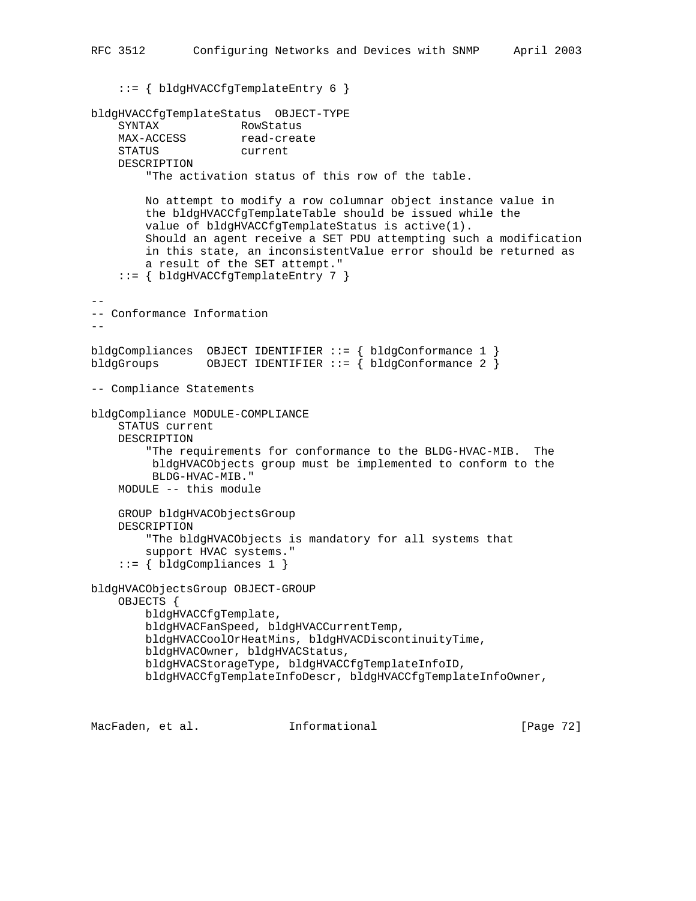```
    ::= { bldgHVACCfgTemplateEntry 6 }

bldgHVACCfgTemplateStatus  OBJECT-TYPE
    SYNTAX            RowStatus
    MAX-ACCESS        read-create
    STATUS            current
    DESCRIPTION
        "The activation status of this row of the table.

        No attempt to modify a row columnar object instance value in
        the bldgHVACCfgTemplateTable should be issued while the
        value of bldgHVACCfgTemplateStatus is active(1).
        Should an agent receive a SET PDU attempting such a modification
        in this state, an inconsistentValue error should be returned as
        a result of the SET attempt."
    ::= { bldgHVACCfgTemplateEntry 7 }

--
-- Conformance Information
--

bldgCompliances  OBJECT IDENTIFIER ::= { bldgConformance 1 }
bldgGroups       OBJECT IDENTIFIER ::= { bldgConformance 2 }

-- Compliance Statements

bldgCompliance MODULE-COMPLIANCE
    STATUS current
    DESCRIPTION
        "The requirements for conformance to the BLDG-HVAC-MIB.  The
         bldgHVACObjects group must be implemented to conform to the
         BLDG-HVAC-MIB."
    MODULE -- this module

    GROUP bldgHVACObjectsGroup
    DESCRIPTION
        "The bldgHVACObjects is mandatory for all systems that
        support HVAC systems."
    ::= { bldgCompliances 1 }

bldgHVACObjectsGroup OBJECT-GROUP
    OBJECTS {
        bldgHVACCfgTemplate,
        bldgHVACFanSpeed, bldgHVACCurrentTemp,
        bldgHVACCoolOrHeatMins, bldgHVACDiscontinuityTime,
        bldgHVACOwner, bldgHVACStatus,
        bldgHVACStorageType, bldgHVACCfgTemplateInfoID,
        bldgHVACCfgTemplateInfoDescr, bldgHVACCfgTemplateInfoOwner,
```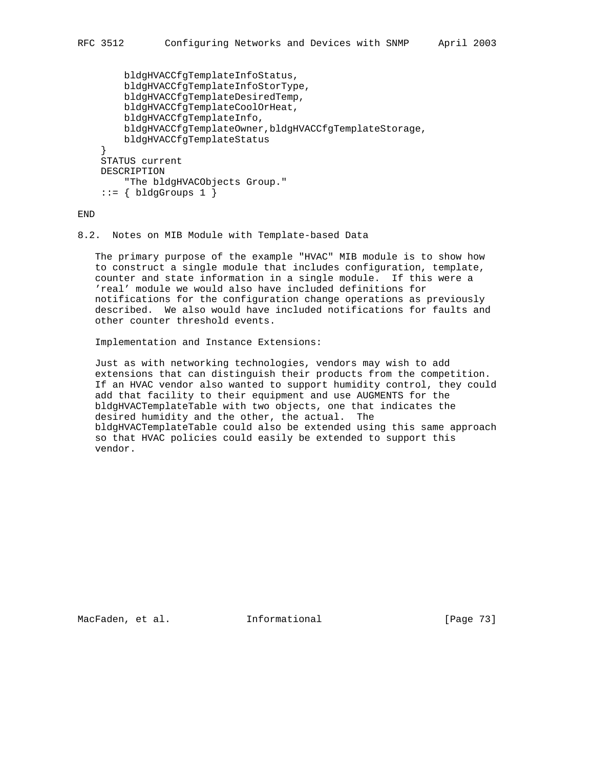```
        bldgHVACCfgTemplateInfoStatus,
        bldgHVACCfgTemplateInfoStorType,
        bldgHVACCfgTemplateDesiredTemp,
        bldgHVACCfgTemplateCoolOrHeat,
        bldgHVACCfgTemplateInfo,
        bldgHVACCfgTemplateOwner,bldgHVACCfgTemplateStorage,
        bldgHVACCfgTemplateStatus
    }
    STATUS current
    DESCRIPTION
        "The bldgHVACObjects Group."
    ::= { bldgGroups 1 }

END
```

## 8.2. Notes on MIB Module with Template-based Data

The primary purpose of the example "HVAC" MIB module is to show how to construct a single module that includes configuration, template, counter and state information in a single module. If this were a 'real' module we would also have included definitions for notifications for the configuration change operations as previously described. We also would have included notifications for faults and other counter threshold events.

Implementation and Instance Extensions:

Just as with networking technologies, vendors may wish to add extensions that can distinguish their products from the competition. If an HVAC vendor also wanted to support humidity control, they could add that facility to their equipment and use AUGMENTS for the bldgHVACTemplateTable with two objects, one that indicates the desired humidity and the other, the actual. The bldgHVACTemplateTable could also be extended using this same approach so that HVAC policies could easily be extended to support this vendor.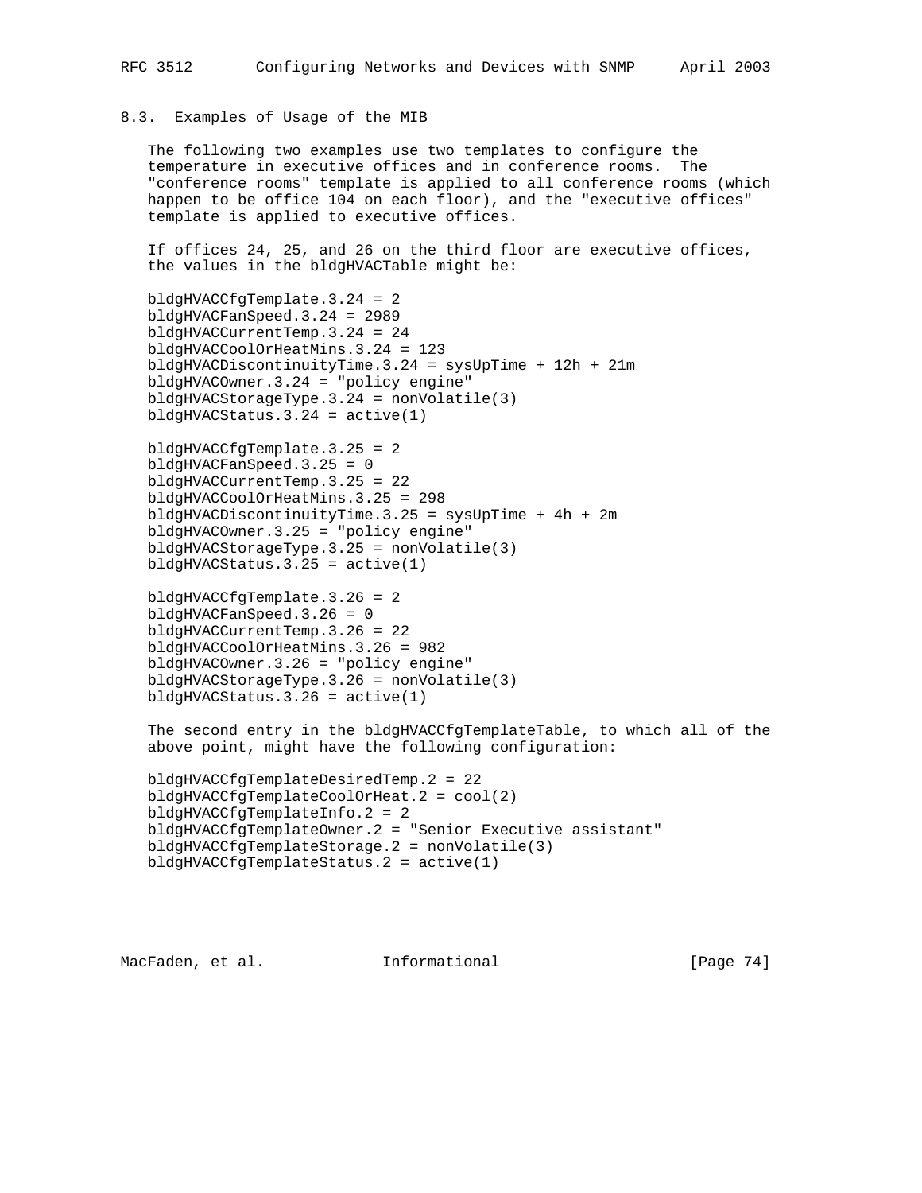## 8.3. Examples of Usage of the MIB

The following two examples use two templates to configure the temperature in executive offices and in conference rooms. The "conference rooms" template is applied to all conference rooms (which happen to be office 104 on each floor), and the "executive offices" template is applied to executive offices.

If offices 24, 25, and 26 on the third floor are executive offices, the values in the bldgHVACTable might be:

```
bldgHVACCfgTemplate.3.24 = 2
bldgHVACFanSpeed.3.24 = 2989
bldgHVACCurrentTemp.3.24 = 24
bldgHVACCoolOrHeatMins.3.24 = 123
bldgHVACDiscontinuityTime.3.24 = sysUpTime + 12h + 21m
bldgHVACOwner.3.24 = "policy engine"
bldgHVACStorageType.3.24 = nonVolatile(3)
bldgHVACStatus.3.24 = active(1)

bldgHVACCfgTemplate.3.25 = 2
bldgHVACFanSpeed.3.25 = 0
bldgHVACCurrentTemp.3.25 = 22
bldgHVACCoolOrHeatMins.3.25 = 298
bldgHVACDiscontinuityTime.3.25 = sysUpTime + 4h + 2m
bldgHVACOwner.3.25 = "policy engine"
bldgHVACStorageType.3.25 = nonVolatile(3)
bldgHVACStatus.3.25 = active(1)

bldgHVACCfgTemplate.3.26 = 2
bldgHVACFanSpeed.3.26 = 0
bldgHVACCurrentTemp.3.26 = 22
bldgHVACCoolOrHeatMins.3.26 = 982
bldgHVACOwner.3.26 = "policy engine"
bldgHVACStorageType.3.26 = nonVolatile(3)
bldgHVACStatus.3.26 = active(1)
```

The second entry in the bldgHVACCfgTemplateTable, to which all of the above point, might have the following configuration:

```
bldgHVACCfgTemplateDesiredTemp.2 = 22
bldgHVACCfgTemplateCoolOrHeat.2 = cool(2)
bldgHVACCfgTemplateInfo.2 = 2
bldgHVACCfgTemplateOwner.2 = "Senior Executive assistant"
bldgHVACCfgTemplateStorage.2 = nonVolatile(3)
bldgHVACCfgTemplateStatus.2 = active(1)
```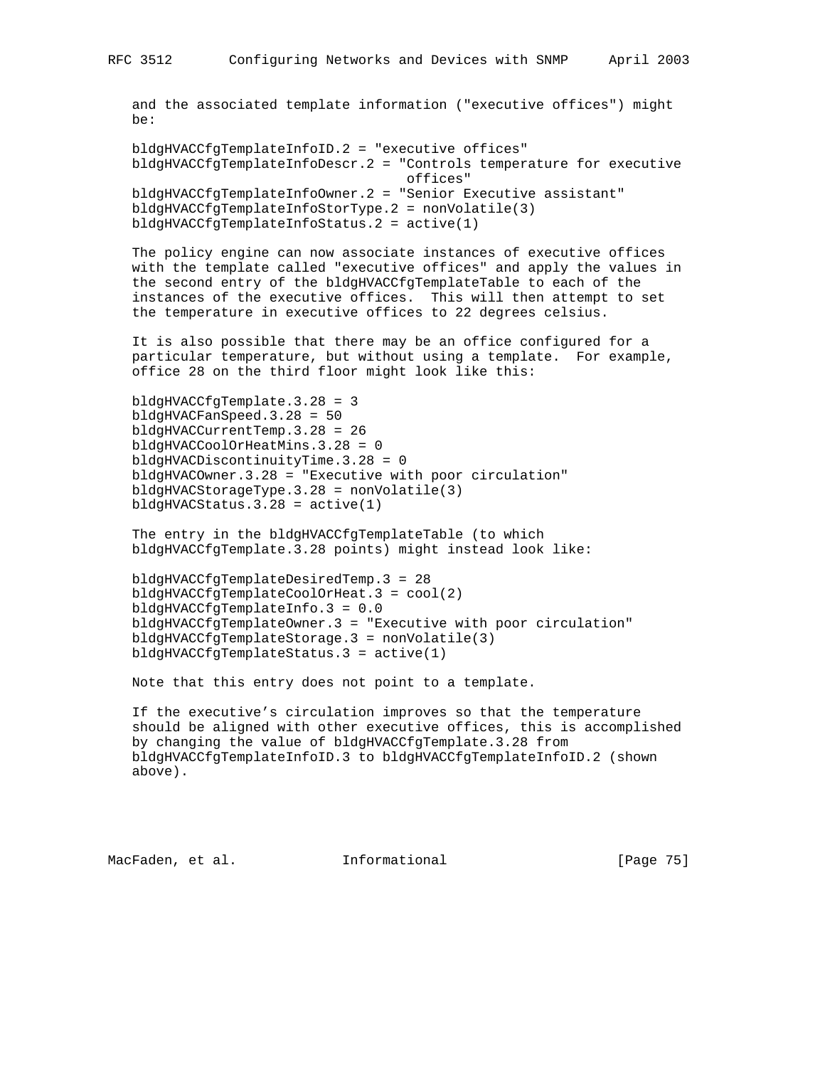and the associated template information ("executive offices") might be:

```
bldgHVACCfgTemplateInfoID.2 = "executive offices"
bldgHVACCfgTemplateInfoDescr.2 = "Controls temperature for executive
                                  offices"
bldgHVACCfgTemplateInfoOwner.2 = "Senior Executive assistant"
bldgHVACCfgTemplateInfoStorType.2 = nonVolatile(3)
bldgHVACCfgTemplateInfoStatus.2 = active(1)
```

The policy engine can now associate instances of executive offices with the template called "executive offices" and apply the values in the second entry of the bldgHVACCfgTemplateTable to each of the instances of the executive offices. This will then attempt to set the temperature in executive offices to 22 degrees celsius.

It is also possible that there may be an office configured for a particular temperature, but without using a template. For example, office 28 on the third floor might look like this:

```
bldgHVACCfgTemplate.3.28 = 3
bldgHVACFanSpeed.3.28 = 50
bldgHVACCurrentTemp.3.28 = 26
bldgHVACCoolOrHeatMins.3.28 = 0
bldgHVACDiscontinuityTime.3.28 = 0
bldgHVACOwner.3.28 = "Executive with poor circulation"
bldgHVACStorageType.3.28 = nonVolatile(3)
bldgHVACStatus.3.28 = active(1)
```

The entry in the bldgHVACCfgTemplateTable (to which bldgHVACCfgTemplate.3.28 points) might instead look like:

```
bldgHVACCfgTemplateDesiredTemp.3 = 28
bldgHVACCfgTemplateCoolOrHeat.3 = cool(2)
bldgHVACCfgTemplateInfo.3 = 0.0
bldgHVACCfgTemplateOwner.3 = "Executive with poor circulation"
bldgHVACCfgTemplateStorage.3 = nonVolatile(3)
bldgHVACCfgTemplateStatus.3 = active(1)
```

Note that this entry does not point to a template.

If the executive’s circulation improves so that the temperature should be aligned with other executive offices, this is accomplished by changing the value of bldgHVACCfgTemplate.3.28 from bldgHVACCfgTemplateInfoID.3 to bldgHVACCfgTemplateInfoID.2 (shown above).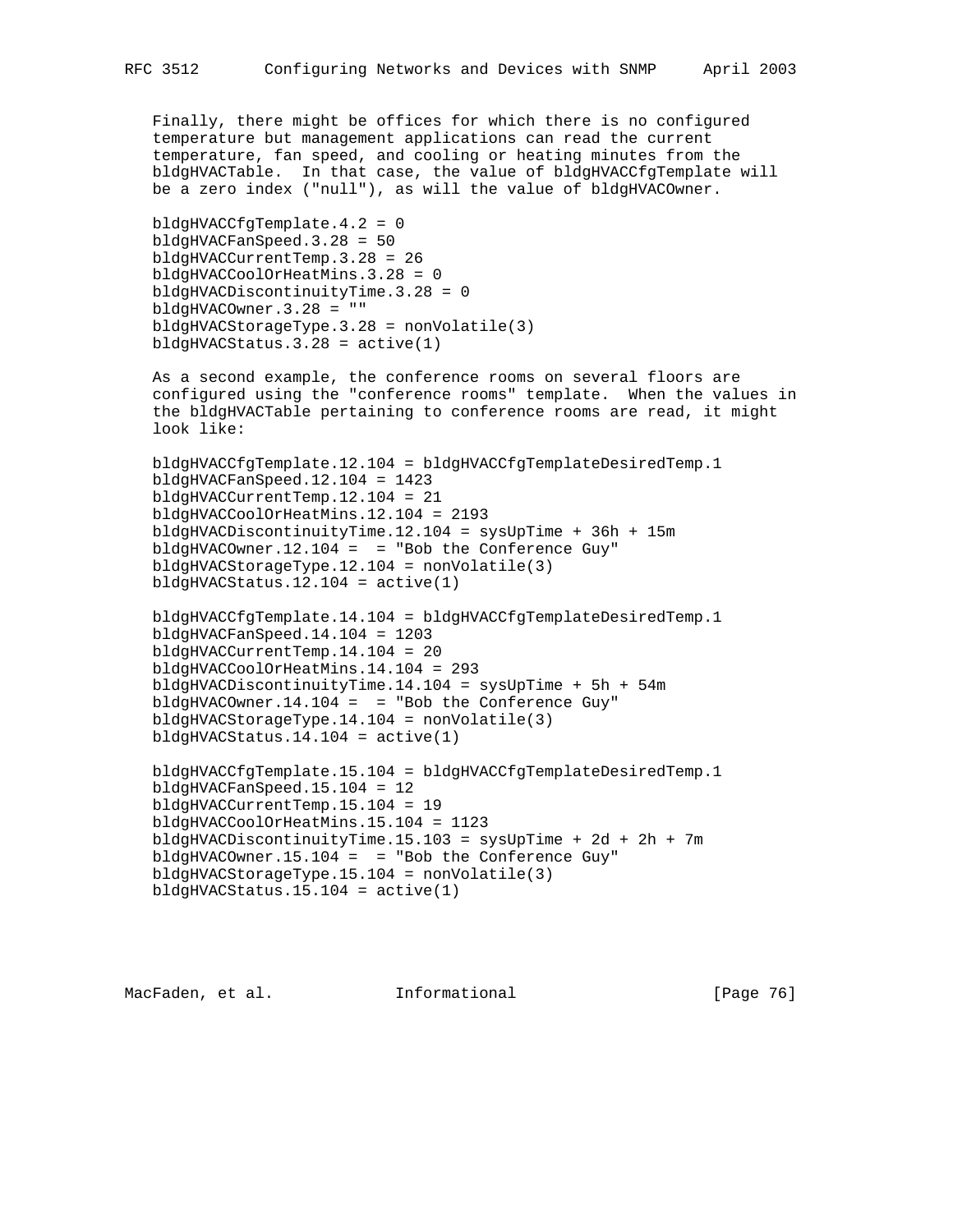Finally, there might be offices for which there is no configured temperature but management applications can read the current temperature, fan speed, and cooling or heating minutes from the bldgHVACTable. In that case, the value of bldgHVACCfgTemplate will be a zero index ("null"), as will the value of bldgHVACOwner.

```
bldgHVACCfgTemplate.4.2 = 0
bldgHVACFanSpeed.3.28 = 50
bldgHVACCurrentTemp.3.28 = 26
bldgHVACCoolOrHeatMins.3.28 = 0
bldgHVACDiscontinuityTime.3.28 = 0
bldgHVACOwner.3.28 = ""
bldgHVACStorageType.3.28 = nonVolatile(3)
bldgHVACStatus.3.28 = active(1)
```

As a second example, the conference rooms on several floors are configured using the "conference rooms" template. When the values in the bldgHVACTable pertaining to conference rooms are read, it might look like:

```
bldgHVACCfgTemplate.12.104 = bldgHVACCfgTemplateDesiredTemp.1
bldgHVACFanSpeed.12.104 = 1423
bldgHVACCurrentTemp.12.104 = 21
bldgHVACCoolOrHeatMins.12.104 = 2193
bldgHVACDiscontinuityTime.12.104 = sysUpTime + 36h + 15m
bldgHVACOwner.12.104 =  = "Bob the Conference Guy"
bldgHVACStorageType.12.104 = nonVolatile(3)
bldgHVACStatus.12.104 = active(1)

bldgHVACCfgTemplate.14.104 = bldgHVACCfgTemplateDesiredTemp.1
bldgHVACFanSpeed.14.104 = 1203
bldgHVACCurrentTemp.14.104 = 20
bldgHVACCoolOrHeatMins.14.104 = 293
bldgHVACDiscontinuityTime.14.104 = sysUpTime + 5h + 54m
bldgHVACOwner.14.104 =  = "Bob the Conference Guy"
bldgHVACStorageType.14.104 = nonVolatile(3)
bldgHVACStatus.14.104 = active(1)

bldgHVACCfgTemplate.15.104 = bldgHVACCfgTemplateDesiredTemp.1
bldgHVACFanSpeed.15.104 = 12
bldgHVACCurrentTemp.15.104 = 19
bldgHVACCoolOrHeatMins.15.104 = 1123
bldgHVACDiscontinuityTime.15.103 = sysUpTime + 2d + 2h + 7m
bldgHVACOwner.15.104 =  = "Bob the Conference Guy"
bldgHVACStorageType.15.104 = nonVolatile(3)
bldgHVACStatus.15.104 = active(1)
```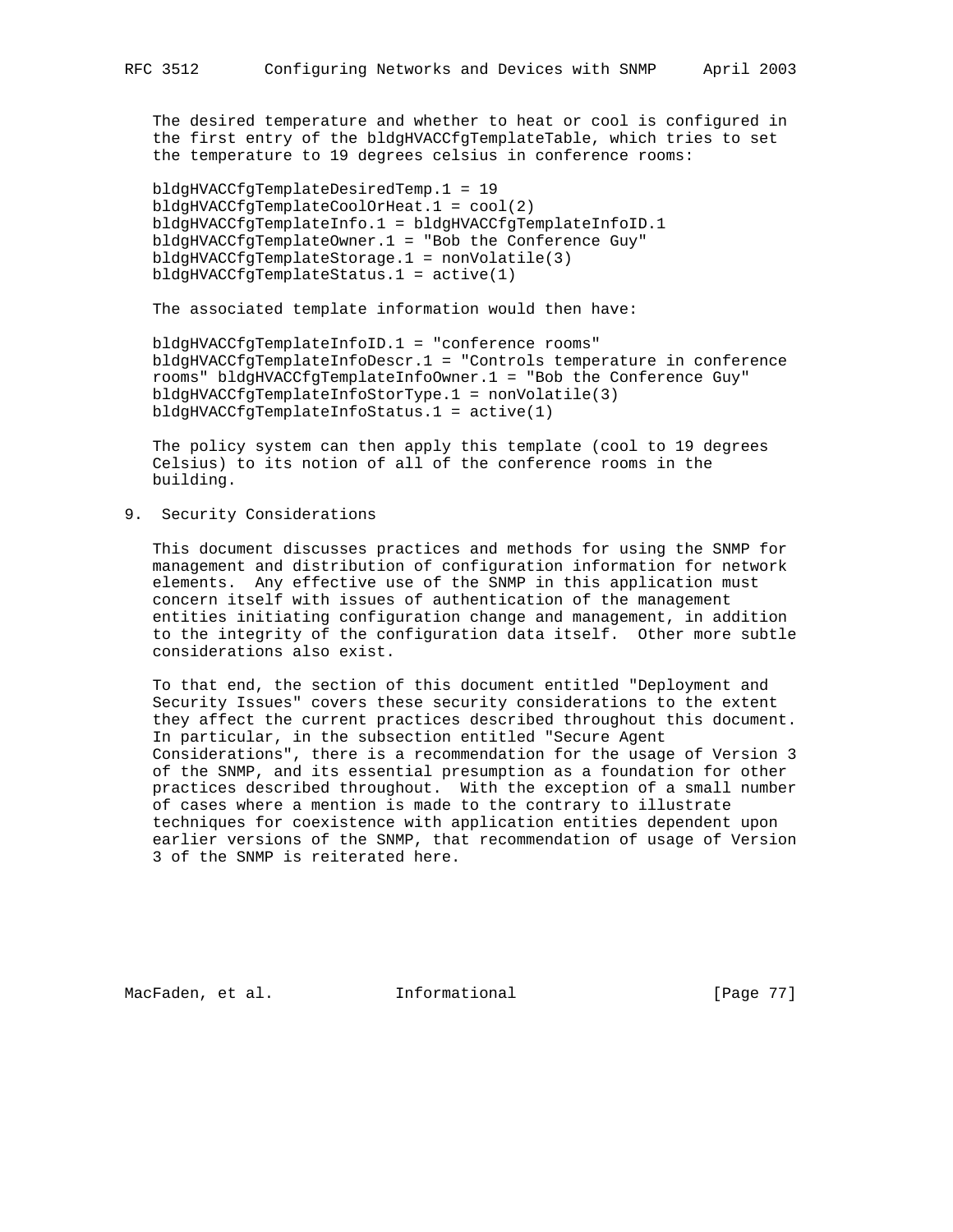The desired temperature and whether to heat or cool is configured in the first entry of the bldgHVACCfgTemplateTable, which tries to set the temperature to 19 degrees celsius in conference rooms:

```
bldgHVACCfgTemplateDesiredTemp.1 = 19
bldgHVACCfgTemplateCoolOrHeat.1 = cool(2)
bldgHVACCfgTemplateInfo.1 = bldgHVACCfgTemplateInfoID.1
bldgHVACCfgTemplateOwner.1 = "Bob the Conference Guy"
bldgHVACCfgTemplateStorage.1 = nonVolatile(3)
bldgHVACCfgTemplateStatus.1 = active(1)
```

The associated template information would then have:

```
bldgHVACCfgTemplateInfoID.1 = "conference rooms"
bldgHVACCfgTemplateInfoDescr.1 = "Controls temperature in conference
rooms" bldgHVACCfgTemplateInfoOwner.1 = "Bob the Conference Guy"
bldgHVACCfgTemplateInfoStorType.1 = nonVolatile(3)
bldgHVACCfgTemplateInfoStatus.1 = active(1)
```

The policy system can then apply this template (cool to 19 degrees Celsius) to its notion of all of the conference rooms in the building.

## 9. Security Considerations

This document discusses practices and methods for using the SNMP for management and distribution of configuration information for network elements. Any effective use of the SNMP in this application must concern itself with issues of authentication of the management entities initiating configuration change and management, in addition to the integrity of the configuration data itself. Other more subtle considerations also exist.

To that end, the section of this document entitled "Deployment and Security Issues" covers these security considerations to the extent they affect the current practices described throughout this document. In particular, in the subsection entitled "Secure Agent Considerations", there is a recommendation for the usage of Version 3 of the SNMP, and its essential presumption as a foundation for other practices described throughout. With the exception of a small number of cases where a mention is made to the contrary to illustrate techniques for coexistence with application entities dependent upon earlier versions of the SNMP, that recommendation of usage of Version 3 of the SNMP is reiterated here.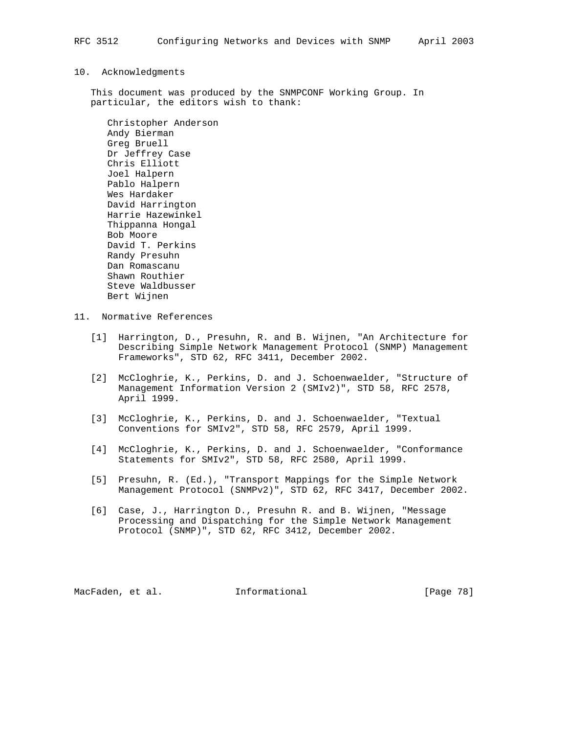## 10. Acknowledgments

This document was produced by the SNMPCONF Working Group. In particular, the editors wish to thank:

Christopher Anderson
Andy Bierman
Greg Bruell
Dr Jeffrey Case
Chris Elliott
Joel Halpern
Pablo Halpern
Wes Hardaker
David Harrington
Harrie Hazewinkel
Thippanna Hongal
Bob Moore
David T. Perkins
Randy Presuhn
Dan Romascanu
Shawn Routhier
Steve Waldbusser
Bert Wijnen

## 11. Normative References

[1] Harrington, D., Presuhn, R. and B. Wijnen, "An Architecture for Describing Simple Network Management Protocol (SNMP) Management Frameworks", STD 62, RFC 3411, December 2002.

[2] McCloghrie, K., Perkins, D. and J. Schoenwaelder, "Structure of Management Information Version 2 (SMIv2)", STD 58, RFC 2578, April 1999.

[3] McCloghrie, K., Perkins, D. and J. Schoenwaelder, "Textual Conventions for SMIv2", STD 58, RFC 2579, April 1999.

[4] McCloghrie, K., Perkins, D. and J. Schoenwaelder, "Conformance Statements for SMIv2", STD 58, RFC 2580, April 1999.

[5] Presuhn, R. (Ed.), "Transport Mappings for the Simple Network Management Protocol (SNMPv2)", STD 62, RFC 3417, December 2002.

[6] Case, J., Harrington D., Presuhn R. and B. Wijnen, "Message Processing and Dispatching for the Simple Network Management Protocol (SNMP)", STD 62, RFC 3412, December 2002.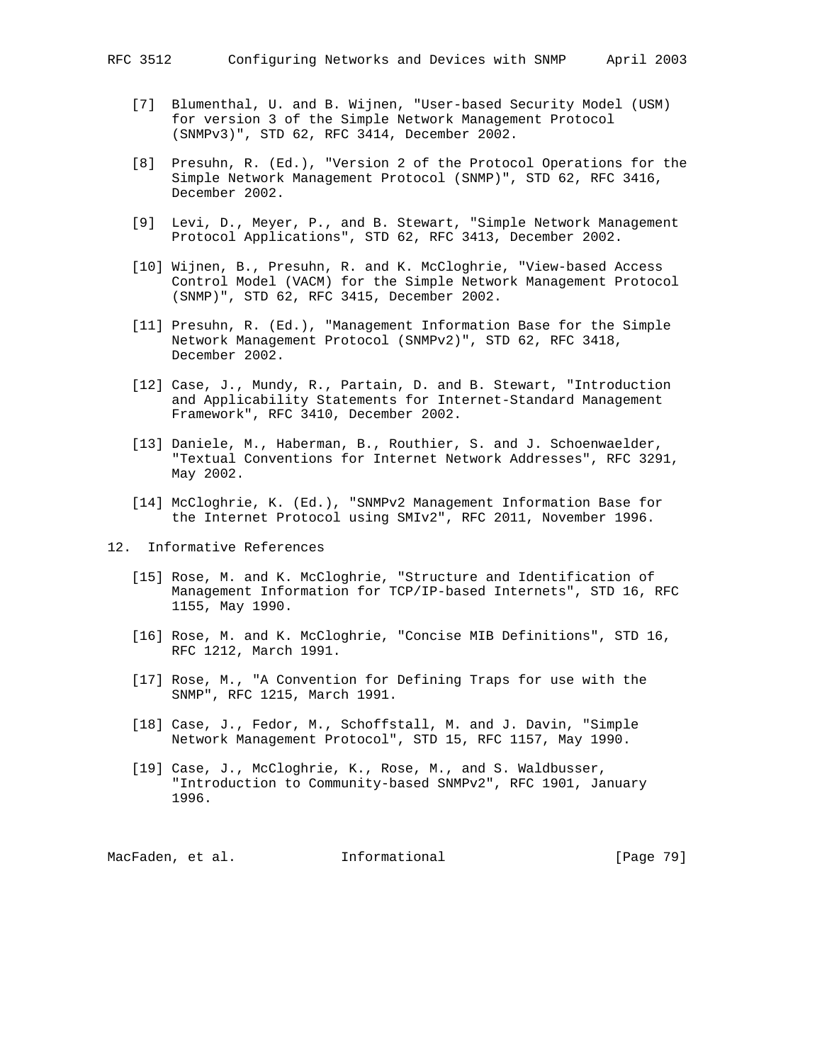[7] Blumenthal, U. and B. Wijnen, "User-based Security Model (USM) for version 3 of the Simple Network Management Protocol (SNMPv3)", STD 62, RFC 3414, December 2002.

[8] Presuhn, R. (Ed.), "Version 2 of the Protocol Operations for the Simple Network Management Protocol (SNMP)", STD 62, RFC 3416, December 2002.

[9] Levi, D., Meyer, P., and B. Stewart, "Simple Network Management Protocol Applications", STD 62, RFC 3413, December 2002.

[10] Wijnen, B., Presuhn, R. and K. McCloghrie, "View-based Access Control Model (VACM) for the Simple Network Management Protocol (SNMP)", STD 62, RFC 3415, December 2002.

[11] Presuhn, R. (Ed.), "Management Information Base for the Simple Network Management Protocol (SNMPv2)", STD 62, RFC 3418, December 2002.

[12] Case, J., Mundy, R., Partain, D. and B. Stewart, "Introduction and Applicability Statements for Internet-Standard Management Framework", RFC 3410, December 2002.

[13] Daniele, M., Haberman, B., Routhier, S. and J. Schoenwaelder, "Textual Conventions for Internet Network Addresses", RFC 3291, May 2002.

[14] McCloghrie, K. (Ed.), "SNMPv2 Management Information Base for the Internet Protocol using SMIv2", RFC 2011, November 1996.

## 12. Informative References

[15] Rose, M. and K. McCloghrie, "Structure and Identification of Management Information for TCP/IP-based Internets", STD 16, RFC 1155, May 1990.

[16] Rose, M. and K. McCloghrie, "Concise MIB Definitions", STD 16, RFC 1212, March 1991.

[17] Rose, M., "A Convention for Defining Traps for use with the SNMP", RFC 1215, March 1991.

[18] Case, J., Fedor, M., Schoffstall, M. and J. Davin, "Simple Network Management Protocol", STD 15, RFC 1157, May 1990.

[19] Case, J., McCloghrie, K., Rose, M., and S. Waldbusser, "Introduction to Community-based SNMPv2", RFC 1901, January 1996.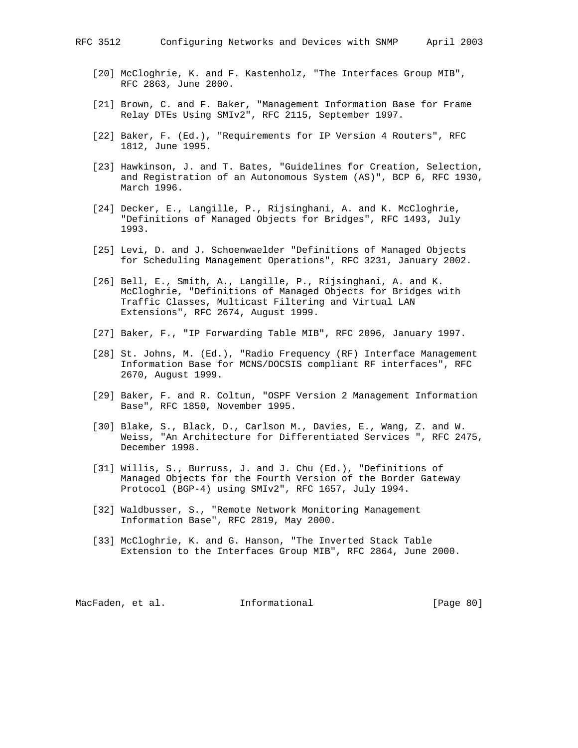[20] McCloghrie, K. and F. Kastenholz, "The Interfaces Group MIB", RFC 2863, June 2000.

[21] Brown, C. and F. Baker, "Management Information Base for Frame Relay DTEs Using SMIv2", RFC 2115, September 1997.

[22] Baker, F. (Ed.), "Requirements for IP Version 4 Routers", RFC 1812, June 1995.

[23] Hawkinson, J. and T. Bates, "Guidelines for Creation, Selection, and Registration of an Autonomous System (AS)", BCP 6, RFC 1930, March 1996.

[24] Decker, E., Langille, P., Rijsinghani, A. and K. McCloghrie, "Definitions of Managed Objects for Bridges", RFC 1493, July 1993.

[25] Levi, D. and J. Schoenwaelder "Definitions of Managed Objects for Scheduling Management Operations", RFC 3231, January 2002.

[26] Bell, E., Smith, A., Langille, P., Rijsinghani, A. and K. McCloghrie, "Definitions of Managed Objects for Bridges with Traffic Classes, Multicast Filtering and Virtual LAN Extensions", RFC 2674, August 1999.

[27] Baker, F., "IP Forwarding Table MIB", RFC 2096, January 1997.

[28] St. Johns, M. (Ed.), "Radio Frequency (RF) Interface Management Information Base for MCNS/DOCSIS compliant RF interfaces", RFC 2670, August 1999.

[29] Baker, F. and R. Coltun, "OSPF Version 2 Management Information Base", RFC 1850, November 1995.

[30] Blake, S., Black, D., Carlson M., Davies, E., Wang, Z. and W. Weiss, "An Architecture for Differentiated Services ", RFC 2475, December 1998.

[31] Willis, S., Burruss, J. and J. Chu (Ed.), "Definitions of Managed Objects for the Fourth Version of the Border Gateway Protocol (BGP-4) using SMIv2", RFC 1657, July 1994.

[32] Waldbusser, S., "Remote Network Monitoring Management Information Base", RFC 2819, May 2000.

[33] McCloghrie, K. and G. Hanson, "The Inverted Stack Table Extension to the Interfaces Group MIB", RFC 2864, June 2000.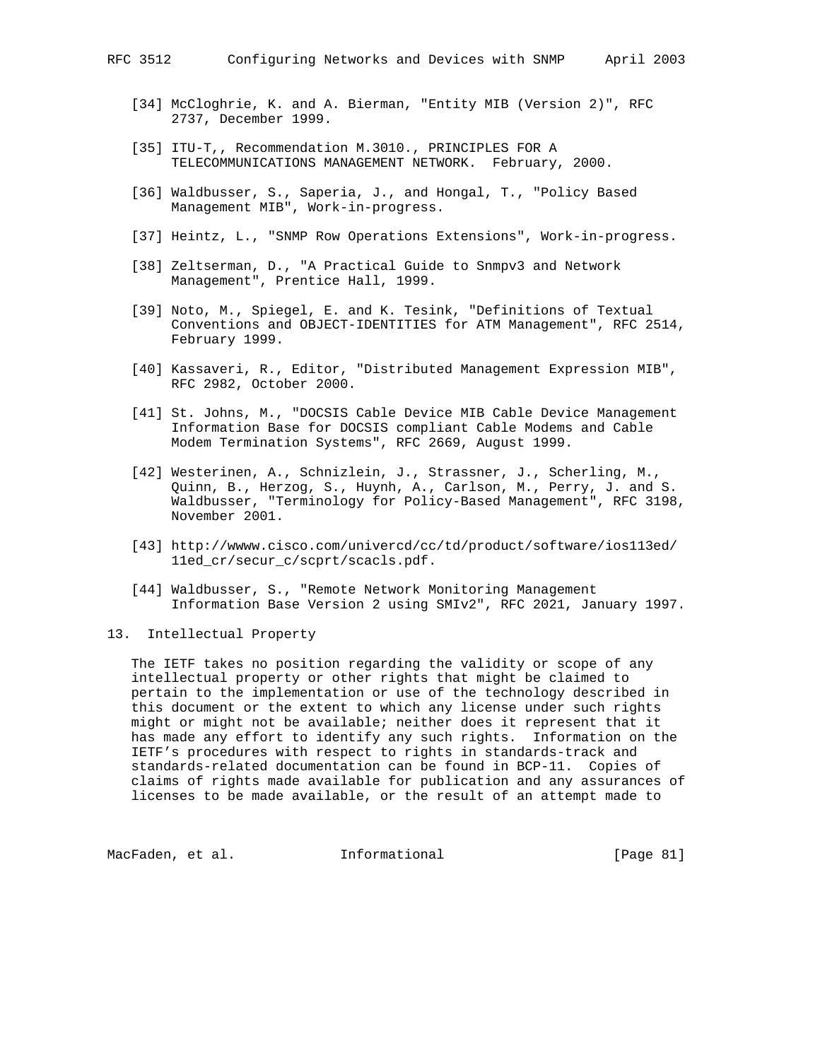[34] McCloghrie, K. and A. Bierman, "Entity MIB (Version 2)", RFC 2737, December 1999.

[35] ITU-T,, Recommendation M.3010., PRINCIPLES FOR A TELECOMMUNICATIONS MANAGEMENT NETWORK. February, 2000.

[36] Waldbusser, S., Saperia, J., and Hongal, T., "Policy Based Management MIB", Work-in-progress.

[37] Heintz, L., "SNMP Row Operations Extensions", Work-in-progress.

[38] Zeltserman, D., "A Practical Guide to Snmpv3 and Network Management", Prentice Hall, 1999.

[39] Noto, M., Spiegel, E. and K. Tesink, "Definitions of Textual Conventions and OBJECT-IDENTITIES for ATM Management", RFC 2514, February 1999.

[40] Kassaveri, R., Editor, "Distributed Management Expression MIB", RFC 2982, October 2000.

[41] St. Johns, M., "DOCSIS Cable Device MIB Cable Device Management Information Base for DOCSIS compliant Cable Modems and Cable Modem Termination Systems", RFC 2669, August 1999.

[42] Westerinen, A., Schnizlein, J., Strassner, J., Scherling, M., Quinn, B., Herzog, S., Huynh, A., Carlson, M., Perry, J. and S. Waldbusser, "Terminology for Policy-Based Management", RFC 3198, November 2001.

[43] http://wwww.cisco.com/univercd/cc/td/product/software/ios113ed/11ed_cr/secur_c/scprt/scacls.pdf.

[44] Waldbusser, S., "Remote Network Monitoring Management Information Base Version 2 using SMIv2", RFC 2021, January 1997.

## 13. Intellectual Property

The IETF takes no position regarding the validity or scope of any intellectual property or other rights that might be claimed to pertain to the implementation or use of the technology described in this document or the extent to which any license under such rights might or might not be available; neither does it represent that it has made any effort to identify any such rights. Information on the IETF's procedures with respect to rights in standards-track and standards-related documentation can be found in BCP-11. Copies of claims of rights made available for publication and any assurances of licenses to be made available, or the result of an attempt made to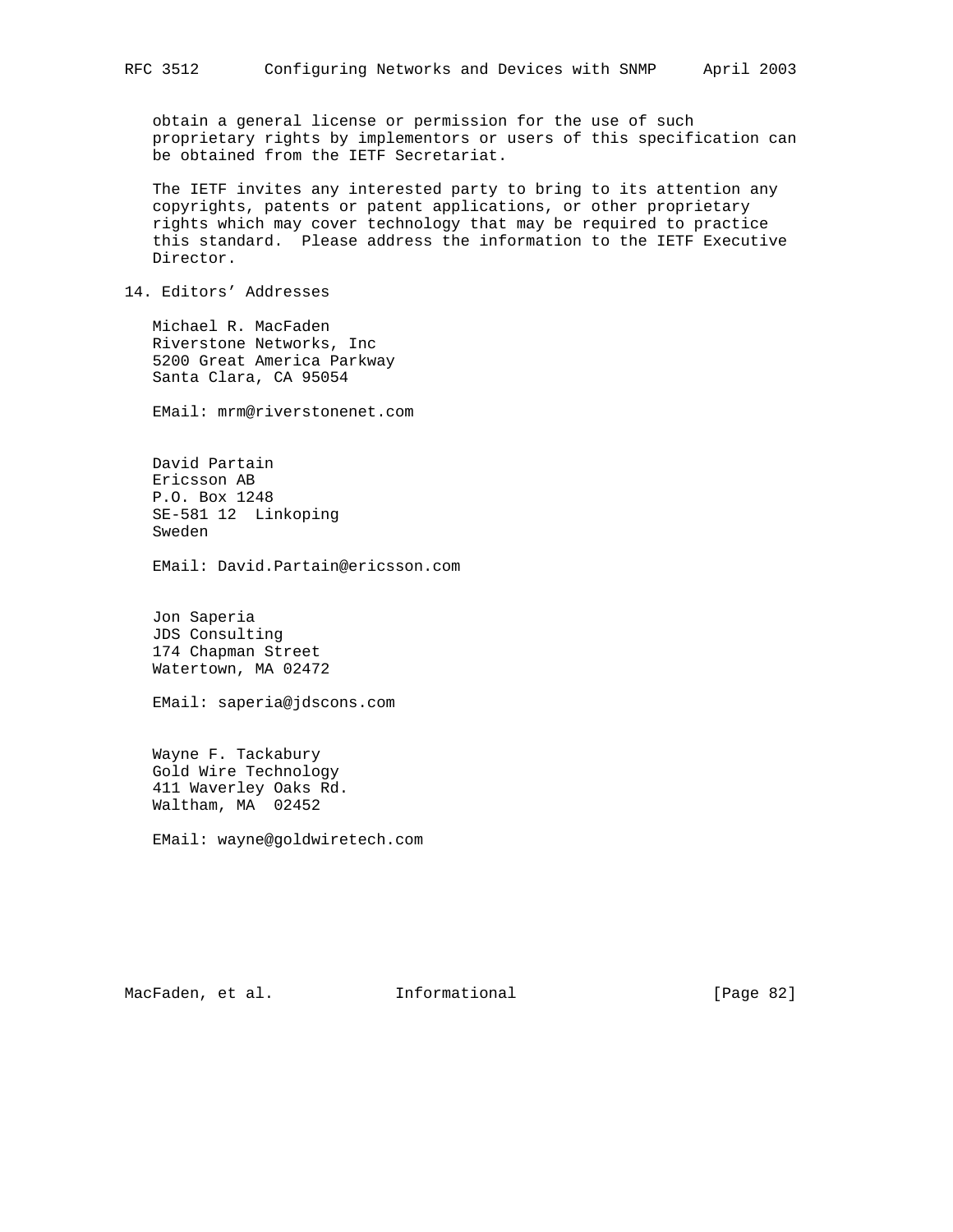obtain a general license or permission for the use of such proprietary rights by implementors or users of this specification can be obtained from the IETF Secretariat.

The IETF invites any interested party to bring to its attention any copyrights, patents or patent applications, or other proprietary rights which may cover technology that may be required to practice this standard. Please address the information to the IETF Executive Director.

## 14. Editors’ Addresses

Michael R. MacFaden
Riverstone Networks, Inc
5200 Great America Parkway
Santa Clara, CA 95054

EMail: mrm@riverstonenet.com

David Partain
Ericsson AB
P.O. Box 1248
SE-581 12 Linkoping
Sweden

EMail: David.Partain@ericsson.com

Jon Saperia
JDS Consulting
174 Chapman Street
Watertown, MA 02472

EMail: saperia@jdscons.com

Wayne F. Tackabury
Gold Wire Technology
411 Waverley Oaks Rd.
Waltham, MA 02452

EMail: wayne@goldwiretech.com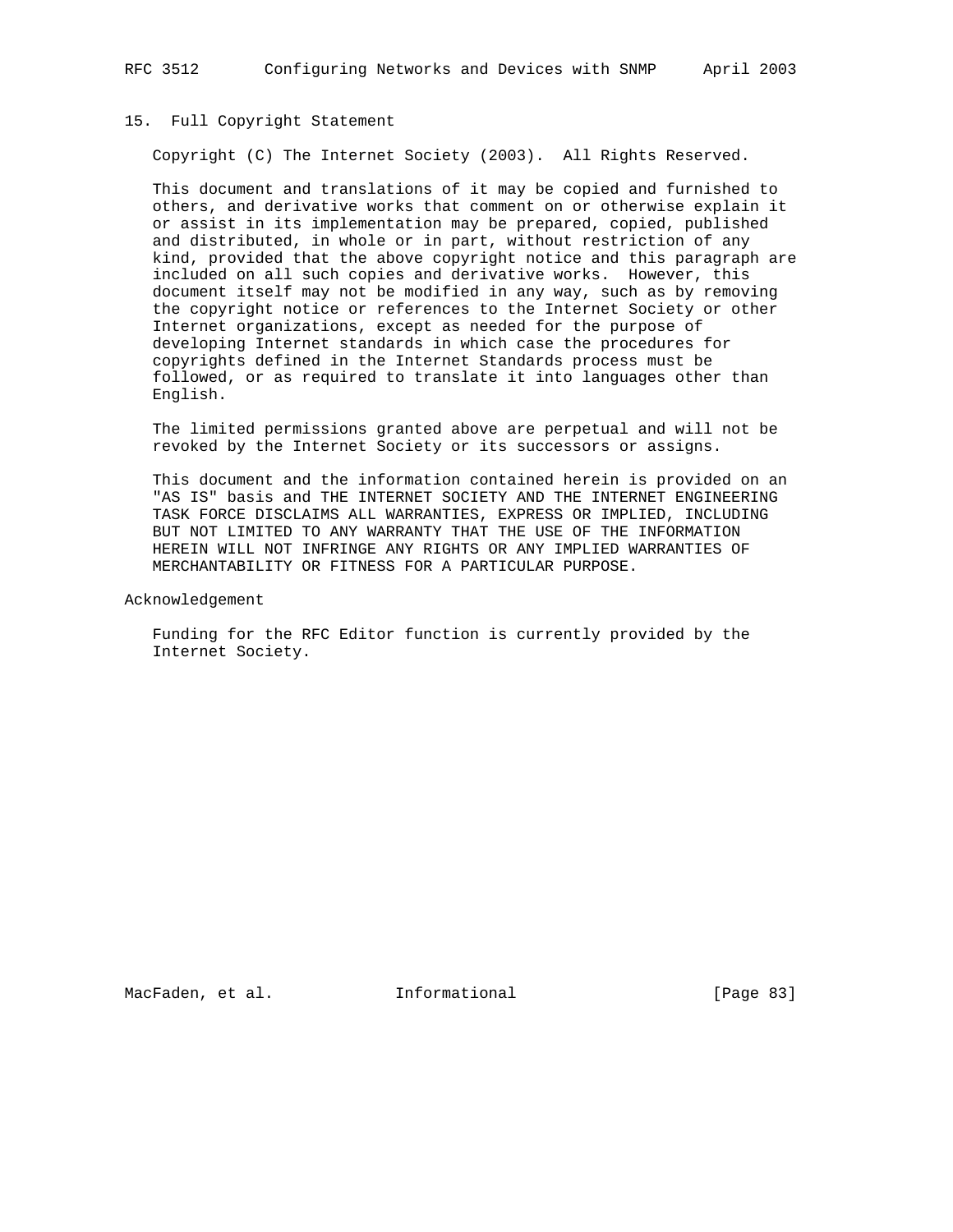## 15. Full Copyright Statement

Copyright (C) The Internet Society (2003). All Rights Reserved.

This document and translations of it may be copied and furnished to others, and derivative works that comment on or otherwise explain it or assist in its implementation may be prepared, copied, published and distributed, in whole or in part, without restriction of any kind, provided that the above copyright notice and this paragraph are included on all such copies and derivative works. However, this document itself may not be modified in any way, such as by removing the copyright notice or references to the Internet Society or other Internet organizations, except as needed for the purpose of developing Internet standards in which case the procedures for copyrights defined in the Internet Standards process must be followed, or as required to translate it into languages other than English.

The limited permissions granted above are perpetual and will not be revoked by the Internet Society or its successors or assigns.

This document and the information contained herein is provided on an "AS IS" basis and THE INTERNET SOCIETY AND THE INTERNET ENGINEERING TASK FORCE DISCLAIMS ALL WARRANTIES, EXPRESS OR IMPLIED, INCLUDING BUT NOT LIMITED TO ANY WARRANTY THAT THE USE OF THE INFORMATION HEREIN WILL NOT INFRINGE ANY RIGHTS OR ANY IMPLIED WARRANTIES OF MERCHANTABILITY OR FITNESS FOR A PARTICULAR PURPOSE.

## Acknowledgement

Funding for the RFC Editor function is currently provided by the Internet Society.